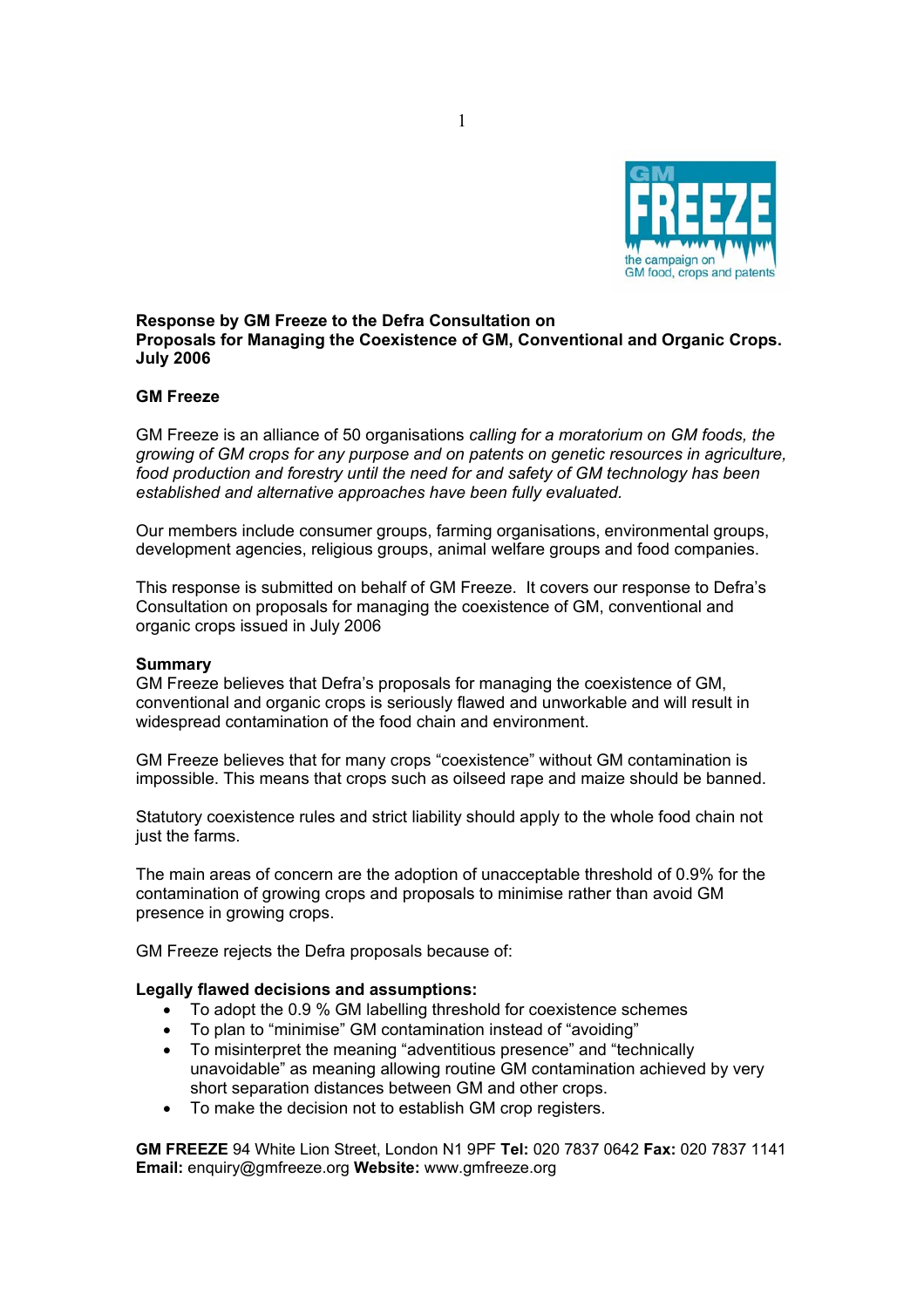**Response by GM Freeze to the Defra Consultation on Proposals for Managing the Coexistence of GM, Conventional and Organic Crops. July 2006**

**GM Freeze**

GM Freeze is an alliance of 50 organisations *calling for a moratorium on GM foods, the growing of GM crops for any purpose and on patents on genetic resources in agriculture, food production and forestry until the need for and safety of GM technology has been established and alternative approaches have been fully evaluated.*

Our members include consumer groups, farming organisations, environmental groups, development agencies, religious groups, animal welfare groups and food companies.

This response is submitted on behalf of GM Freeze. It covers our response to Defra's Consultation on proposals for managing the coexistence of GM, conventional and organic crops issued in July 2006

**Summary**

GM Freeze believes that Defra's proposals for managing the coexistence of GM, conventional and organic crops is seriously flawed and unworkable and will result in widespread contamination of the food chain and environment.

GM Freeze believes that for many crops "coexistence" without GM contamination is impossible. This means that crops such as oilseed rape and maize should be banned.

Statutory coexistence rules and strict liability should apply to the whole food chain not just the farms.

The main areas of concern are the adoption of unacceptable threshold of 0.9% for the contamination of growing crops and proposals to minimise rather than avoid GM presence in growing crops.

GM Freeze rejects the Defra proposals because of:

**Legally flawed decisions and assumptions:**

- To adopt the 0.9 % GM labelling threshold for coexistence schemes
- To plan to "minimise" GM contamination instead of "avoiding"
- To misinterpret the meaning "adventitious presence" and "technically unavoidable" as meaning allowing routine GM contamination achieved by very short separation distances between GM and other crops.
- To make the decision not to establish GM crop registers.

**GM FREEZE** 94 White Lion Street, London N1 9PF **Tel:** 020 7837 0642 **Fax:** 020 7837 1141 **Email:** enquiry@gmfreeze.org **Website:** www.gmfreeze.org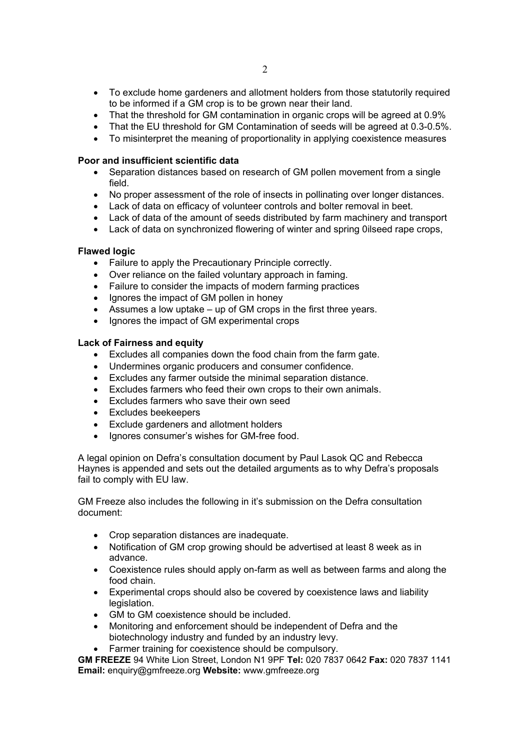- To exclude home gardeners and allotment holders from those statutorily required to be informed if a GM crop is to be grown near their land.
- That the threshold for GM contamination in organic crops will be agreed at 0.9%
- That the EU threshold for GM Contamination of seeds will be agreed at 0.3-0.5%.
- To misinterpret the meaning of proportionality in applying coexistence measures

**Poor and insufficient scientific data**

- Separation distances based on research of GM pollen movement from a single field.
- No proper assessment of the role of insects in pollinating over longer distances.
- Lack of data on efficacy of volunteer controls and bolter removal in beet.
- Lack of data of the amount of seeds distributed by farm machinery and transport
- Lack of data on synchronized flowering of winter and spring 0ilseed rape crops,

**Flawed logic**

- Failure to apply the Precautionary Principle correctly.
- Over reliance on the failed voluntary approach in faming.
- Failure to consider the impacts of modern farming practices
- Ignores the impact of GM pollen in honey
- Assumes a low uptake – up of GM crops in the first three years.
- Ignores the impact of GM experimental crops

**Lack of Fairness and equity**

- Excludes all companies down the food chain from the farm gate.
- Undermines organic producers and consumer confidence.
- Excludes any farmer outside the minimal separation distance.
- Excludes farmers who feed their own crops to their own animals.
- Excludes farmers who save their own seed
- Excludes beekeepers
- Exclude gardeners and allotment holders
- Ignores consumer's wishes for GM-free food.

A legal opinion on Defra's consultation document by Paul Lasok QC and Rebecca Haynes is appended and sets out the detailed arguments as to why Defra's proposals fail to comply with EU law.

GM Freeze also includes the following in it's submission on the Defra consultation document:

- Crop separation distances are inadequate.
- Notification of GM crop growing should be advertised at least 8 week as in advance.
- Coexistence rules should apply on-farm as well as between farms and along the food chain.
- Experimental crops should also be covered by coexistence laws and liability legislation.
- GM to GM coexistence should be included.
- Monitoring and enforcement should be independent of Defra and the biotechnology industry and funded by an industry levy.
- Farmer training for coexistence should be compulsory.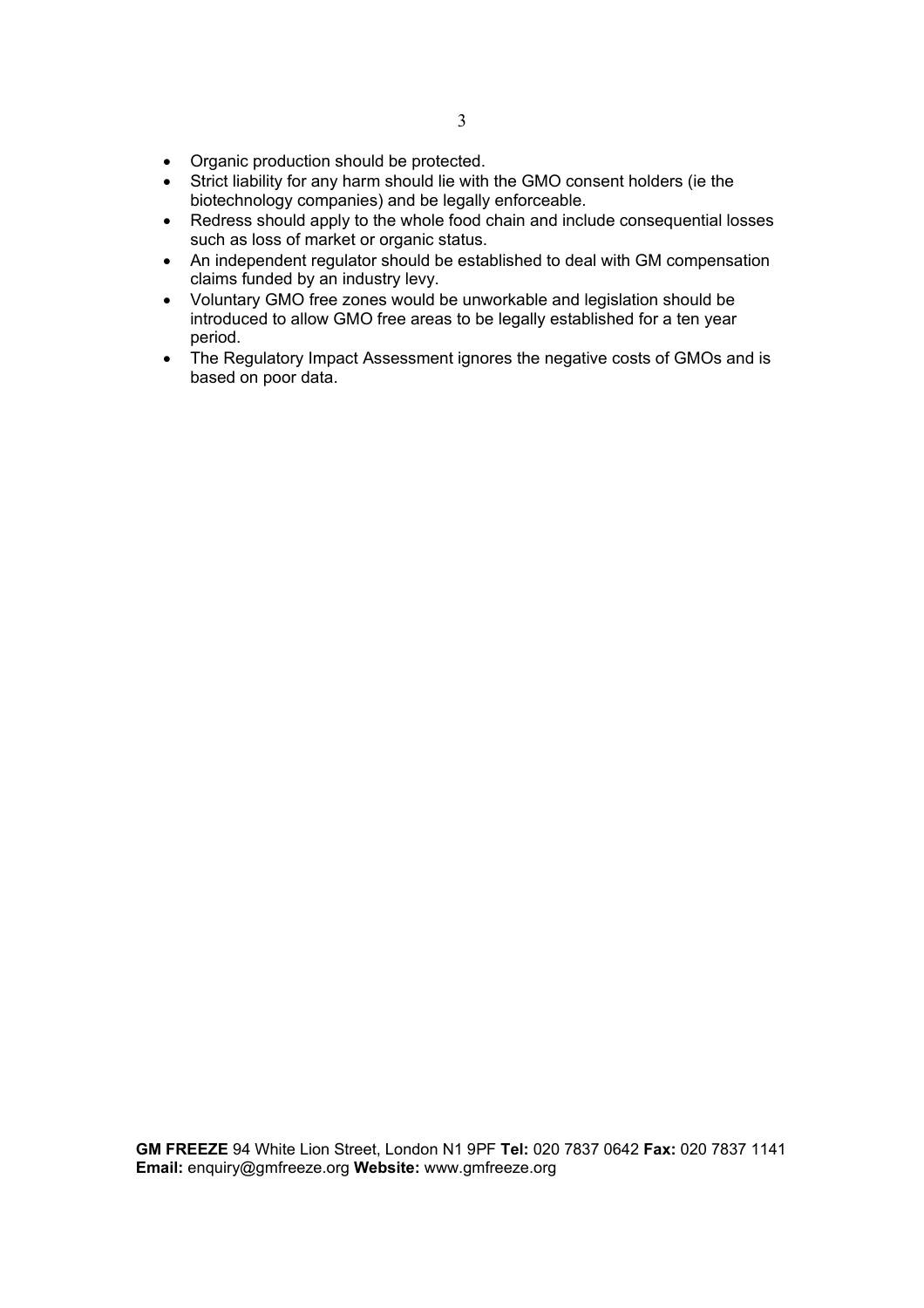- Organic production should be protected.
- Strict liability for any harm should lie with the GMO consent holders (ie the biotechnology companies) and be legally enforceable.
- Redress should apply to the whole food chain and include consequential losses such as loss of market or organic status.
- An independent regulator should be established to deal with GM compensation claims funded by an industry levy.
- Voluntary GMO free zones would be unworkable and legislation should be introduced to allow GMO free areas to be legally established for a ten year period.
- The Regulatory Impact Assessment ignores the negative costs of GMOs and is based on poor data.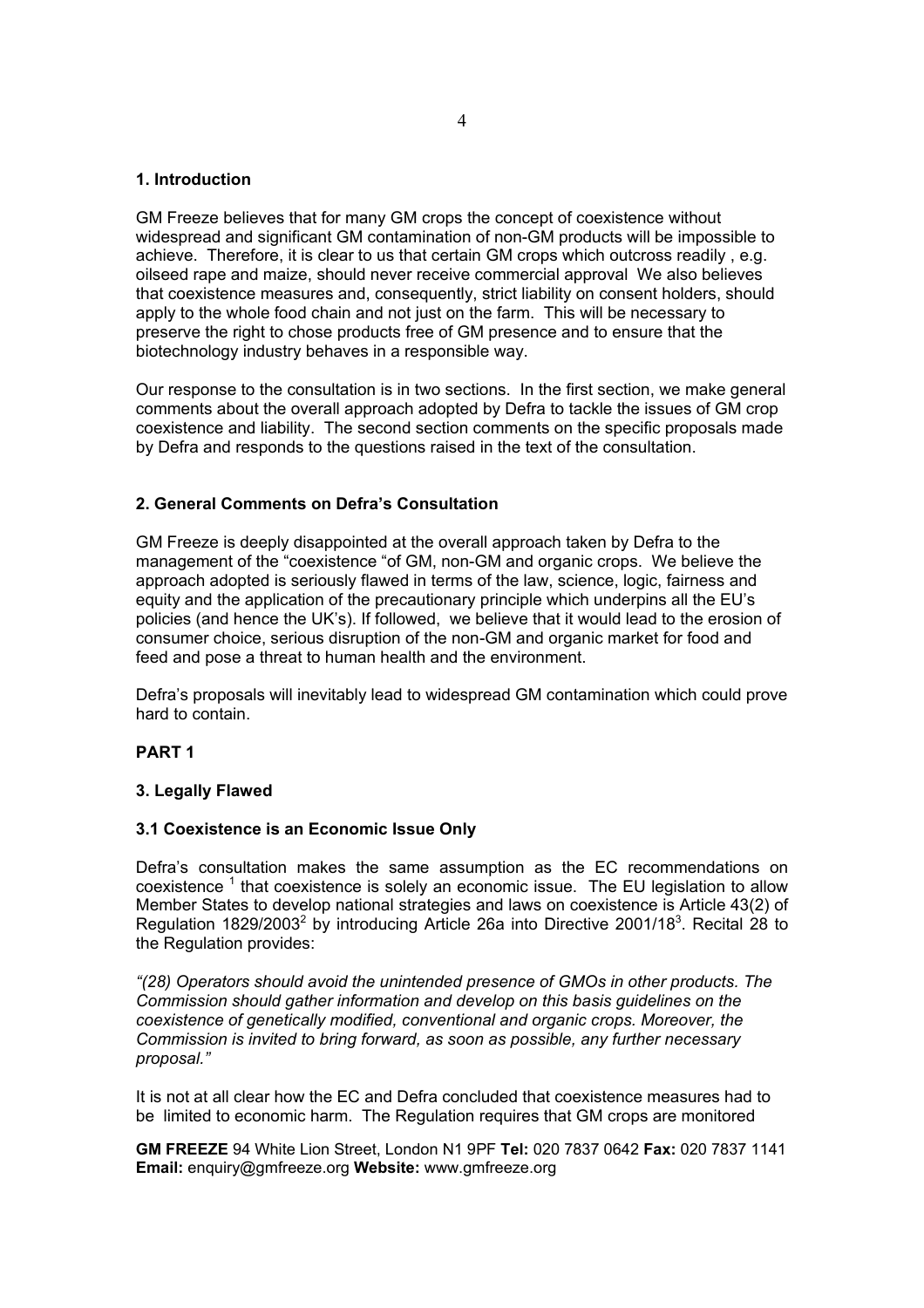## 1. Introduction

GM Freeze believes that for many GM crops the concept of coexistence without widespread and significant GM contamination of non-GM products will be impossible to achieve. Therefore, it is clear to us that certain GM crops which outcross readily , e.g. oilseed rape and maize, should never receive commercial approval We also believes that coexistence measures and, consequently, strict liability on consent holders, should apply to the whole food chain and not just on the farm. This will be necessary to preserve the right to chose products free of GM presence and to ensure that the biotechnology industry behaves in a responsible way.

Our response to the consultation is in two sections. In the first section, we make general comments about the overall approach adopted by Defra to tackle the issues of GM crop coexistence and liability. The second section comments on the specific proposals made by Defra and responds to the questions raised in the text of the consultation.

## 2. General Comments on Defra's Consultation

GM Freeze is deeply disappointed at the overall approach taken by Defra to the management of the "coexistence "of GM, non-GM and organic crops. We believe the approach adopted is seriously flawed in terms of the law, science, logic, fairness and equity and the application of the precautionary principle which underpins all the EU's policies (and hence the UK's). If followed, we believe that it would lead to the erosion of consumer choice, serious disruption of the non-GM and organic market for food and feed and pose a threat to human health and the environment.

Defra's proposals will inevitably lead to widespread GM contamination which could prove hard to contain.

## PART 1

## 3. Legally Flawed

### 3.1 Coexistence is an Economic Issue Only

Defra's consultation makes the same assumption as the EC recommendations on coexistence [1] that coexistence is solely an economic issue. The EU legislation to allow Member States to develop national strategies and laws on coexistence is Article 43(2) of Regulation 1829/2003[2] by introducing Article 26a into Directive 2001/18[3]. Recital 28 to the Regulation provides:

*"(28) Operators should avoid the unintended presence of GMOs in other products. The Commission should gather information and develop on this basis guidelines on the coexistence of genetically modified, conventional and organic crops. Moreover, the Commission is invited to bring forward, as soon as possible, any further necessary proposal."*

It is not at all clear how the EC and Defra concluded that coexistence measures had to be limited to economic harm. The Regulation requires that GM crops are monitored

**GM FREEZE** 94 White Lion Street, London N1 9PF **Tel:** 020 7837 0642 **Fax:** 020 7837 1141 **Email:** enquiry@gmfreeze.org **Website:** www.gmfreeze.org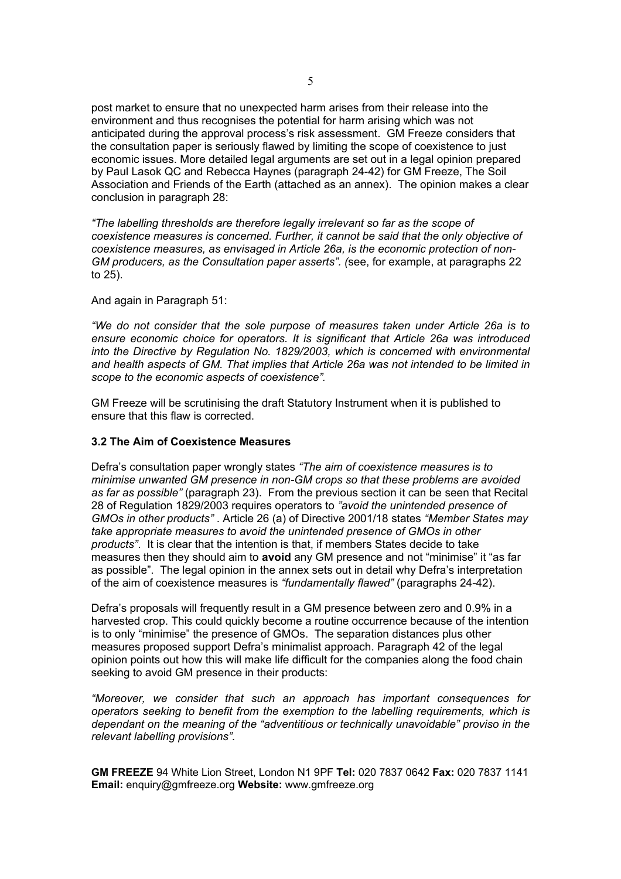post market to ensure that no unexpected harm arises from their release into the environment and thus recognises the potential for harm arising which was not anticipated during the approval process's risk assessment. GM Freeze considers that the consultation paper is seriously flawed by limiting the scope of coexistence to just economic issues. More detailed legal arguments are set out in a legal opinion prepared by Paul Lasok QC and Rebecca Haynes (paragraph 24-42) for GM Freeze, The Soil Association and Friends of the Earth (attached as an annex). The opinion makes a clear conclusion in paragraph 28:

*"The labelling thresholds are therefore legally irrelevant so far as the scope of coexistence measures is concerned. Further, it cannot be said that the only objective of coexistence measures, as envisaged in Article 26a, is the economic protection of non-GM producers, as the Consultation paper asserts". (*see, for example, at paragraphs 22 to 25).

And again in Paragraph 51:

*"We do not consider that the sole purpose of measures taken under Article 26a is to ensure economic choice for operators. It is significant that Article 26a was introduced into the Directive by Regulation No. 1829/2003, which is concerned with environmental and health aspects of GM. That implies that Article 26a was not intended to be limited in scope to the economic aspects of coexistence".*

GM Freeze will be scrutinising the draft Statutory Instrument when it is published to ensure that this flaw is corrected.

### 3.2 The Aim of Coexistence Measures

Defra's consultation paper wrongly states *"The aim of coexistence measures is to minimise unwanted GM presence in non-GM crops so that these problems are avoided as far as possible"* (paragraph 23). From the previous section it can be seen that Recital 28 of Regulation 1829/2003 requires operators to *"avoid the unintended presence of GMOs in other products"* . Article 26 (a) of Directive 2001/18 states *"Member States may take appropriate measures to avoid the unintended presence of GMOs in other products"*. It is clear that the intention is that, if members States decide to take measures then they should aim to **avoid** any GM presence and not "minimise" it "as far as possible". The legal opinion in the annex sets out in detail why Defra's interpretation of the aim of coexistence measures is *"fundamentally flawed"* (paragraphs 24-42).

Defra's proposals will frequently result in a GM presence between zero and 0.9% in a harvested crop. This could quickly become a routine occurrence because of the intention is to only "minimise" the presence of GMOs. The separation distances plus other measures proposed support Defra's minimalist approach. Paragraph 42 of the legal opinion points out how this will make life difficult for the companies along the food chain seeking to avoid GM presence in their products:

*"Moreover, we consider that such an approach has important consequences for operators seeking to benefit from the exemption to the labelling requirements, which is dependant on the meaning of the "adventitious or technically unavoidable" proviso in the relevant labelling provisions".*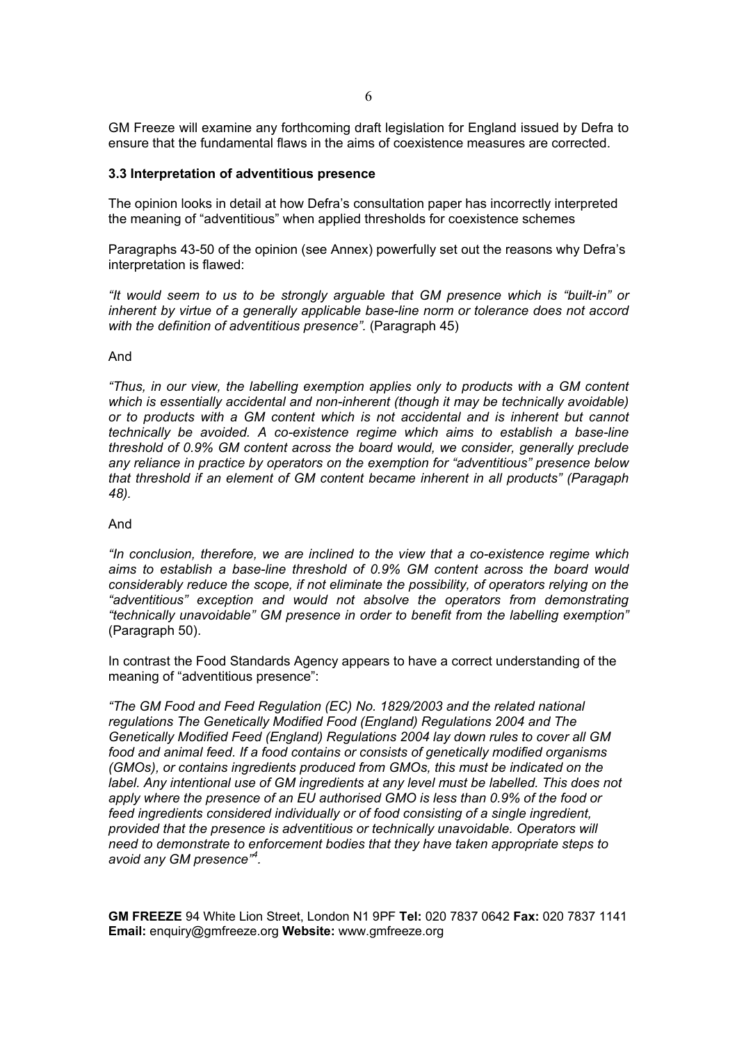GM Freeze will examine any forthcoming draft legislation for England issued by Defra to ensure that the fundamental flaws in the aims of coexistence measures are corrected.

### 3.3 Interpretation of adventitious presence

The opinion looks in detail at how Defra's consultation paper has incorrectly interpreted the meaning of "adventitious" when applied thresholds for coexistence schemes

Paragraphs 43-50 of the opinion (see Annex) powerfully set out the reasons why Defra's interpretation is flawed:

*"It would seem to us to be strongly arguable that GM presence which is "built-in" or inherent by virtue of a generally applicable base-line norm or tolerance does not accord with the definition of adventitious presence".* (Paragraph 45)

And

*"Thus, in our view, the labelling exemption applies only to products with a GM content which is essentially accidental and non-inherent (though it may be technically avoidable) or to products with a GM content which is not accidental and is inherent but cannot technically be avoided. A co-existence regime which aims to establish a base-line threshold of 0.9% GM content across the board would, we consider, generally preclude any reliance in practice by operators on the exemption for "adventitious" presence below that threshold if an element of GM content became inherent in all products" (Paragaph 48).*

And

*"In conclusion, therefore, we are inclined to the view that a co-existence regime which aims to establish a base-line threshold of 0.9% GM content across the board would considerably reduce the scope, if not eliminate the possibility, of operators relying on the "adventitious" exception and would not absolve the operators from demonstrating "technically unavoidable" GM presence in order to benefit from the labelling exemption"* (Paragraph 50).

In contrast the Food Standards Agency appears to have a correct understanding of the meaning of "adventitious presence":

*"The GM Food and Feed Regulation (EC) No. 1829/2003 and the related national regulations The Genetically Modified Food (England) Regulations 2004 and The Genetically Modified Feed (England) Regulations 2004 lay down rules to cover all GM food and animal feed. If a food contains or consists of genetically modified organisms (GMOs), or contains ingredients produced from GMOs, this must be indicated on the label. Any intentional use of GM ingredients at any level must be labelled. This does not apply where the presence of an EU authorised GMO is less than 0.9% of the food or feed ingredients considered individually or of food consisting of a single ingredient, provided that the presence is adventitious or technically unavoidable. Operators will need to demonstrate to enforcement bodies that they have taken appropriate steps to avoid any GM presence"*[4].

**GM FREEZE** 94 White Lion Street, London N1 9PF **Tel:** 020 7837 0642 **Fax:** 020 7837 1141 **Email:** enquiry@gmfreeze.org **Website:** www.gmfreeze.org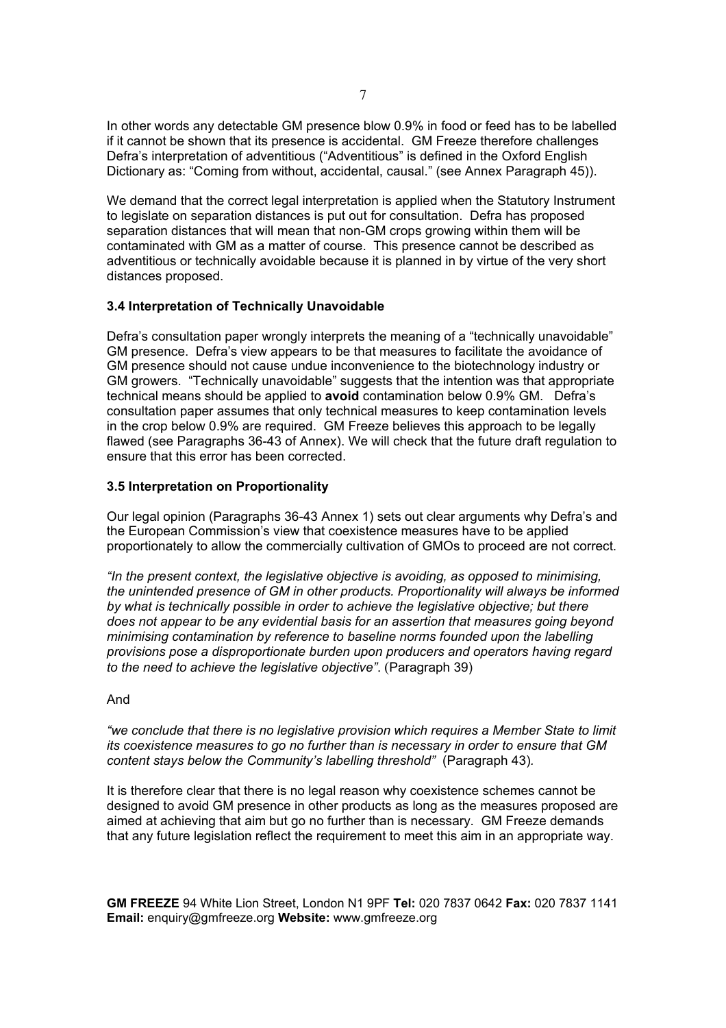In other words any detectable GM presence blow 0.9% in food or feed has to be labelled if it cannot be shown that its presence is accidental. GM Freeze therefore challenges Defra's interpretation of adventitious ("Adventitious" is defined in the Oxford English Dictionary as: "Coming from without, accidental, causal." (see Annex Paragraph 45)).

We demand that the correct legal interpretation is applied when the Statutory Instrument to legislate on separation distances is put out for consultation. Defra has proposed separation distances that will mean that non-GM crops growing within them will be contaminated with GM as a matter of course. This presence cannot be described as adventitious or technically avoidable because it is planned in by virtue of the very short distances proposed.

### 3.4 Interpretation of Technically Unavoidable

Defra's consultation paper wrongly interprets the meaning of a "technically unavoidable" GM presence. Defra's view appears to be that measures to facilitate the avoidance of GM presence should not cause undue inconvenience to the biotechnology industry or GM growers. "Technically unavoidable" suggests that the intention was that appropriate technical means should be applied to **avoid** contamination below 0.9% GM. Defra's consultation paper assumes that only technical measures to keep contamination levels in the crop below 0.9% are required. GM Freeze believes this approach to be legally flawed (see Paragraphs 36-43 of Annex). We will check that the future draft regulation to ensure that this error has been corrected.

### 3.5 Interpretation on Proportionality

Our legal opinion (Paragraphs 36-43 Annex 1) sets out clear arguments why Defra's and the European Commission's view that coexistence measures have to be applied proportionately to allow the commercially cultivation of GMOs to proceed are not correct.

*"In the present context, the legislative objective is avoiding, as opposed to minimising, the unintended presence of GM in other products. Proportionality will always be informed by what is technically possible in order to achieve the legislative objective; but there does not appear to be any evidential basis for an assertion that measures going beyond minimising contamination by reference to baseline norms founded upon the labelling provisions pose a disproportionate burden upon producers and operators having regard to the need to achieve the legislative objective"*. (Paragraph 39)

And

*"we conclude that there is no legislative provision which requires a Member State to limit its coexistence measures to go no further than is necessary in order to ensure that GM content stays below the Community's labelling threshold"* (Paragraph 43).

It is therefore clear that there is no legal reason why coexistence schemes cannot be designed to avoid GM presence in other products as long as the measures proposed are aimed at achieving that aim but go no further than is necessary. GM Freeze demands that any future legislation reflect the requirement to meet this aim in an appropriate way.

**GM FREEZE** 94 White Lion Street, London N1 9PF **Tel:** 020 7837 0642 **Fax:** 020 7837 1141 **Email:** enquiry@gmfreeze.org **Website:** www.gmfreeze.org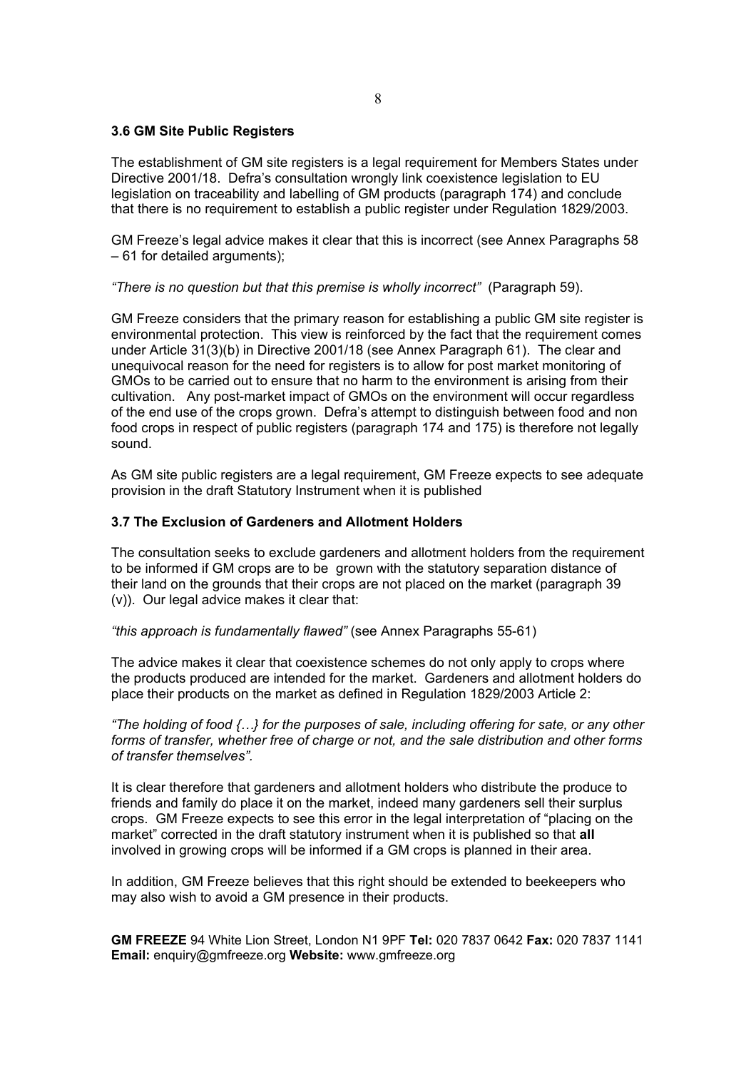### 3.6 GM Site Public Registers

The establishment of GM site registers is a legal requirement for Members States under Directive 2001/18. Defra's consultation wrongly link coexistence legislation to EU legislation on traceability and labelling of GM products (paragraph 174) and conclude that there is no requirement to establish a public register under Regulation 1829/2003.

GM Freeze's legal advice makes it clear that this is incorrect (see Annex Paragraphs 58 – 61 for detailed arguments);

*"There is no question but that this premise is wholly incorrect"* (Paragraph 59).

GM Freeze considers that the primary reason for establishing a public GM site register is environmental protection. This view is reinforced by the fact that the requirement comes under Article 31(3)(b) in Directive 2001/18 (see Annex Paragraph 61). The clear and unequivocal reason for the need for registers is to allow for post market monitoring of GMOs to be carried out to ensure that no harm to the environment is arising from their cultivation. Any post-market impact of GMOs on the environment will occur regardless of the end use of the crops grown. Defra's attempt to distinguish between food and non food crops in respect of public registers (paragraph 174 and 175) is therefore not legally sound.

As GM site public registers are a legal requirement, GM Freeze expects to see adequate provision in the draft Statutory Instrument when it is published

### 3.7 The Exclusion of Gardeners and Allotment Holders

The consultation seeks to exclude gardeners and allotment holders from the requirement to be informed if GM crops are to be grown with the statutory separation distance of their land on the grounds that their crops are not placed on the market (paragraph 39 (v)). Our legal advice makes it clear that:

*"this approach is fundamentally flawed"* (see Annex Paragraphs 55-61)

The advice makes it clear that coexistence schemes do not only apply to crops where the products produced are intended for the market. Gardeners and allotment holders do place their products on the market as defined in Regulation 1829/2003 Article 2:

*"The holding of food {…} for the purposes of sale, including offering for sate, or any other forms of transfer, whether free of charge or not, and the sale distribution and other forms of transfer themselves".*

It is clear therefore that gardeners and allotment holders who distribute the produce to friends and family do place it on the market, indeed many gardeners sell their surplus crops. GM Freeze expects to see this error in the legal interpretation of "placing on the market" corrected in the draft statutory instrument when it is published so that **all** involved in growing crops will be informed if a GM crops is planned in their area.

In addition, GM Freeze believes that this right should be extended to beekeepers who may also wish to avoid a GM presence in their products.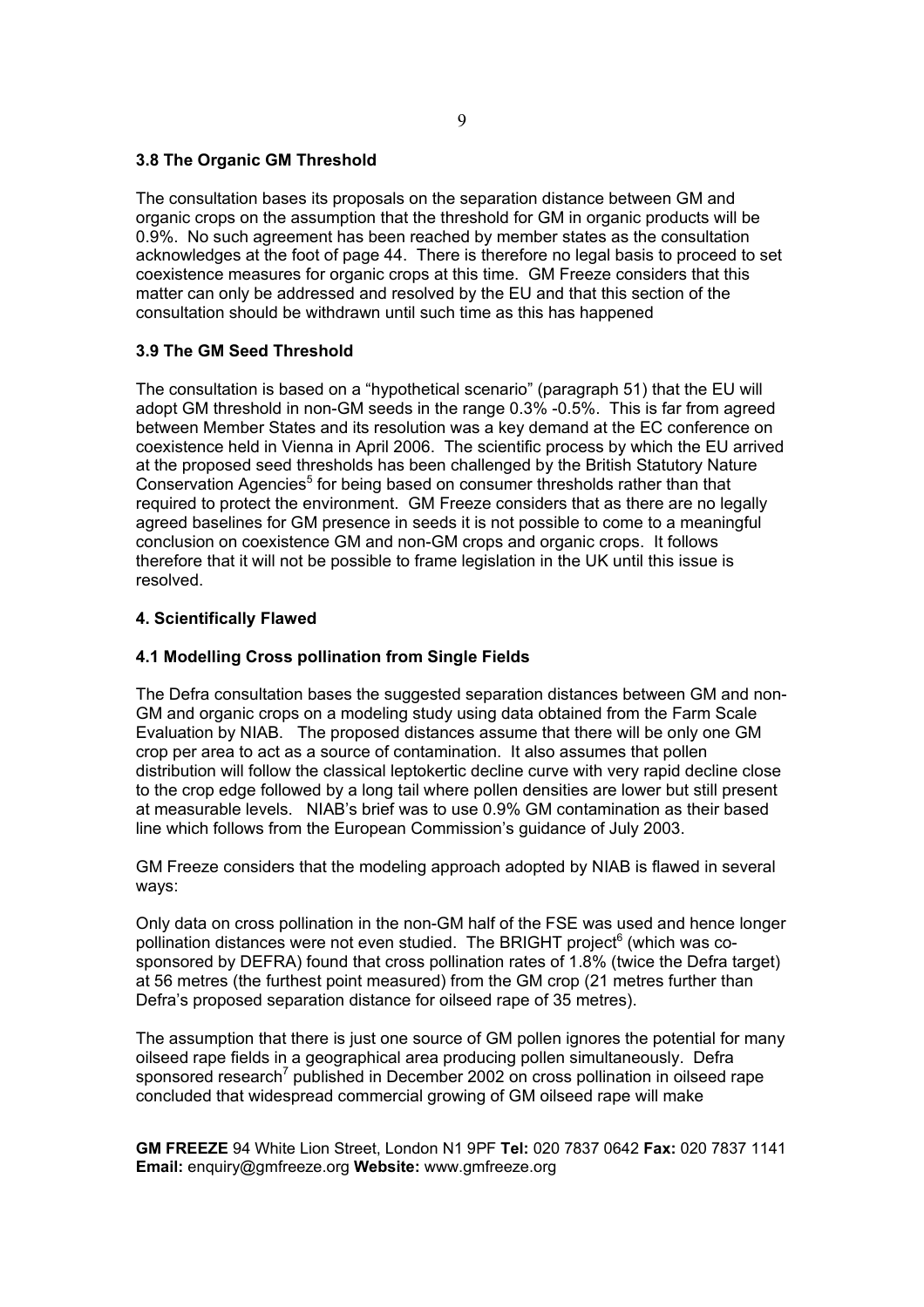### 3.8 The Organic GM Threshold

The consultation bases its proposals on the separation distance between GM and organic crops on the assumption that the threshold for GM in organic products will be 0.9%. No such agreement has been reached by member states as the consultation acknowledges at the foot of page 44. There is therefore no legal basis to proceed to set coexistence measures for organic crops at this time. GM Freeze considers that this matter can only be addressed and resolved by the EU and that this section of the consultation should be withdrawn until such time as this has happened

### 3.9 The GM Seed Threshold

The consultation is based on a "hypothetical scenario" (paragraph 51) that the EU will adopt GM threshold in non-GM seeds in the range 0.3% -0.5%. This is far from agreed between Member States and its resolution was a key demand at the EC conference on coexistence held in Vienna in April 2006. The scientific process by which the EU arrived at the proposed seed thresholds has been challenged by the British Statutory Nature Conservation Agencies[5] for being based on consumer thresholds rather than that required to protect the environment. GM Freeze considers that as there are no legally agreed baselines for GM presence in seeds it is not possible to come to a meaningful conclusion on coexistence GM and non-GM crops and organic crops. It follows therefore that it will not be possible to frame legislation in the UK until this issue is resolved.

## 4. Scientifically Flawed

### 4.1 Modelling Cross pollination from Single Fields

The Defra consultation bases the suggested separation distances between GM and non-GM and organic crops on a modeling study using data obtained from the Farm Scale Evaluation by NIAB. The proposed distances assume that there will be only one GM crop per area to act as a source of contamination. It also assumes that pollen distribution will follow the classical leptokertic decline curve with very rapid decline close to the crop edge followed by a long tail where pollen densities are lower but still present at measurable levels. NIAB's brief was to use 0.9% GM contamination as their based line which follows from the European Commission's guidance of July 2003.

GM Freeze considers that the modeling approach adopted by NIAB is flawed in several ways:

Only data on cross pollination in the non-GM half of the FSE was used and hence longer pollination distances were not even studied. The BRIGHT project[6] (which was co-sponsored by DEFRA) found that cross pollination rates of 1.8% (twice the Defra target) at 56 metres (the furthest point measured) from the GM crop (21 metres further than Defra's proposed separation distance for oilseed rape of 35 metres).

The assumption that there is just one source of GM pollen ignores the potential for many oilseed rape fields in a geographical area producing pollen simultaneously. Defra sponsored research[7] published in December 2002 on cross pollination in oilseed rape concluded that widespread commercial growing of GM oilseed rape will make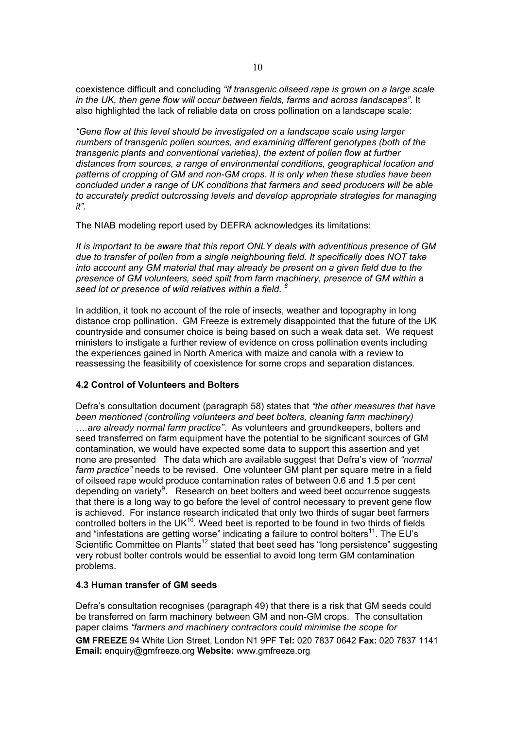coexistence difficult and concluding *"if transgenic oilseed rape is grown on a large scale in the UK, then gene flow will occur between fields, farms and across landscapes"*. It also highlighted the lack of reliable data on cross pollination on a landscape scale:

*"Gene flow at this level should be investigated on a landscape scale using larger numbers of transgenic pollen sources, and examining different genotypes (both of the transgenic plants and conventional varieties), the extent of pollen flow at further distances from sources, a range of environmental conditions, geographical location and patterns of cropping of GM and non-GM crops. It is only when these studies have been concluded under a range of UK conditions that farmers and seed producers will be able to accurately predict outcrossing levels and develop appropriate strategies for managing it".*

The NIAB modeling report used by DEFRA acknowledges its limitations:

*It is important to be aware that this report ONLY deals with adventitious presence of GM due to transfer of pollen from a single neighbouring field. It specifically does NOT take into account any GM material that may already be present on a given field due to the presence of GM volunteers, seed spilt from farm machinery, presence of GM within a seed lot or presence of wild relatives within a field.* [8]

In addition, it took no account of the role of insects, weather and topography in long distance crop pollination. GM Freeze is extremely disappointed that the future of the UK countryside and consumer choice is being based on such a weak data set. We request ministers to instigate a further review of evidence on cross pollination events including the experiences gained in North America with maize and canola with a review to reassessing the feasibility of coexistence for some crops and separation distances.

### 4.2 Control of Volunteers and Bolters

Defra's consultation document (paragraph 58) states that *"the other measures that have been mentioned (controlling volunteers and beet bolters, cleaning farm machinery) ….are already normal farm practice"*. As volunteers and groundkeepers, bolters and seed transferred on farm equipment have the potential to be significant sources of GM contamination, we would have expected some data to support this assertion and yet none are presented The data which are available suggest that Defra's view of *"normal farm practice"* needs to be revised. One volunteer GM plant per square metre in a field of oilseed rape would produce contamination rates of between 0.6 and 1.5 per cent depending on variety[9]. Research on beet bolters and weed beet occurrence suggests that there is a long way to go before the level of control necessary to prevent gene flow is achieved. For instance research indicated that only two thirds of sugar beet farmers controlled bolters in the UK[10]. Weed beet is reported to be found in two thirds of fields and "infestations are getting worse" indicating a failure to control bolters[11]. The EU's Scientific Committee on Plants[12] stated that beet seed has "long persistence" suggesting very robust bolter controls would be essential to avoid long term GM contamination problems.

### 4.3 Human transfer of GM seeds

Defra's consultation recognises (paragraph 49) that there is a risk that GM seeds could be transferred on farm machinery between GM and non-GM crops. The consultation paper claims *"farmers and machinery contractors could minimise the scope for*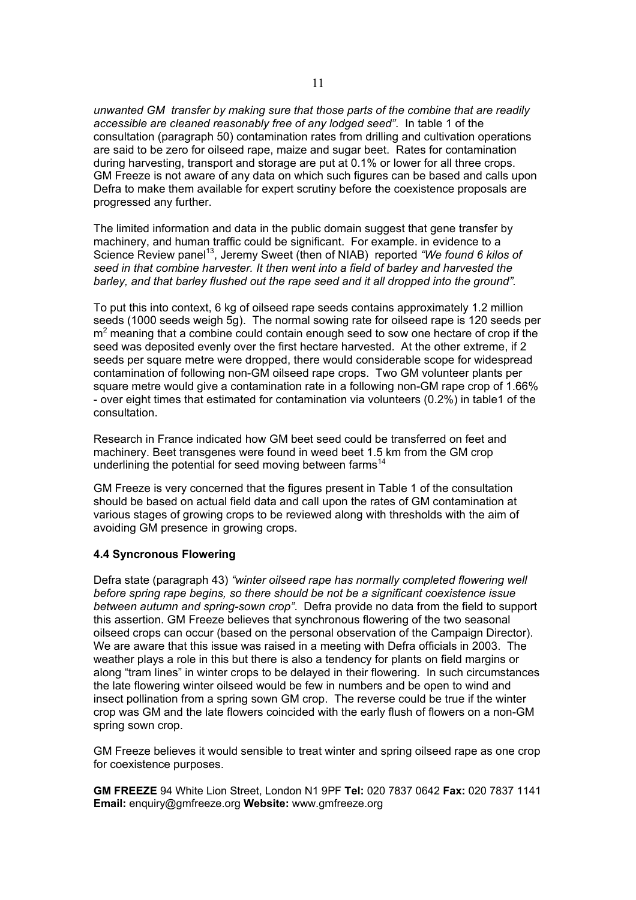*unwanted GM transfer by making sure that those parts of the combine that are readily accessible are cleaned reasonably free of any lodged seed"*. In table 1 of the consultation (paragraph 50) contamination rates from drilling and cultivation operations are said to be zero for oilseed rape, maize and sugar beet. Rates for contamination during harvesting, transport and storage are put at 0.1% or lower for all three crops. GM Freeze is not aware of any data on which such figures can be based and calls upon Defra to make them available for expert scrutiny before the coexistence proposals are progressed any further.

The limited information and data in the public domain suggest that gene transfer by machinery, and human traffic could be significant. For example. in evidence to a Science Review panel[13], Jeremy Sweet (then of NIAB) reported *"We found 6 kilos of seed in that combine harvester. It then went into a field of barley and harvested the barley, and that barley flushed out the rape seed and it all dropped into the ground"*.

To put this into context, 6 kg of oilseed rape seeds contains approximately 1.2 million seeds (1000 seeds weigh 5g). The normal sowing rate for oilseed rape is 120 seeds per $m^2$ meaning that a combine could contain enough seed to sow one hectare of crop if the seed was deposited evenly over the first hectare harvested. At the other extreme, if 2 seeds per square metre were dropped, there would considerable scope for widespread contamination of following non-GM oilseed rape crops. Two GM volunteer plants per square metre would give a contamination rate in a following non-GM rape crop of 1.66% - over eight times that estimated for contamination via volunteers (0.2%) in table1 of the consultation.

Research in France indicated how GM beet seed could be transferred on feet and machinery. Beet transgenes were found in weed beet 1.5 km from the GM crop underlining the potential for seed moving between farms[14]

GM Freeze is very concerned that the figures present in Table 1 of the consultation should be based on actual field data and call upon the rates of GM contamination at various stages of growing crops to be reviewed along with thresholds with the aim of avoiding GM presence in growing crops.

### 4.4 Syncronous Flowering

Defra state (paragraph 43) *"winter oilseed rape has normally completed flowering well before spring rape begins, so there should be not be a significant coexistence issue between autumn and spring-sown crop"*. Defra provide no data from the field to support this assertion. GM Freeze believes that synchronous flowering of the two seasonal oilseed crops can occur (based on the personal observation of the Campaign Director). We are aware that this issue was raised in a meeting with Defra officials in 2003. The weather plays a role in this but there is also a tendency for plants on field margins or along "tram lines" in winter crops to be delayed in their flowering. In such circumstances the late flowering winter oilseed would be few in numbers and be open to wind and insect pollination from a spring sown GM crop. The reverse could be true if the winter crop was GM and the late flowers coincided with the early flush of flowers on a non-GM spring sown crop.

GM Freeze believes it would sensible to treat winter and spring oilseed rape as one crop for coexistence purposes.

**GM FREEZE** 94 White Lion Street, London N1 9PF **Tel:** 020 7837 0642 **Fax:** 020 7837 1141
**Email:** enquiry@gmfreeze.org **Website:** www.gmfreeze.org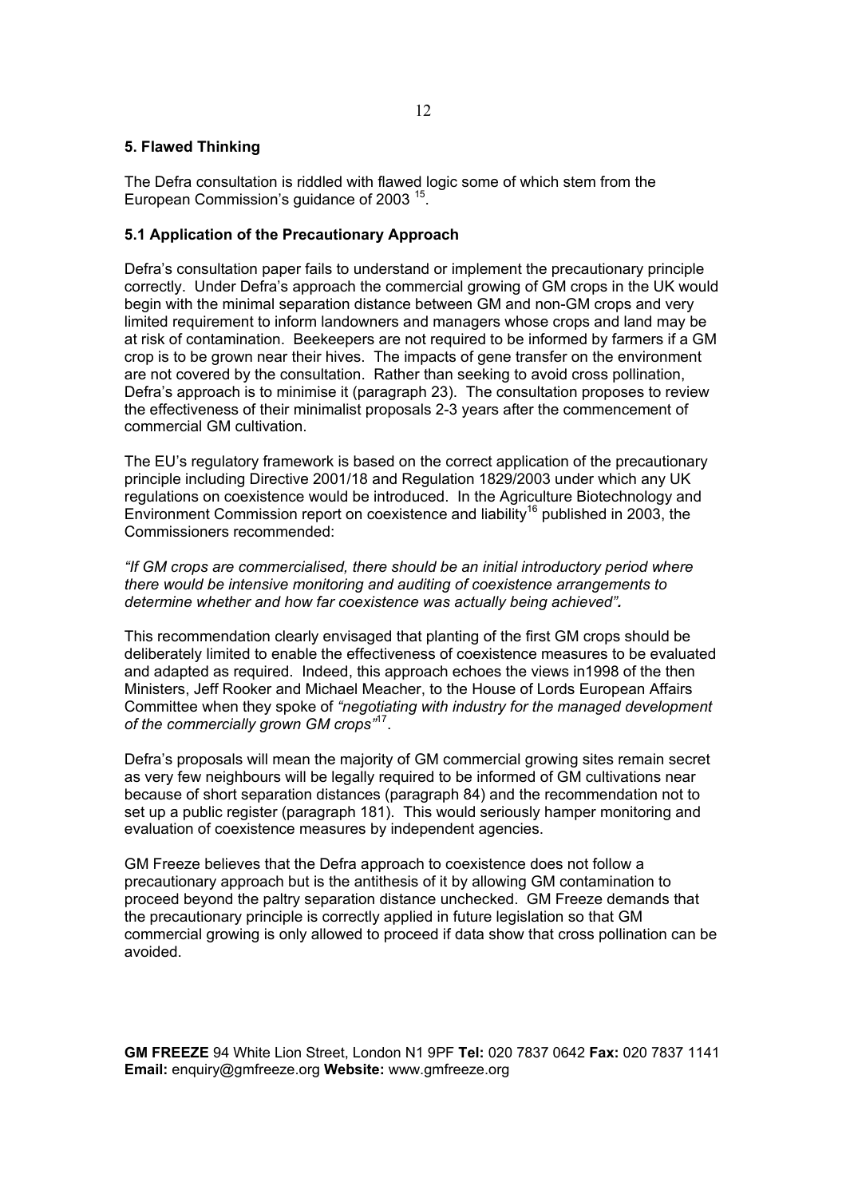## 5. Flawed Thinking

The Defra consultation is riddled with flawed logic some of which stem from the European Commission's guidance of 2003 [15].

### 5.1 Application of the Precautionary Approach

Defra's consultation paper fails to understand or implement the precautionary principle correctly. Under Defra's approach the commercial growing of GM crops in the UK would begin with the minimal separation distance between GM and non-GM crops and very limited requirement to inform landowners and managers whose crops and land may be at risk of contamination. Beekeepers are not required to be informed by farmers if a GM crop is to be grown near their hives. The impacts of gene transfer on the environment are not covered by the consultation. Rather than seeking to avoid cross pollination, Defra's approach is to minimise it (paragraph 23). The consultation proposes to review the effectiveness of their minimalist proposals 2-3 years after the commencement of commercial GM cultivation.

The EU's regulatory framework is based on the correct application of the precautionary principle including Directive 2001/18 and Regulation 1829/2003 under which any UK regulations on coexistence would be introduced. In the Agriculture Biotechnology and Environment Commission report on coexistence and liability[16] published in 2003, the Commissioners recommended:

*"If GM crops are commercialised, there should be an initial introductory period where there would be intensive monitoring and auditing of coexistence arrangements to determine whether and how far coexistence was actually being achieved".*

This recommendation clearly envisaged that planting of the first GM crops should be deliberately limited to enable the effectiveness of coexistence measures to be evaluated and adapted as required. Indeed, this approach echoes the views in1998 of the then Ministers, Jeff Rooker and Michael Meacher, to the House of Lords European Affairs Committee when they spoke of *"negotiating with industry for the managed development of the commercially grown GM crops"*[17].

Defra's proposals will mean the majority of GM commercial growing sites remain secret as very few neighbours will be legally required to be informed of GM cultivations near because of short separation distances (paragraph 84) and the recommendation not to set up a public register (paragraph 181). This would seriously hamper monitoring and evaluation of coexistence measures by independent agencies.

GM Freeze believes that the Defra approach to coexistence does not follow a precautionary approach but is the antithesis of it by allowing GM contamination to proceed beyond the paltry separation distance unchecked. GM Freeze demands that the precautionary principle is correctly applied in future legislation so that GM commercial growing is only allowed to proceed if data show that cross pollination can be avoided.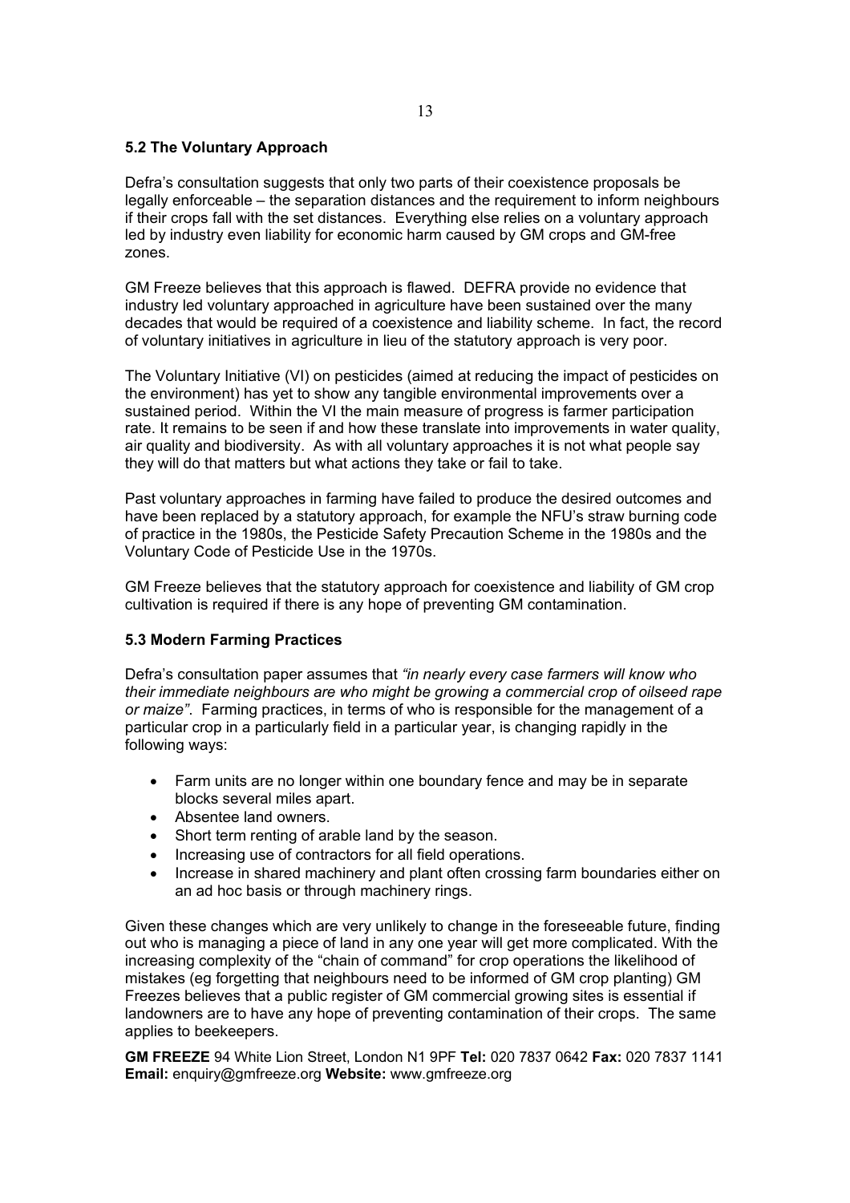### 5.2 The Voluntary Approach

Defra's consultation suggests that only two parts of their coexistence proposals be legally enforceable – the separation distances and the requirement to inform neighbours if their crops fall with the set distances. Everything else relies on a voluntary approach led by industry even liability for economic harm caused by GM crops and GM-free zones.

GM Freeze believes that this approach is flawed. DEFRA provide no evidence that industry led voluntary approached in agriculture have been sustained over the many decades that would be required of a coexistence and liability scheme. In fact, the record of voluntary initiatives in agriculture in lieu of the statutory approach is very poor.

The Voluntary Initiative (VI) on pesticides (aimed at reducing the impact of pesticides on the environment) has yet to show any tangible environmental improvements over a sustained period. Within the VI the main measure of progress is farmer participation rate. It remains to be seen if and how these translate into improvements in water quality, air quality and biodiversity. As with all voluntary approaches it is not what people say they will do that matters but what actions they take or fail to take.

Past voluntary approaches in farming have failed to produce the desired outcomes and have been replaced by a statutory approach, for example the NFU's straw burning code of practice in the 1980s, the Pesticide Safety Precaution Scheme in the 1980s and the Voluntary Code of Pesticide Use in the 1970s.

GM Freeze believes that the statutory approach for coexistence and liability of GM crop cultivation is required if there is any hope of preventing GM contamination.

### 5.3 Modern Farming Practices

Defra's consultation paper assumes that *"in nearly every case farmers will know who their immediate neighbours are who might be growing a commercial crop of oilseed rape or maize"*. Farming practices, in terms of who is responsible for the management of a particular crop in a particularly field in a particular year, is changing rapidly in the following ways:

- Farm units are no longer within one boundary fence and may be in separate blocks several miles apart.
- Absentee land owners.
- Short term renting of arable land by the season.
- Increasing use of contractors for all field operations.
- Increase in shared machinery and plant often crossing farm boundaries either on an ad hoc basis or through machinery rings.

Given these changes which are very unlikely to change in the foreseeable future, finding out who is managing a piece of land in any one year will get more complicated. With the increasing complexity of the "chain of command" for crop operations the likelihood of mistakes (eg forgetting that neighbours need to be informed of GM crop planting) GM Freezes believes that a public register of GM commercial growing sites is essential if landowners are to have any hope of preventing contamination of their crops. The same applies to beekeepers.

**GM FREEZE** 94 White Lion Street, London N1 9PF **Tel:** 020 7837 0642 **Fax:** 020 7837 1141 **Email:** enquiry@gmfreeze.org **Website:** www.gmfreeze.org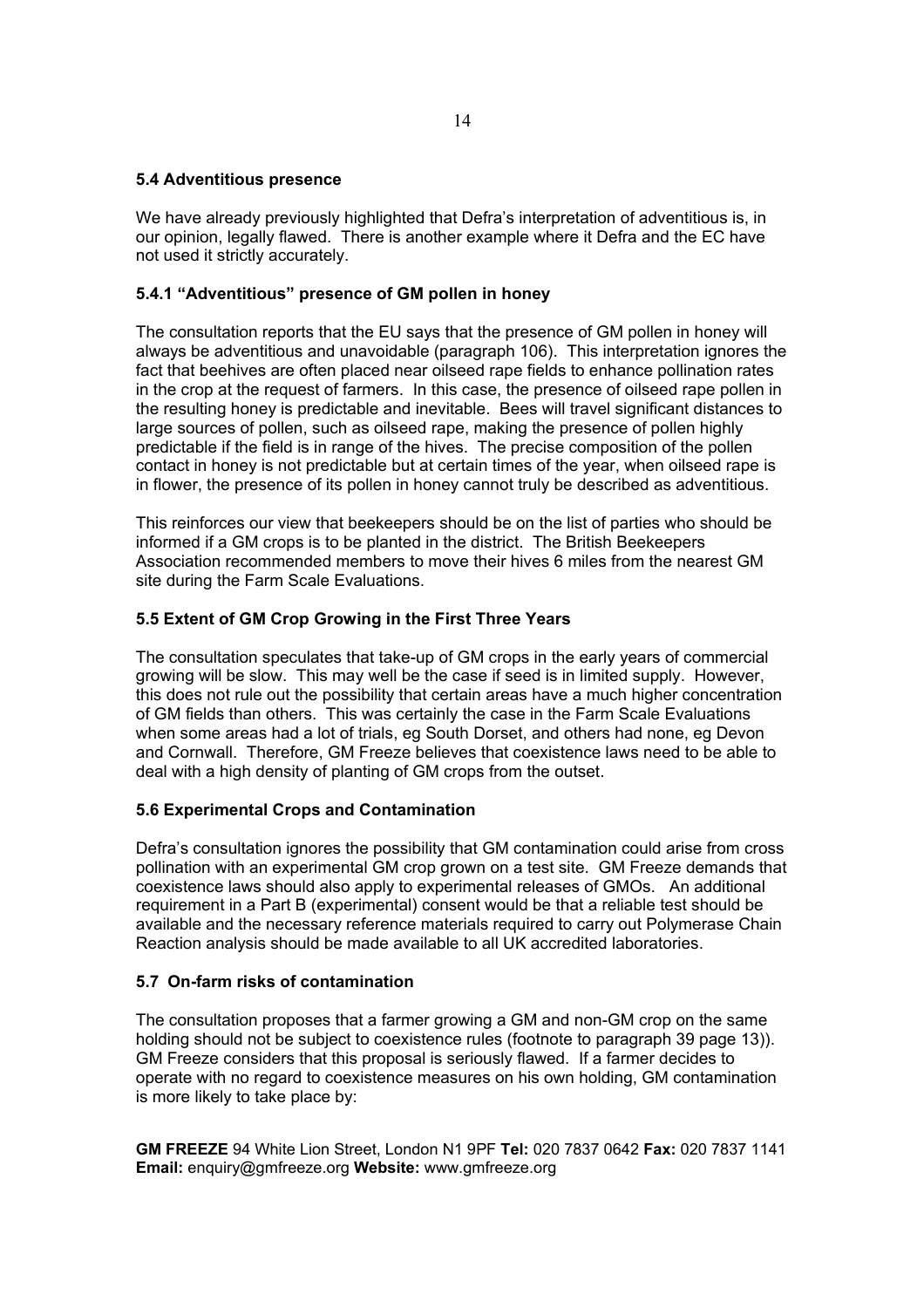### 5.4 Adventitious presence

We have already previously highlighted that Defra's interpretation of adventitious is, in our opinion, legally flawed. There is another example where it Defra and the EC have not used it strictly accurately.

#### 5.4.1 "Adventitious" presence of GM pollen in honey

The consultation reports that the EU says that the presence of GM pollen in honey will always be adventitious and unavoidable (paragraph 106). This interpretation ignores the fact that beehives are often placed near oilseed rape fields to enhance pollination rates in the crop at the request of farmers. In this case, the presence of oilseed rape pollen in the resulting honey is predictable and inevitable. Bees will travel significant distances to large sources of pollen, such as oilseed rape, making the presence of pollen highly predictable if the field is in range of the hives. The precise composition of the pollen contact in honey is not predictable but at certain times of the year, when oilseed rape is in flower, the presence of its pollen in honey cannot truly be described as adventitious.

This reinforces our view that beekeepers should be on the list of parties who should be informed if a GM crops is to be planted in the district. The British Beekeepers Association recommended members to move their hives 6 miles from the nearest GM site during the Farm Scale Evaluations.

### 5.5 Extent of GM Crop Growing in the First Three Years

The consultation speculates that take-up of GM crops in the early years of commercial growing will be slow. This may well be the case if seed is in limited supply. However, this does not rule out the possibility that certain areas have a much higher concentration of GM fields than others. This was certainly the case in the Farm Scale Evaluations when some areas had a lot of trials, eg South Dorset, and others had none, eg Devon and Cornwall. Therefore, GM Freeze believes that coexistence laws need to be able to deal with a high density of planting of GM crops from the outset.

### 5.6 Experimental Crops and Contamination

Defra's consultation ignores the possibility that GM contamination could arise from cross pollination with an experimental GM crop grown on a test site. GM Freeze demands that coexistence laws should also apply to experimental releases of GMOs. An additional requirement in a Part B (experimental) consent would be that a reliable test should be available and the necessary reference materials required to carry out Polymerase Chain Reaction analysis should be made available to all UK accredited laboratories.

### 5.7 On-farm risks of contamination

The consultation proposes that a farmer growing a GM and non-GM crop on the same holding should not be subject to coexistence rules (footnote to paragraph 39 page 13)). GM Freeze considers that this proposal is seriously flawed. If a farmer decides to operate with no regard to coexistence measures on his own holding, GM contamination is more likely to take place by: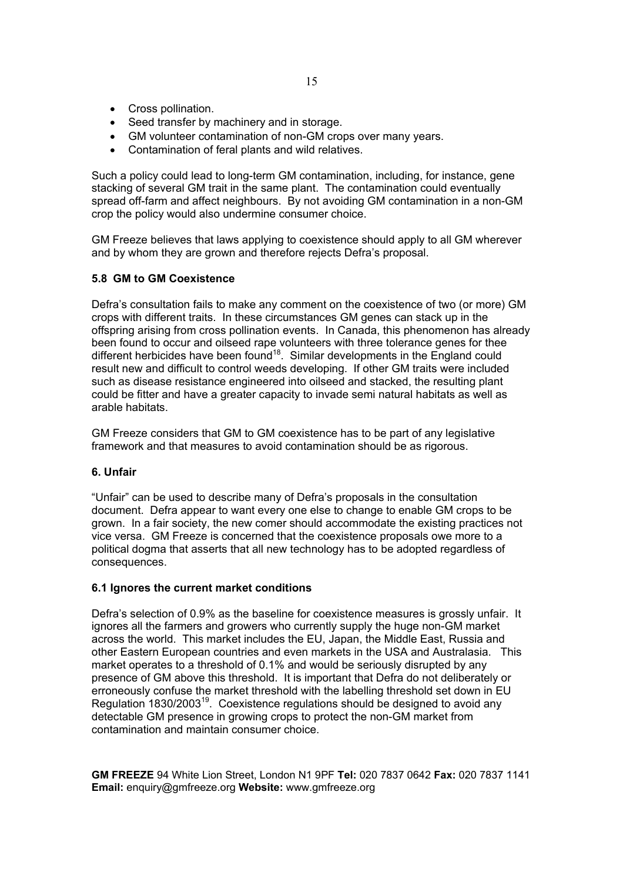- Cross pollination.
- Seed transfer by machinery and in storage.
- GM volunteer contamination of non-GM crops over many years.
- Contamination of feral plants and wild relatives.

Such a policy could lead to long-term GM contamination, including, for instance, gene stacking of several GM trait in the same plant. The contamination could eventually spread off-farm and affect neighbours. By not avoiding GM contamination in a non-GM crop the policy would also undermine consumer choice.

GM Freeze believes that laws applying to coexistence should apply to all GM wherever and by whom they are grown and therefore rejects Defra's proposal.

### 5.8 GM to GM Coexistence

Defra's consultation fails to make any comment on the coexistence of two (or more) GM crops with different traits. In these circumstances GM genes can stack up in the offspring arising from cross pollination events. In Canada, this phenomenon has already been found to occur and oilseed rape volunteers with three tolerance genes for thee different herbicides have been found[18]. Similar developments in the England could result new and difficult to control weeds developing. If other GM traits were included such as disease resistance engineered into oilseed and stacked, the resulting plant could be fitter and have a greater capacity to invade semi natural habitats as well as arable habitats.

GM Freeze considers that GM to GM coexistence has to be part of any legislative framework and that measures to avoid contamination should be as rigorous.

## 6. Unfair

"Unfair" can be used to describe many of Defra's proposals in the consultation document. Defra appear to want every one else to change to enable GM crops to be grown. In a fair society, the new comer should accommodate the existing practices not vice versa. GM Freeze is concerned that the coexistence proposals owe more to a political dogma that asserts that all new technology has to be adopted regardless of consequences.

### 6.1 Ignores the current market conditions

Defra's selection of 0.9% as the baseline for coexistence measures is grossly unfair. It ignores all the farmers and growers who currently supply the huge non-GM market across the world. This market includes the EU, Japan, the Middle East, Russia and other Eastern European countries and even markets in the USA and Australasia. This market operates to a threshold of 0.1% and would be seriously disrupted by any presence of GM above this threshold. It is important that Defra do not deliberately or erroneously confuse the market threshold with the labelling threshold set down in EU Regulation 1830/2003[19]. Coexistence regulations should be designed to avoid any detectable GM presence in growing crops to protect the non-GM market from contamination and maintain consumer choice.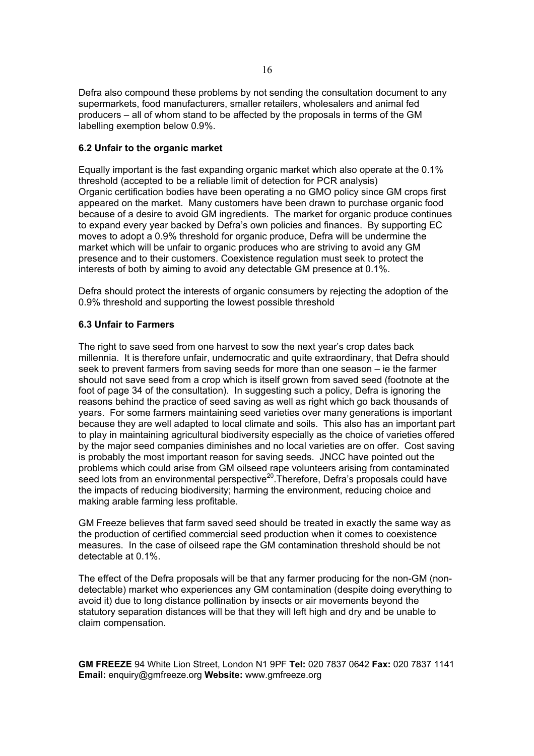Defra also compound these problems by not sending the consultation document to any supermarkets, food manufacturers, smaller retailers, wholesalers and animal fed producers – all of whom stand to be affected by the proposals in terms of the GM labelling exemption below 0.9%.

### 6.2 Unfair to the organic market

Equally important is the fast expanding organic market which also operate at the 0.1% threshold (accepted to be a reliable limit of detection for PCR analysis) Organic certification bodies have been operating a no GMO policy since GM crops first appeared on the market. Many customers have been drawn to purchase organic food because of a desire to avoid GM ingredients. The market for organic produce continues to expand every year backed by Defra's own policies and finances. By supporting EC moves to adopt a 0.9% threshold for organic produce, Defra will be undermine the market which will be unfair to organic produces who are striving to avoid any GM presence and to their customers. Coexistence regulation must seek to protect the interests of both by aiming to avoid any detectable GM presence at 0.1%.

Defra should protect the interests of organic consumers by rejecting the adoption of the 0.9% threshold and supporting the lowest possible threshold

### 6.3 Unfair to Farmers

The right to save seed from one harvest to sow the next year's crop dates back millennia. It is therefore unfair, undemocratic and quite extraordinary, that Defra should seek to prevent farmers from saving seeds for more than one season – ie the farmer should not save seed from a crop which is itself grown from saved seed (footnote at the foot of page 34 of the consultation). In suggesting such a policy, Defra is ignoring the reasons behind the practice of seed saving as well as right which go back thousands of years. For some farmers maintaining seed varieties over many generations is important because they are well adapted to local climate and soils. This also has an important part to play in maintaining agricultural biodiversity especially as the choice of varieties offered by the major seed companies diminishes and no local varieties are on offer. Cost saving is probably the most important reason for saving seeds. JNCC have pointed out the problems which could arise from GM oilseed rape volunteers arising from contaminated seed lots from an environmental perspective[20]. Therefore, Defra's proposals could have the impacts of reducing biodiversity; harming the environment, reducing choice and making arable farming less profitable.

GM Freeze believes that farm saved seed should be treated in exactly the same way as the production of certified commercial seed production when it comes to coexistence measures. In the case of oilseed rape the GM contamination threshold should be not detectable at 0.1%.

The effect of the Defra proposals will be that any farmer producing for the non-GM (non-detectable) market who experiences any GM contamination (despite doing everything to avoid it) due to long distance pollination by insects or air movements beyond the statutory separation distances will be that they will left high and dry and be unable to claim compensation.

**GM FREEZE** 94 White Lion Street, London N1 9PF **Tel:** 020 7837 0642 **Fax:** 020 7837 1141 **Email:** enquiry@gmfreeze.org **Website:** www.gmfreeze.org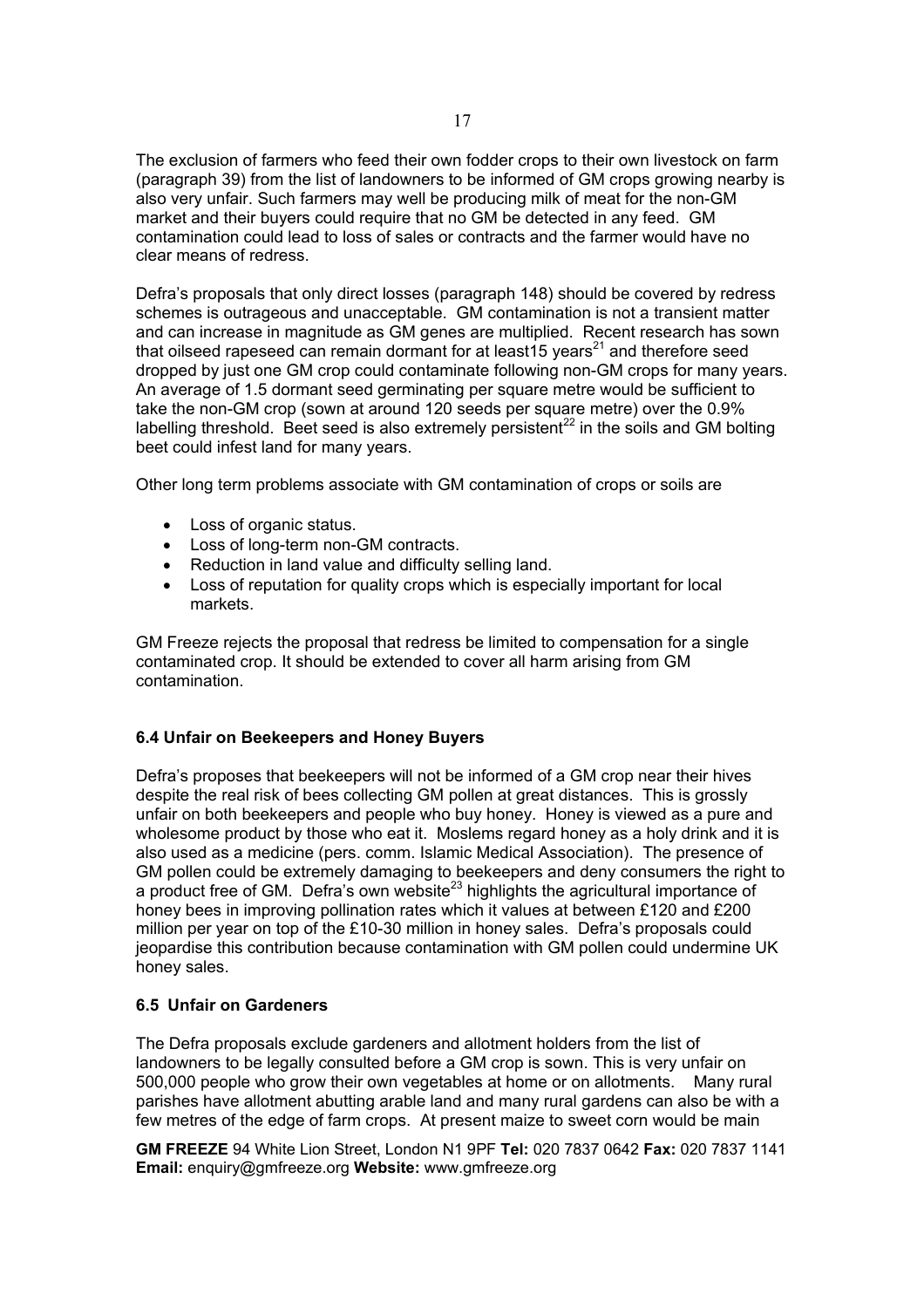The exclusion of farmers who feed their own fodder crops to their own livestock on farm (paragraph 39) from the list of landowners to be informed of GM crops growing nearby is also very unfair. Such farmers may well be producing milk of meat for the non-GM market and their buyers could require that no GM be detected in any feed. GM contamination could lead to loss of sales or contracts and the farmer would have no clear means of redress.

Defra's proposals that only direct losses (paragraph 148) should be covered by redress schemes is outrageous and unacceptable. GM contamination is not a transient matter and can increase in magnitude as GM genes are multiplied. Recent research has sown that oilseed rapeseed can remain dormant for at least15 years[21] and therefore seed dropped by just one GM crop could contaminate following non-GM crops for many years. An average of 1.5 dormant seed germinating per square metre would be sufficient to take the non-GM crop (sown at around 120 seeds per square metre) over the 0.9% labelling threshold. Beet seed is also extremely persistent[22] in the soils and GM bolting beet could infest land for many years.

Other long term problems associate with GM contamination of crops or soils are

- Loss of organic status.
- Loss of long-term non-GM contracts.
- Reduction in land value and difficulty selling land.
- Loss of reputation for quality crops which is especially important for local markets.

GM Freeze rejects the proposal that redress be limited to compensation for a single contaminated crop. It should be extended to cover all harm arising from GM contamination.

### 6.4 Unfair on Beekeepers and Honey Buyers

Defra's proposes that beekeepers will not be informed of a GM crop near their hives despite the real risk of bees collecting GM pollen at great distances. This is grossly unfair on both beekeepers and people who buy honey. Honey is viewed as a pure and wholesome product by those who eat it. Moslems regard honey as a holy drink and it is also used as a medicine (pers. comm. Islamic Medical Association). The presence of GM pollen could be extremely damaging to beekeepers and deny consumers the right to a product free of GM. Defra's own website[23] highlights the agricultural importance of honey bees in improving pollination rates which it values at between £120 and £200 million per year on top of the £10-30 million in honey sales. Defra's proposals could jeopardise this contribution because contamination with GM pollen could undermine UK honey sales.

### 6.5 Unfair on Gardeners

The Defra proposals exclude gardeners and allotment holders from the list of landowners to be legally consulted before a GM crop is sown. This is very unfair on 500,000 people who grow their own vegetables at home or on allotments. Many rural parishes have allotment abutting arable land and many rural gardens can also be with a few metres of the edge of farm crops. At present maize to sweet corn would be main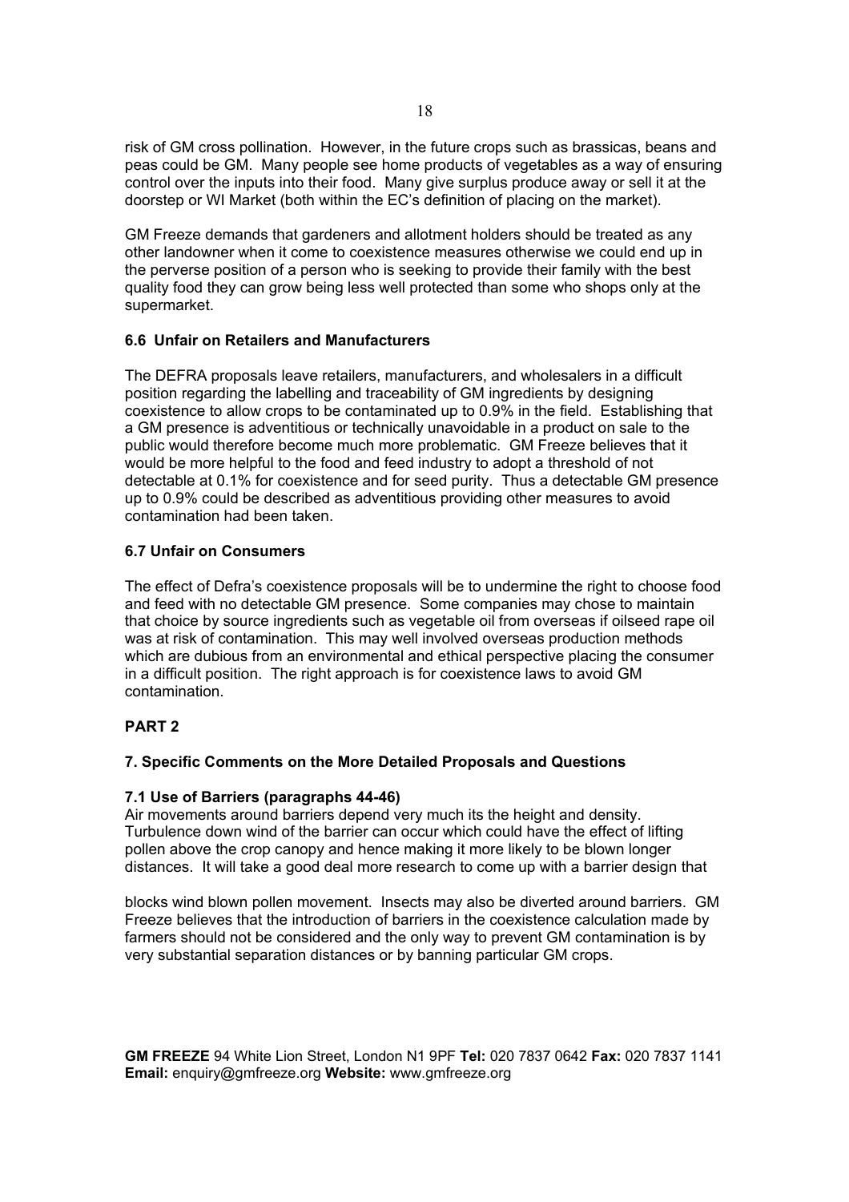risk of GM cross pollination. However, in the future crops such as brassicas, beans and peas could be GM. Many people see home products of vegetables as a way of ensuring control over the inputs into their food. Many give surplus produce away or sell it at the doorstep or WI Market (both within the EC's definition of placing on the market).

GM Freeze demands that gardeners and allotment holders should be treated as any other landowner when it come to coexistence measures otherwise we could end up in the perverse position of a person who is seeking to provide their family with the best quality food they can grow being less well protected than some who shops only at the supermarket.

### 6.6 Unfair on Retailers and Manufacturers

The DEFRA proposals leave retailers, manufacturers, and wholesalers in a difficult position regarding the labelling and traceability of GM ingredients by designing coexistence to allow crops to be contaminated up to 0.9% in the field. Establishing that a GM presence is adventitious or technically unavoidable in a product on sale to the public would therefore become much more problematic. GM Freeze believes that it would be more helpful to the food and feed industry to adopt a threshold of not detectable at 0.1% for coexistence and for seed purity. Thus a detectable GM presence up to 0.9% could be described as adventitious providing other measures to avoid contamination had been taken.

### 6.7 Unfair on Consumers

The effect of Defra's coexistence proposals will be to undermine the right to choose food and feed with no detectable GM presence. Some companies may chose to maintain that choice by source ingredients such as vegetable oil from overseas if oilseed rape oil was at risk of contamination. This may well involved overseas production methods which are dubious from an environmental and ethical perspective placing the consumer in a difficult position. The right approach is for coexistence laws to avoid GM contamination.

## PART 2

### 7. Specific Comments on the More Detailed Proposals and Questions

#### 7.1 Use of Barriers (paragraphs 44-46)

Air movements around barriers depend very much its the height and density. Turbulence down wind of the barrier can occur which could have the effect of lifting pollen above the crop canopy and hence making it more likely to be blown longer distances. It will take a good deal more research to come up with a barrier design that blocks wind blown pollen movement. Insects may also be diverted around barriers. GM Freeze believes that the introduction of barriers in the coexistence calculation made by farmers should not be considered and the only way to prevent GM contamination is by very substantial separation distances or by banning particular GM crops.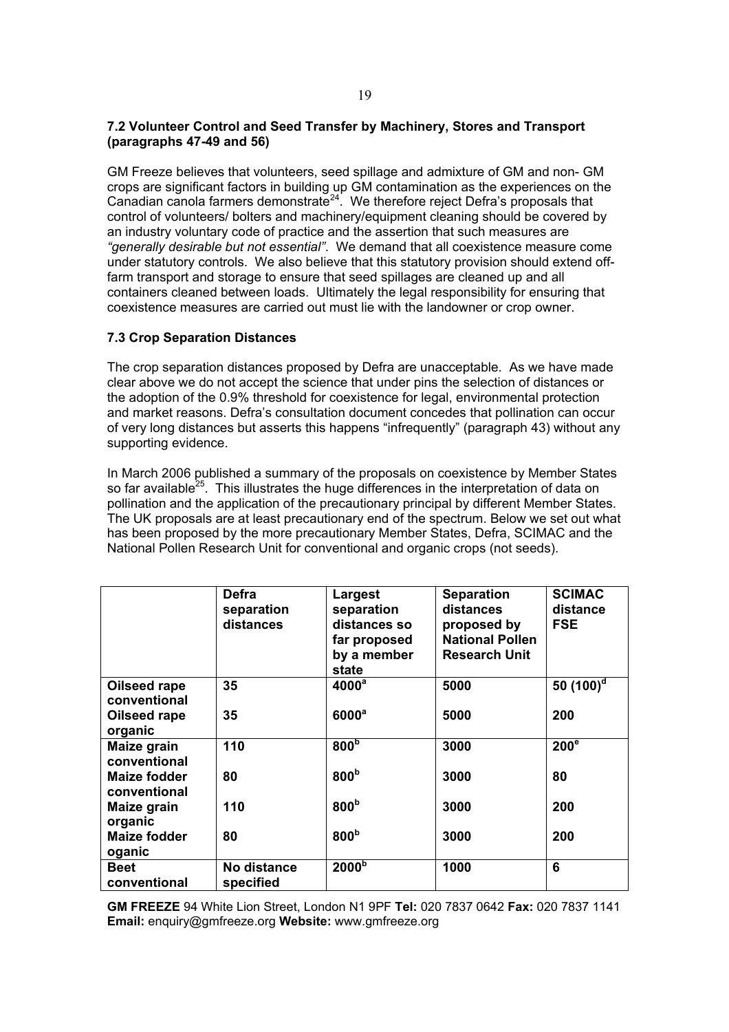### 7.2 Volunteer Control and Seed Transfer by Machinery, Stores and Transport (paragraphs 47-49 and 56)

GM Freeze believes that volunteers, seed spillage and admixture of GM and non- GM crops are significant factors in building up GM contamination as the experiences on the Canadian canola farmers demonstrate[24]. We therefore reject Defra's proposals that control of volunteers/ bolters and machinery/equipment cleaning should be covered by an industry voluntary code of practice and the assertion that such measures are *"generally desirable but not essential".* We demand that all coexistence measure come under statutory controls. We also believe that this statutory provision should extend off-farm transport and storage to ensure that seed spillages are cleaned up and all containers cleaned between loads. Ultimately the legal responsibility for ensuring that coexistence measures are carried out must lie with the landowner or crop owner.

### 7.3 Crop Separation Distances

The crop separation distances proposed by Defra are unacceptable. As we have made clear above we do not accept the science that under pins the selection of distances or the adoption of the 0.9% threshold for coexistence for legal, environmental protection and market reasons. Defra's consultation document concedes that pollination can occur of very long distances but asserts this happens "infrequently" (paragraph 43) without any supporting evidence.

In March 2006 published a summary of the proposals on coexistence by Member States so far available[25]. This illustrates the huge differences in the interpretation of data on pollination and the application of the precautionary principal by different Member States. The UK proposals are at least precautionary end of the spectrum. Below we set out what has been proposed by the more precautionary Member States, Defra, SCIMAC and the National Pollen Research Unit for conventional and organic crops (not seeds).

| | Defra separation distances | Largest separation distances so far proposed by a member state | Separation distances proposed by National Pollen Research Unit | SCIMAC distance FSE |
|---|---|---|---|---|
| **Oilseed rape conventional** | 35 | 4000[a] | 5000 | 50 (100)[d] |
| **Oilseed rape organic** | 35 | 6000[a] | 5000 | 200 |
| **Maize grain conventional** | 110 | 800[b] | 3000 | 200[e] |
| **Maize fodder conventional** | 80 | 800[b] | 3000 | 80 |
| **Maize grain organic** | 110 | 800[b] | 3000 | 200 |
| **Maize fodder oganic** | 80 | 800[b] | 3000 | 200 |
| **Beet conventional** | No distance specified | 2000[b] | 1000 | 6 |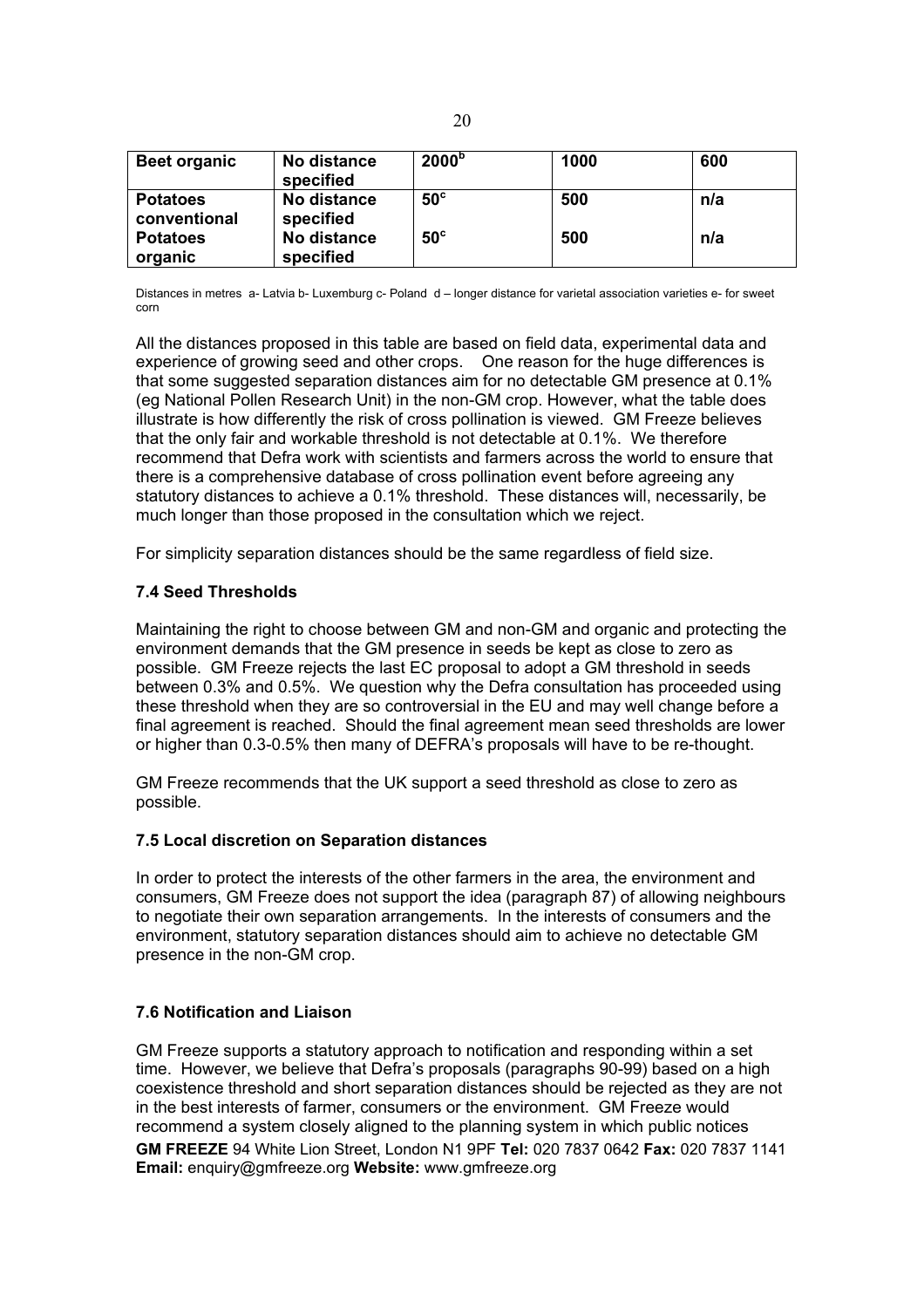| **Beet organic** | **No distance specified** | **2000[b]** | **1000** | **600** |
|---|---|---|---|---|
| **Potatoes conventional** | **No distance specified** | **50[c]** | **500** | **n/a** |
| **Potatoes organic** | **No distance specified** | **50[c]** | **500** | **n/a** |

Distances in metres a- Latvia b- Luxemburg c- Poland d – longer distance for varietal association varieties e- for sweet corn

All the distances proposed in this table are based on field data, experimental data and experience of growing seed and other crops. One reason for the huge differences is that some suggested separation distances aim for no detectable GM presence at 0.1% (eg National Pollen Research Unit) in the non-GM crop. However, what the table does illustrate is how differently the risk of cross pollination is viewed. GM Freeze believes that the only fair and workable threshold is not detectable at 0.1%. We therefore recommend that Defra work with scientists and farmers across the world to ensure that there is a comprehensive database of cross pollination event before agreeing any statutory distances to achieve a 0.1% threshold. These distances will, necessarily, be much longer than those proposed in the consultation which we reject.

For simplicity separation distances should be the same regardless of field size.

### 7.4 Seed Thresholds

Maintaining the right to choose between GM and non-GM and organic and protecting the environment demands that the GM presence in seeds be kept as close to zero as possible. GM Freeze rejects the last EC proposal to adopt a GM threshold in seeds between 0.3% and 0.5%. We question why the Defra consultation has proceeded using these threshold when they are so controversial in the EU and may well change before a final agreement is reached. Should the final agreement mean seed thresholds are lower or higher than 0.3-0.5% then many of DEFRA's proposals will have to be re-thought.

GM Freeze recommends that the UK support a seed threshold as close to zero as possible.

### 7.5 Local discretion on Separation distances

In order to protect the interests of the other farmers in the area, the environment and consumers, GM Freeze does not support the idea (paragraph 87) of allowing neighbours to negotiate their own separation arrangements. In the interests of consumers and the environment, statutory separation distances should aim to achieve no detectable GM presence in the non-GM crop.

### 7.6 Notification and Liaison

GM Freeze supports a statutory approach to notification and responding within a set time. However, we believe that Defra's proposals (paragraphs 90-99) based on a high coexistence threshold and short separation distances should be rejected as they are not in the best interests of farmer, consumers or the environment. GM Freeze would recommend a system closely aligned to the planning system in which public notices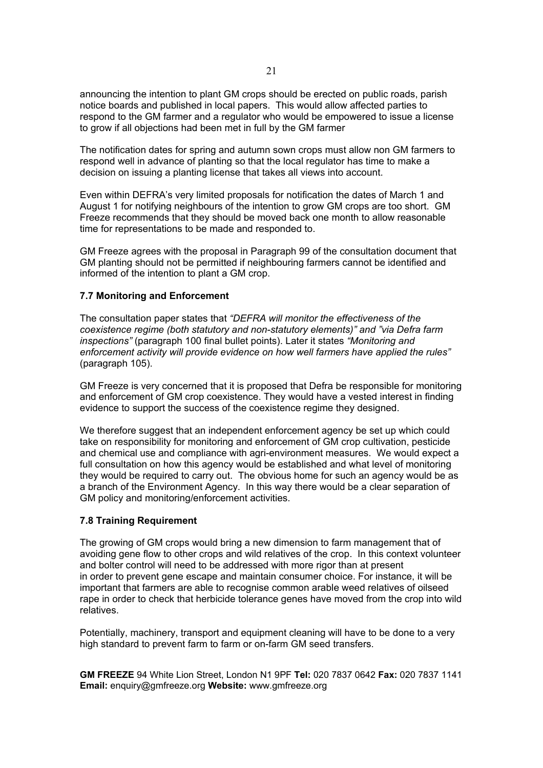announcing the intention to plant GM crops should be erected on public roads, parish notice boards and published in local papers. This would allow affected parties to respond to the GM farmer and a regulator who would be empowered to issue a license to grow if all objections had been met in full by the GM farmer

The notification dates for spring and autumn sown crops must allow non GM farmers to respond well in advance of planting so that the local regulator has time to make a decision on issuing a planting license that takes all views into account.

Even within DEFRA's very limited proposals for notification the dates of March 1 and August 1 for notifying neighbours of the intention to grow GM crops are too short. GM Freeze recommends that they should be moved back one month to allow reasonable time for representations to be made and responded to.

GM Freeze agrees with the proposal in Paragraph 99 of the consultation document that GM planting should not be permitted if neighbouring farmers cannot be identified and informed of the intention to plant a GM crop.

### 7.7 Monitoring and Enforcement

The consultation paper states that *"DEFRA will monitor the effectiveness of the coexistence regime (both statutory and non-statutory elements)" and "via Defra farm inspections"* (paragraph 100 final bullet points). Later it states *"Monitoring and enforcement activity will provide evidence on how well farmers have applied the rules"* (paragraph 105).

GM Freeze is very concerned that it is proposed that Defra be responsible for monitoring and enforcement of GM crop coexistence. They would have a vested interest in finding evidence to support the success of the coexistence regime they designed.

We therefore suggest that an independent enforcement agency be set up which could take on responsibility for monitoring and enforcement of GM crop cultivation, pesticide and chemical use and compliance with agri-environment measures. We would expect a full consultation on how this agency would be established and what level of monitoring they would be required to carry out. The obvious home for such an agency would be as a branch of the Environment Agency. In this way there would be a clear separation of GM policy and monitoring/enforcement activities.

### 7.8 Training Requirement

The growing of GM crops would bring a new dimension to farm management that of avoiding gene flow to other crops and wild relatives of the crop. In this context volunteer and bolter control will need to be addressed with more rigor than at present in order to prevent gene escape and maintain consumer choice. For instance, it will be important that farmers are able to recognise common arable weed relatives of oilseed rape in order to check that herbicide tolerance genes have moved from the crop into wild relatives.

Potentially, machinery, transport and equipment cleaning will have to be done to a very high standard to prevent farm to farm or on-farm GM seed transfers.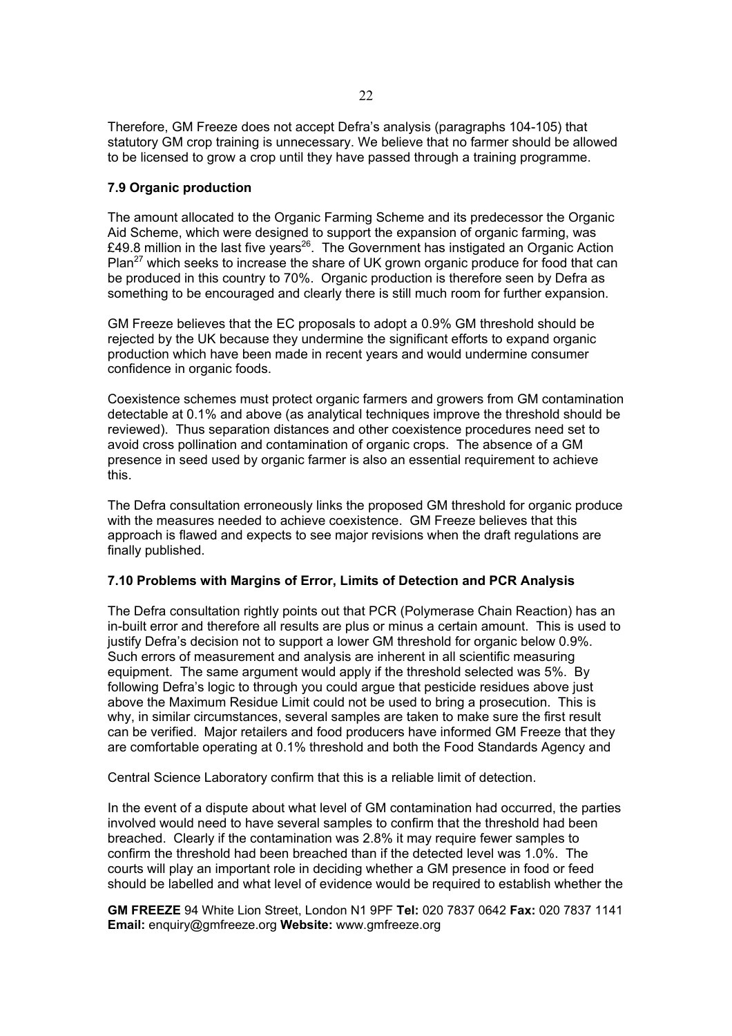Therefore, GM Freeze does not accept Defra's analysis (paragraphs 104-105) that statutory GM crop training is unnecessary. We believe that no farmer should be allowed to be licensed to grow a crop until they have passed through a training programme.

### 7.9 Organic production

The amount allocated to the Organic Farming Scheme and its predecessor the Organic Aid Scheme, which were designed to support the expansion of organic farming, was £49.8 million in the last five years[26]. The Government has instigated an Organic Action Plan[27] which seeks to increase the share of UK grown organic produce for food that can be produced in this country to 70%. Organic production is therefore seen by Defra as something to be encouraged and clearly there is still much room for further expansion.

GM Freeze believes that the EC proposals to adopt a 0.9% GM threshold should be rejected by the UK because they undermine the significant efforts to expand organic production which have been made in recent years and would undermine consumer confidence in organic foods.

Coexistence schemes must protect organic farmers and growers from GM contamination detectable at 0.1% and above (as analytical techniques improve the threshold should be reviewed). Thus separation distances and other coexistence procedures need set to avoid cross pollination and contamination of organic crops. The absence of a GM presence in seed used by organic farmer is also an essential requirement to achieve this.

The Defra consultation erroneously links the proposed GM threshold for organic produce with the measures needed to achieve coexistence. GM Freeze believes that this approach is flawed and expects to see major revisions when the draft regulations are finally published.

### 7.10 Problems with Margins of Error, Limits of Detection and PCR Analysis

The Defra consultation rightly points out that PCR (Polymerase Chain Reaction) has an in-built error and therefore all results are plus or minus a certain amount. This is used to justify Defra's decision not to support a lower GM threshold for organic below 0.9%. Such errors of measurement and analysis are inherent in all scientific measuring equipment. The same argument would apply if the threshold selected was 5%. By following Defra's logic to through you could argue that pesticide residues above just above the Maximum Residue Limit could not be used to bring a prosecution. This is why, in similar circumstances, several samples are taken to make sure the first result can be verified. Major retailers and food producers have informed GM Freeze that they are comfortable operating at 0.1% threshold and both the Food Standards Agency and Central Science Laboratory confirm that this is a reliable limit of detection.

In the event of a dispute about what level of GM contamination had occurred, the parties involved would need to have several samples to confirm that the threshold had been breached. Clearly if the contamination was 2.8% it may require fewer samples to confirm the threshold had been breached than if the detected level was 1.0%. The courts will play an important role in deciding whether a GM presence in food or feed should be labelled and what level of evidence would be required to establish whether the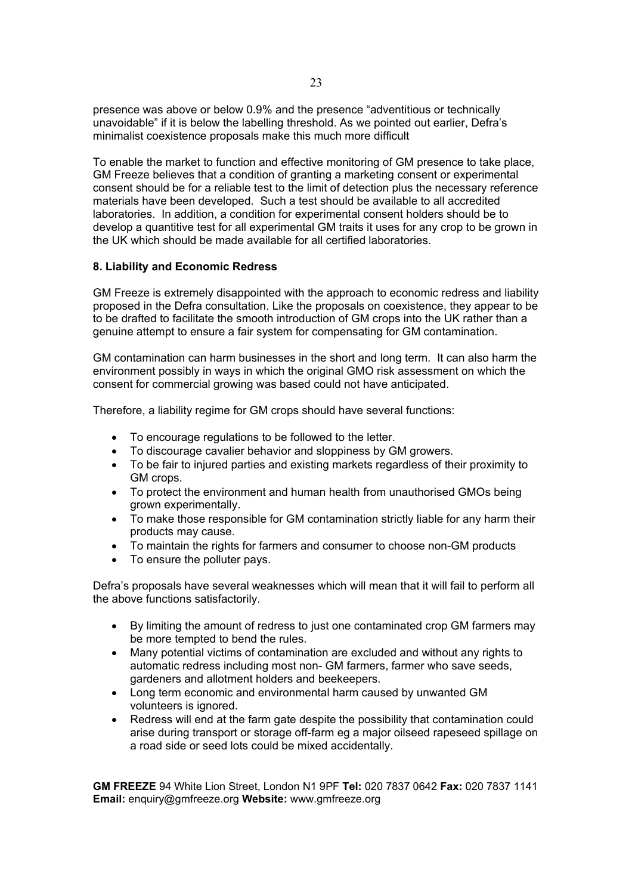presence was above or below 0.9% and the presence "adventitious or technically unavoidable" if it is below the labelling threshold. As we pointed out earlier, Defra's minimalist coexistence proposals make this much more difficult

To enable the market to function and effective monitoring of GM presence to take place, GM Freeze believes that a condition of granting a marketing consent or experimental consent should be for a reliable test to the limit of detection plus the necessary reference materials have been developed. Such a test should be available to all accredited laboratories. In addition, a condition for experimental consent holders should be to develop a quantitive test for all experimental GM traits it uses for any crop to be grown in the UK which should be made available for all certified laboratories.

### 8. Liability and Economic Redress

GM Freeze is extremely disappointed with the approach to economic redress and liability proposed in the Defra consultation. Like the proposals on coexistence, they appear to be to be drafted to facilitate the smooth introduction of GM crops into the UK rather than a genuine attempt to ensure a fair system for compensating for GM contamination.

GM contamination can harm businesses in the short and long term. It can also harm the environment possibly in ways in which the original GMO risk assessment on which the consent for commercial growing was based could not have anticipated.

Therefore, a liability regime for GM crops should have several functions:

- To encourage regulations to be followed to the letter.
- To discourage cavalier behavior and sloppiness by GM growers.
- To be fair to injured parties and existing markets regardless of their proximity to GM crops.
- To protect the environment and human health from unauthorised GMOs being grown experimentally.
- To make those responsible for GM contamination strictly liable for any harm their products may cause.
- To maintain the rights for farmers and consumer to choose non-GM products
- To ensure the polluter pays.

Defra's proposals have several weaknesses which will mean that it will fail to perform all the above functions satisfactorily.

- By limiting the amount of redress to just one contaminated crop GM farmers may be more tempted to bend the rules.
- Many potential victims of contamination are excluded and without any rights to automatic redress including most non- GM farmers, farmer who save seeds, gardeners and allotment holders and beekeepers.
- Long term economic and environmental harm caused by unwanted GM volunteers is ignored.
- Redress will end at the farm gate despite the possibility that contamination could arise during transport or storage off-farm eg a major oilseed rapeseed spillage on a road side or seed lots could be mixed accidentally.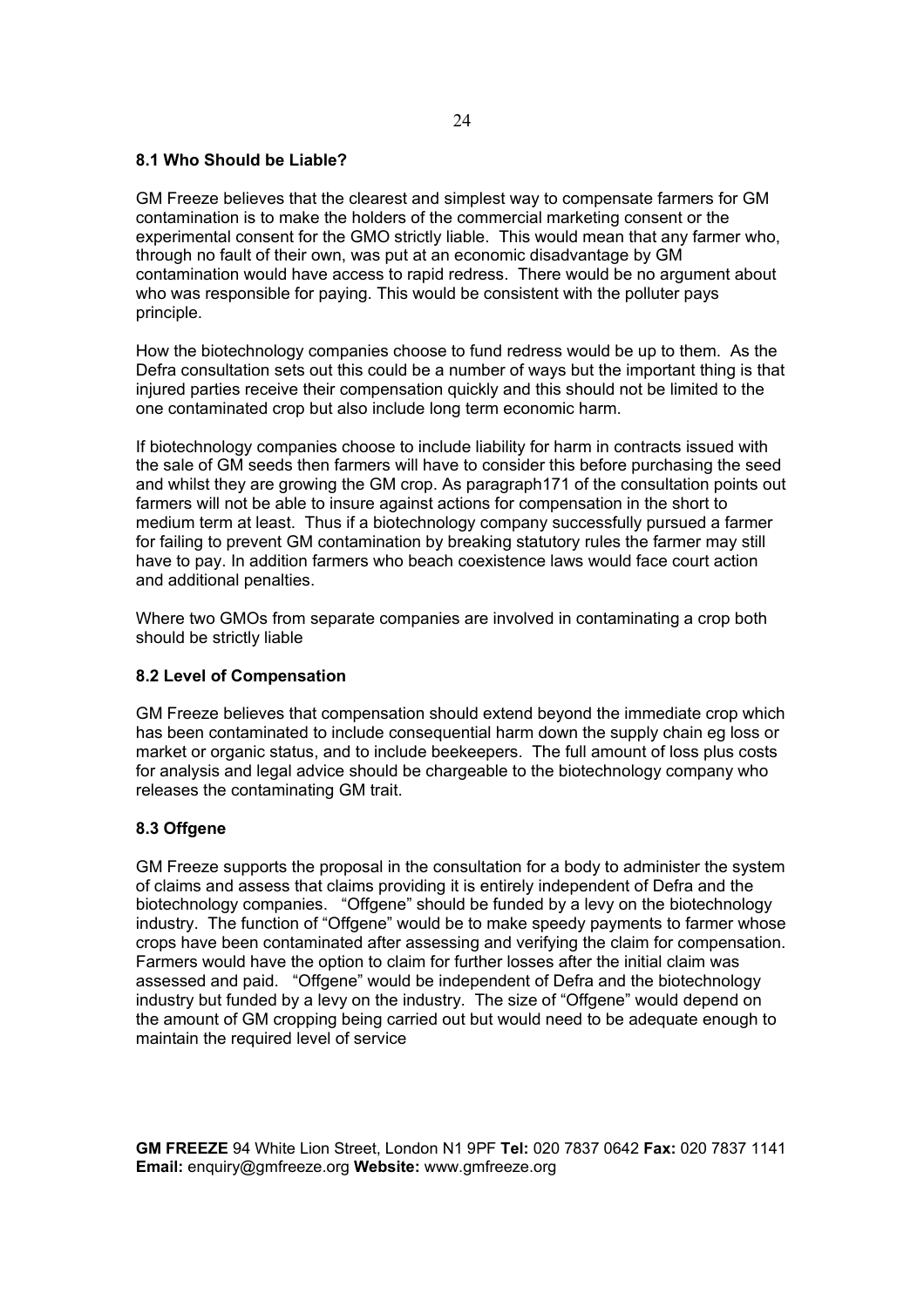### 8.1 Who Should be Liable?

GM Freeze believes that the clearest and simplest way to compensate farmers for GM contamination is to make the holders of the commercial marketing consent or the experimental consent for the GMO strictly liable. This would mean that any farmer who, through no fault of their own, was put at an economic disadvantage by GM contamination would have access to rapid redress. There would be no argument about who was responsible for paying. This would be consistent with the polluter pays principle.

How the biotechnology companies choose to fund redress would be up to them. As the Defra consultation sets out this could be a number of ways but the important thing is that injured parties receive their compensation quickly and this should not be limited to the one contaminated crop but also include long term economic harm.

If biotechnology companies choose to include liability for harm in contracts issued with the sale of GM seeds then farmers will have to consider this before purchasing the seed and whilst they are growing the GM crop. As paragraph171 of the consultation points out farmers will not be able to insure against actions for compensation in the short to medium term at least. Thus if a biotechnology company successfully pursued a farmer for failing to prevent GM contamination by breaking statutory rules the farmer may still have to pay. In addition farmers who beach coexistence laws would face court action and additional penalties.

Where two GMOs from separate companies are involved in contaminating a crop both should be strictly liable

### 8.2 Level of Compensation

GM Freeze believes that compensation should extend beyond the immediate crop which has been contaminated to include consequential harm down the supply chain eg loss or market or organic status, and to include beekeepers. The full amount of loss plus costs for analysis and legal advice should be chargeable to the biotechnology company who releases the contaminating GM trait.

### 8.3 Offgene

GM Freeze supports the proposal in the consultation for a body to administer the system of claims and assess that claims providing it is entirely independent of Defra and the biotechnology companies. "Offgene" should be funded by a levy on the biotechnology industry. The function of "Offgene" would be to make speedy payments to farmer whose crops have been contaminated after assessing and verifying the claim for compensation. Farmers would have the option to claim for further losses after the initial claim was assessed and paid. "Offgene" would be independent of Defra and the biotechnology industry but funded by a levy on the industry. The size of "Offgene" would depend on the amount of GM cropping being carried out but would need to be adequate enough to maintain the required level of service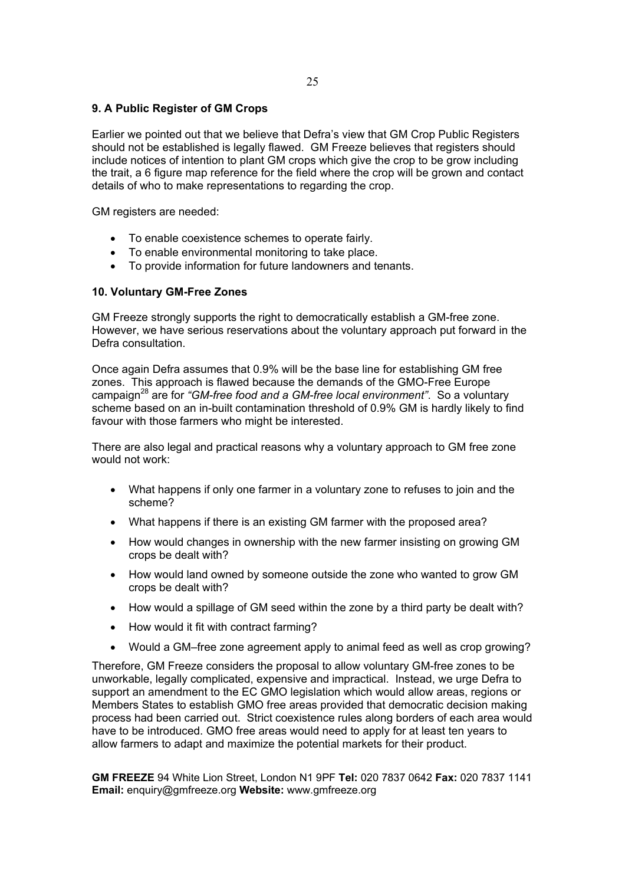### 9. A Public Register of GM Crops

Earlier we pointed out that we believe that Defra's view that GM Crop Public Registers should not be established is legally flawed. GM Freeze believes that registers should include notices of intention to plant GM crops which give the crop to be grow including the trait, a 6 figure map reference for the field where the crop will be grown and contact details of who to make representations to regarding the crop.

GM registers are needed:

- To enable coexistence schemes to operate fairly.
- To enable environmental monitoring to take place.
- To provide information for future landowners and tenants.

### 10. Voluntary GM-Free Zones

GM Freeze strongly supports the right to democratically establish a GM-free zone. However, we have serious reservations about the voluntary approach put forward in the Defra consultation.

Once again Defra assumes that 0.9% will be the base line for establishing GM free zones. This approach is flawed because the demands of the GMO-Free Europe campaign[28] are for *"GM-free food and a GM-free local environment"*. So a voluntary scheme based on an in-built contamination threshold of 0.9% GM is hardly likely to find favour with those farmers who might be interested.

There are also legal and practical reasons why a voluntary approach to GM free zone would not work:

- What happens if only one farmer in a voluntary zone to refuses to join and the scheme?
- What happens if there is an existing GM farmer with the proposed area?
- How would changes in ownership with the new farmer insisting on growing GM crops be dealt with?
- How would land owned by someone outside the zone who wanted to grow GM crops be dealt with?
- How would a spillage of GM seed within the zone by a third party be dealt with?
- How would it fit with contract farming?
- Would a GM–free zone agreement apply to animal feed as well as crop growing?

Therefore, GM Freeze considers the proposal to allow voluntary GM-free zones to be unworkable, legally complicated, expensive and impractical. Instead, we urge Defra to support an amendment to the EC GMO legislation which would allow areas, regions or Members States to establish GMO free areas provided that democratic decision making process had been carried out. Strict coexistence rules along borders of each area would have to be introduced. GMO free areas would need to apply for at least ten years to allow farmers to adapt and maximize the potential markets for their product.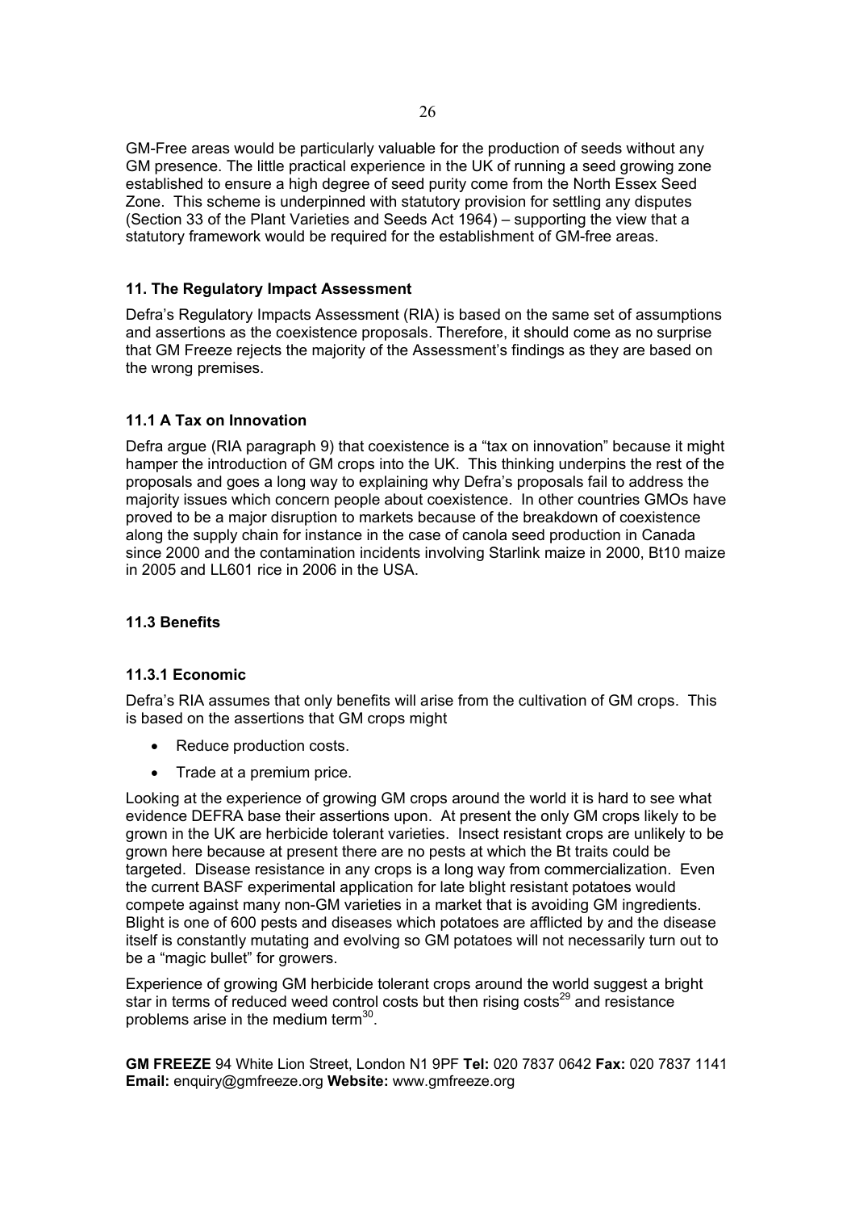GM-Free areas would be particularly valuable for the production of seeds without any GM presence. The little practical experience in the UK of running a seed growing zone established to ensure a high degree of seed purity come from the North Essex Seed Zone. This scheme is underpinned with statutory provision for settling any disputes (Section 33 of the Plant Varieties and Seeds Act 1964) – supporting the view that a statutory framework would be required for the establishment of GM-free areas.

### 11. The Regulatory Impact Assessment

Defra's Regulatory Impacts Assessment (RIA) is based on the same set of assumptions and assertions as the coexistence proposals. Therefore, it should come as no surprise that GM Freeze rejects the majority of the Assessment's findings as they are based on the wrong premises.

### 11.1 A Tax on Innovation

Defra argue (RIA paragraph 9) that coexistence is a "tax on innovation" because it might hamper the introduction of GM crops into the UK. This thinking underpins the rest of the proposals and goes a long way to explaining why Defra's proposals fail to address the majority issues which concern people about coexistence. In other countries GMOs have proved to be a major disruption to markets because of the breakdown of coexistence along the supply chain for instance in the case of canola seed production in Canada since 2000 and the contamination incidents involving Starlink maize in 2000, Bt10 maize in 2005 and LL601 rice in 2006 in the USA.

### 11.3 Benefits

#### 11.3.1 Economic

Defra's RIA assumes that only benefits will arise from the cultivation of GM crops. This is based on the assertions that GM crops might

- Reduce production costs.
- Trade at a premium price.

Looking at the experience of growing GM crops around the world it is hard to see what evidence DEFRA base their assertions upon. At present the only GM crops likely to be grown in the UK are herbicide tolerant varieties. Insect resistant crops are unlikely to be grown here because at present there are no pests at which the Bt traits could be targeted. Disease resistance in any crops is a long way from commercialization. Even the current BASF experimental application for late blight resistant potatoes would compete against many non-GM varieties in a market that is avoiding GM ingredients. Blight is one of 600 pests and diseases which potatoes are afflicted by and the disease itself is constantly mutating and evolving so GM potatoes will not necessarily turn out to be a "magic bullet" for growers.

Experience of growing GM herbicide tolerant crops around the world suggest a bright star in terms of reduced weed control costs but then rising costs[29] and resistance problems arise in the medium term[30].

**GM FREEZE** 94 White Lion Street, London N1 9PF **Tel:** 020 7837 0642 **Fax:** 020 7837 1141
**Email:** enquiry@gmfreeze.org **Website:** www.gmfreeze.org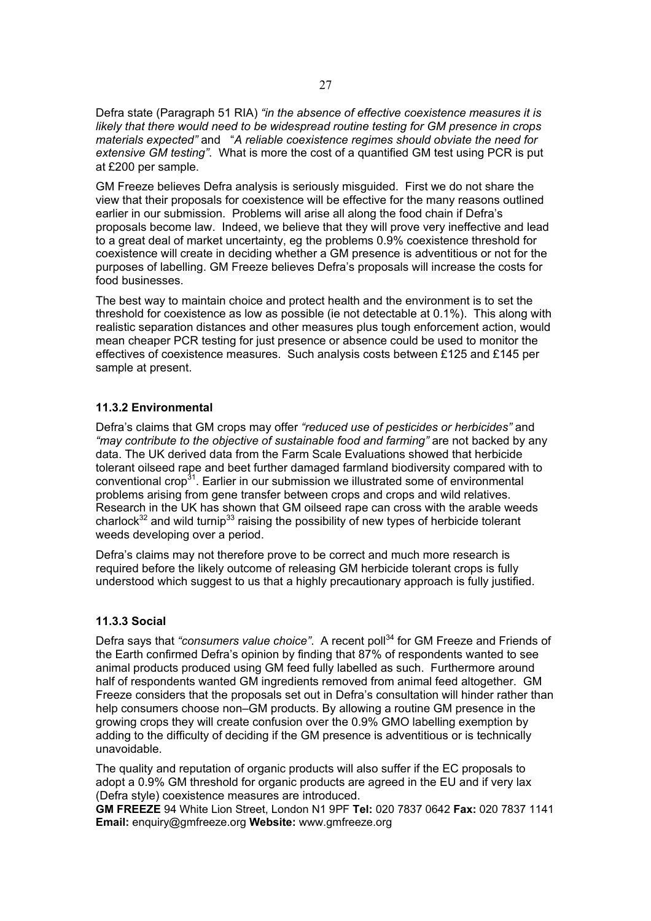Defra state (Paragraph 51 RIA) *"in the absence of effective coexistence measures it is likely that there would need to be widespread routine testing for GM presence in crops materials expected"* and "*A reliable coexistence regimes should obviate the need for extensive GM testing"*. What is more the cost of a quantified GM test using PCR is put at £200 per sample.

GM Freeze believes Defra analysis is seriously misguided. First we do not share the view that their proposals for coexistence will be effective for the many reasons outlined earlier in our submission. Problems will arise all along the food chain if Defra's proposals become law. Indeed, we believe that they will prove very ineffective and lead to a great deal of market uncertainty, eg the problems 0.9% coexistence threshold for coexistence will create in deciding whether a GM presence is adventitious or not for the purposes of labelling. GM Freeze believes Defra's proposals will increase the costs for food businesses.

The best way to maintain choice and protect health and the environment is to set the threshold for coexistence as low as possible (ie not detectable at 0.1%). This along with realistic separation distances and other measures plus tough enforcement action, would mean cheaper PCR testing for just presence or absence could be used to monitor the effectives of coexistence measures. Such analysis costs between £125 and £145 per sample at present.

### 11.3.2 Environmental

Defra's claims that GM crops may offer *"reduced use of pesticides or herbicides"* and *"may contribute to the objective of sustainable food and farming"* are not backed by any data. The UK derived data from the Farm Scale Evaluations showed that herbicide tolerant oilseed rape and beet further damaged farmland biodiversity compared with to conventional crop[31]. Earlier in our submission we illustrated some of environmental problems arising from gene transfer between crops and crops and wild relatives. Research in the UK has shown that GM oilseed rape can cross with the arable weeds charlock[32] and wild turnip[33] raising the possibility of new types of herbicide tolerant weeds developing over a period.

Defra's claims may not therefore prove to be correct and much more research is required before the likely outcome of releasing GM herbicide tolerant crops is fully understood which suggest to us that a highly precautionary approach is fully justified.

### 11.3.3 Social

Defra says that *"consumers value choice"*. A recent poll[34] for GM Freeze and Friends of the Earth confirmed Defra's opinion by finding that 87% of respondents wanted to see animal products produced using GM feed fully labelled as such. Furthermore around half of respondents wanted GM ingredients removed from animal feed altogether. GM Freeze considers that the proposals set out in Defra's consultation will hinder rather than help consumers choose non–GM products. By allowing a routine GM presence in the growing crops they will create confusion over the 0.9% GMO labelling exemption by adding to the difficulty of deciding if the GM presence is adventitious or is technically unavoidable.

The quality and reputation of organic products will also suffer if the EC proposals to adopt a 0.9% GM threshold for organic products are agreed in the EU and if very lax (Defra style) coexistence measures are introduced.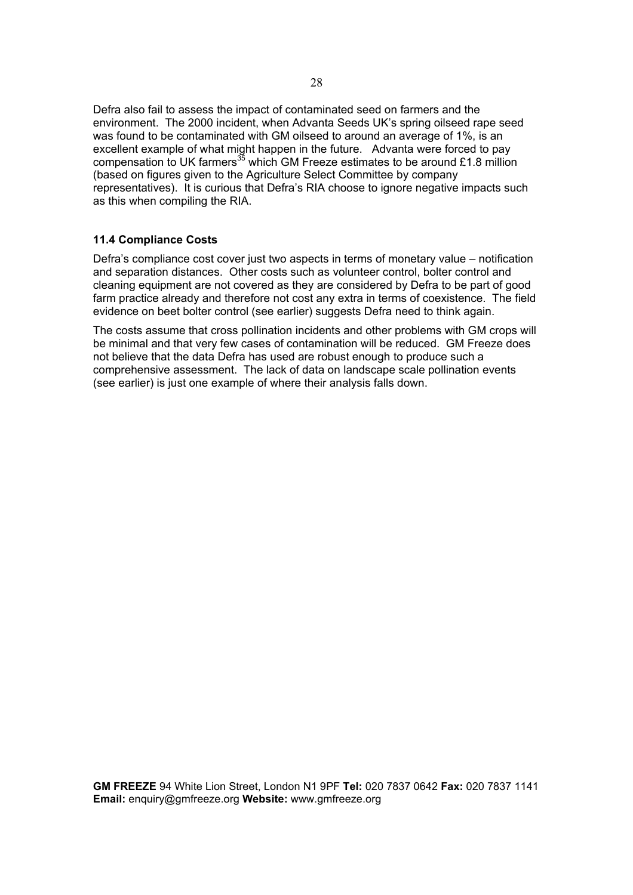Defra also fail to assess the impact of contaminated seed on farmers and the environment. The 2000 incident, when Advanta Seeds UK's spring oilseed rape seed was found to be contaminated with GM oilseed to around an average of 1%, is an excellent example of what might happen in the future. Advanta were forced to pay compensation to UK farmers[35] which GM Freeze estimates to be around £1.8 million (based on figures given to the Agriculture Select Committee by company representatives). It is curious that Defra's RIA choose to ignore negative impacts such as this when compiling the RIA.

### 11.4 Compliance Costs

Defra's compliance cost cover just two aspects in terms of monetary value – notification and separation distances. Other costs such as volunteer control, bolter control and cleaning equipment are not covered as they are considered by Defra to be part of good farm practice already and therefore not cost any extra in terms of coexistence. The field evidence on beet bolter control (see earlier) suggests Defra need to think again.

The costs assume that cross pollination incidents and other problems with GM crops will be minimal and that very few cases of contamination will be reduced. GM Freeze does not believe that the data Defra has used are robust enough to produce such a comprehensive assessment. The lack of data on landscape scale pollination events (see earlier) is just one example of where their analysis falls down.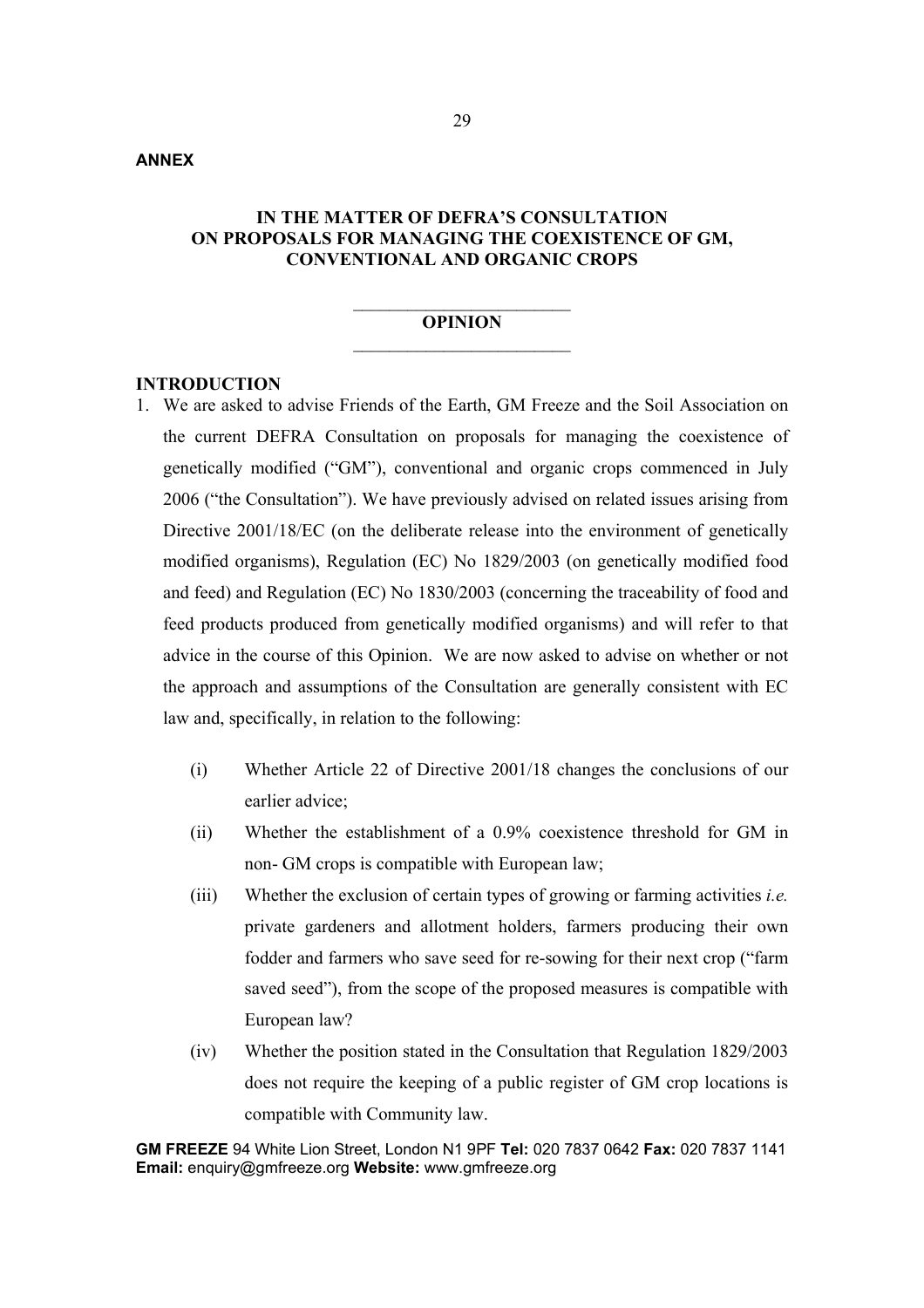**ANNEX**

**IN THE MATTER OF DEFRA'S CONSULTATION ON PROPOSALS FOR MANAGING THE COEXISTENCE OF GM, CONVENTIONAL AND ORGANIC CROPS**

---

**OPINION**

---

**INTRODUCTION**

1. We are asked to advise Friends of the Earth, GM Freeze and the Soil Association on the current DEFRA Consultation on proposals for managing the coexistence of genetically modified ("GM"), conventional and organic crops commenced in July 2006 ("the Consultation"). We have previously advised on related issues arising from Directive 2001/18/EC (on the deliberate release into the environment of genetically modified organisms), Regulation (EC) No 1829/2003 (on genetically modified food and feed) and Regulation (EC) No 1830/2003 (concerning the traceability of food and feed products produced from genetically modified organisms) and will refer to that advice in the course of this Opinion. We are now asked to advise on whether or not the approach and assumptions of the Consultation are generally consistent with EC law and, specifically, in relation to the following:

   (i) Whether Article 22 of Directive 2001/18 changes the conclusions of our earlier advice;

   (ii) Whether the establishment of a 0.9% coexistence threshold for GM in non- GM crops is compatible with European law;

   (iii) Whether the exclusion of certain types of growing or farming activities *i.e.* private gardeners and allotment holders, farmers producing their own fodder and farmers who save seed for re-sowing for their next crop ("farm saved seed"), from the scope of the proposed measures is compatible with European law?

   (iv) Whether the position stated in the Consultation that Regulation 1829/2003 does not require the keeping of a public register of GM crop locations is compatible with Community law.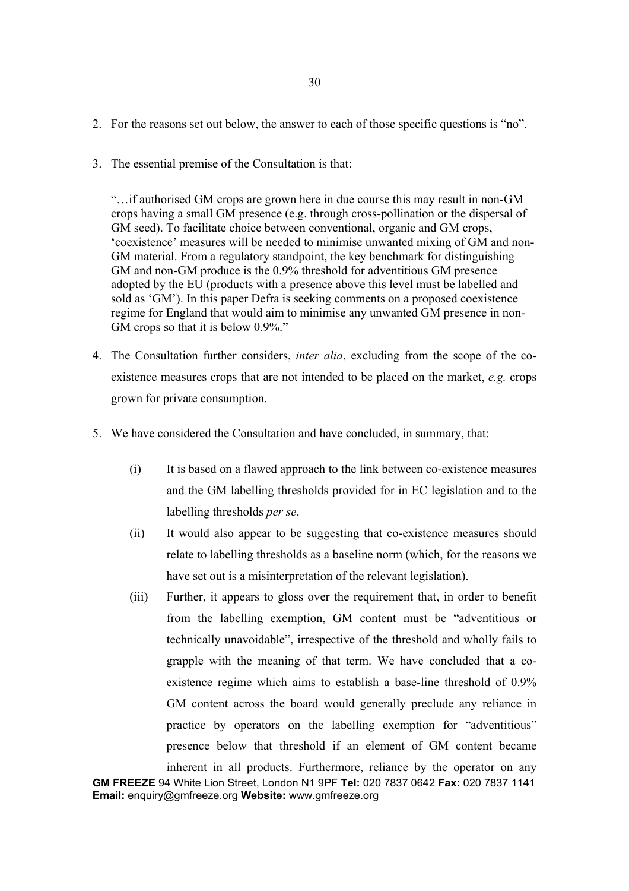2. For the reasons set out below, the answer to each of those specific questions is "no".

3. The essential premise of the Consultation is that:

   "…if authorised GM crops are grown here in due course this may result in non-GM crops having a small GM presence (e.g. through cross-pollination or the dispersal of GM seed). To facilitate choice between conventional, organic and GM crops, 'coexistence' measures will be needed to minimise unwanted mixing of GM and non-GM material. From a regulatory standpoint, the key benchmark for distinguishing GM and non-GM produce is the 0.9% threshold for adventitious GM presence adopted by the EU (products with a presence above this level must be labelled and sold as 'GM'). In this paper Defra is seeking comments on a proposed coexistence regime for England that would aim to minimise any unwanted GM presence in non-GM crops so that it is below 0.9%."

4. The Consultation further considers, *inter alia*, excluding from the scope of the co-existence measures crops that are not intended to be placed on the market, *e.g.* crops grown for private consumption.

5. We have considered the Consultation and have concluded, in summary, that:

   (i) It is based on a flawed approach to the link between co-existence measures and the GM labelling thresholds provided for in EC legislation and to the labelling thresholds *per se*.

   (ii) It would also appear to be suggesting that co-existence measures should relate to labelling thresholds as a baseline norm (which, for the reasons we have set out is a misinterpretation of the relevant legislation).

   (iii) Further, it appears to gloss over the requirement that, in order to benefit from the labelling exemption, GM content must be "adventitious or technically unavoidable", irrespective of the threshold and wholly fails to grapple with the meaning of that term. We have concluded that a co-existence regime which aims to establish a base-line threshold of 0.9% GM content across the board would generally preclude any reliance in practice by operators on the labelling exemption for "adventitious" presence below that threshold if an element of GM content became inherent in all products. Furthermore, reliance by the operator on any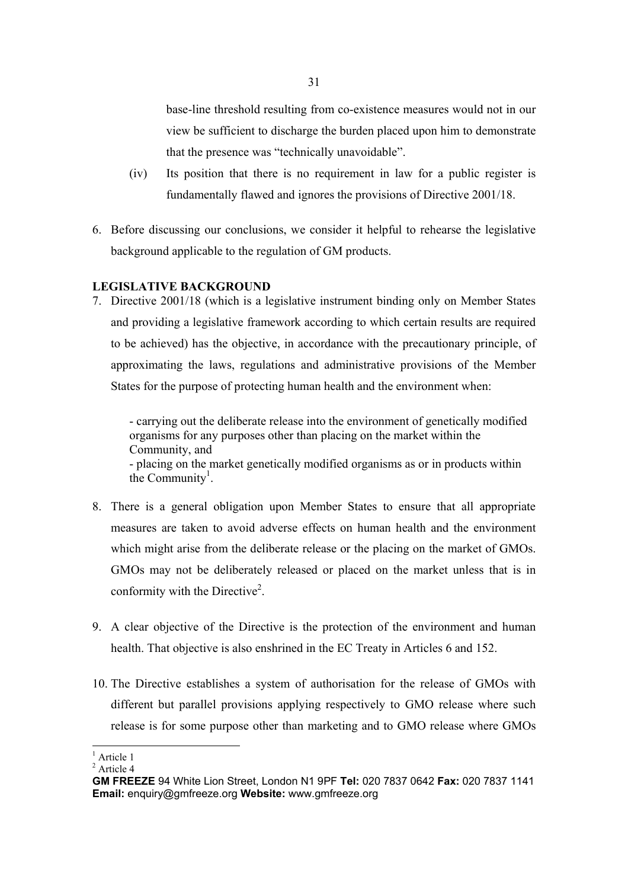base-line threshold resulting from co-existence measures would not in our view be sufficient to discharge the burden placed upon him to demonstrate that the presence was "technically unavoidable".

(iv) Its position that there is no requirement in law for a public register is fundamentally flawed and ignores the provisions of Directive 2001/18.

6. Before discussing our conclusions, we consider it helpful to rehearse the legislative background applicable to the regulation of GM products.

**LEGISLATIVE BACKGROUND**

7. Directive 2001/18 (which is a legislative instrument binding only on Member States and providing a legislative framework according to which certain results are required to be achieved) has the objective, in accordance with the precautionary principle, of approximating the laws, regulations and administrative provisions of the Member States for the purpose of protecting human health and the environment when:

   - carrying out the deliberate release into the environment of genetically modified organisms for any purposes other than placing on the market within the Community, and
   - placing on the market genetically modified organisms as or in products within the Community[1].

8. There is a general obligation upon Member States to ensure that all appropriate measures are taken to avoid adverse effects on human health and the environment which might arise from the deliberate release or the placing on the market of GMOs. GMOs may not be deliberately released or placed on the market unless that is in conformity with the Directive[2].

9. A clear objective of the Directive is the protection of the environment and human health. That objective is also enshrined in the EC Treaty in Articles 6 and 152.

10. The Directive establishes a system of authorisation for the release of GMOs with different but parallel provisions applying respectively to GMO release where such release is for some purpose other than marketing and to GMO release where GMOs

---

[1] Article 1

[2] Article 4

**GM FREEZE** 94 White Lion Street, London N1 9PF **Tel:** 020 7837 0642 **Fax:** 020 7837 1141 **Email:** enquiry@gmfreeze.org **Website:** www.gmfreeze.org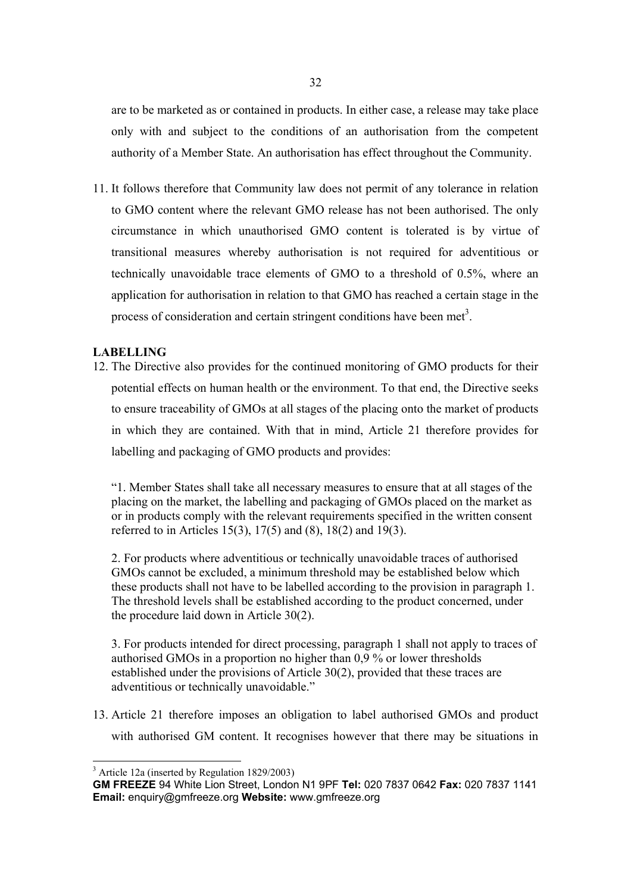are to be marketed as or contained in products. In either case, a release may take place only with and subject to the conditions of an authorisation from the competent authority of a Member State. An authorisation has effect throughout the Community.

11. It follows therefore that Community law does not permit of any tolerance in relation to GMO content where the relevant GMO release has not been authorised. The only circumstance in which unauthorised GMO content is tolerated is by virtue of transitional measures whereby authorisation is not required for adventitious or technically unavoidable trace elements of GMO to a threshold of 0.5%, where an application for authorisation in relation to that GMO has reached a certain stage in the process of consideration and certain stringent conditions have been met[3].

**LABELLING**

12. The Directive also provides for the continued monitoring of GMO products for their potential effects on human health or the environment. To that end, the Directive seeks to ensure traceability of GMOs at all stages of the placing onto the market of products in which they are contained. With that in mind, Article 21 therefore provides for labelling and packaging of GMO products and provides:

> "1. Member States shall take all necessary measures to ensure that at all stages of the placing on the market, the labelling and packaging of GMOs placed on the market as or in products comply with the relevant requirements specified in the written consent referred to in Articles 15(3), 17(5) and (8), 18(2) and 19(3).
>
> 2. For products where adventitious or technically unavoidable traces of authorised GMOs cannot be excluded, a minimum threshold may be established below which these products shall not have to be labelled according to the provision in paragraph 1. The threshold levels shall be established according to the product concerned, under the procedure laid down in Article 30(2).
>
> 3. For products intended for direct processing, paragraph 1 shall not apply to traces of authorised GMOs in a proportion no higher than 0,9 % or lower thresholds established under the provisions of Article 30(2), provided that these traces are adventitious or technically unavoidable."

13. Article 21 therefore imposes an obligation to label authorised GMOs and product with authorised GM content. It recognises however that there may be situations in

---

[3] Article 12a (inserted by Regulation 1829/2003)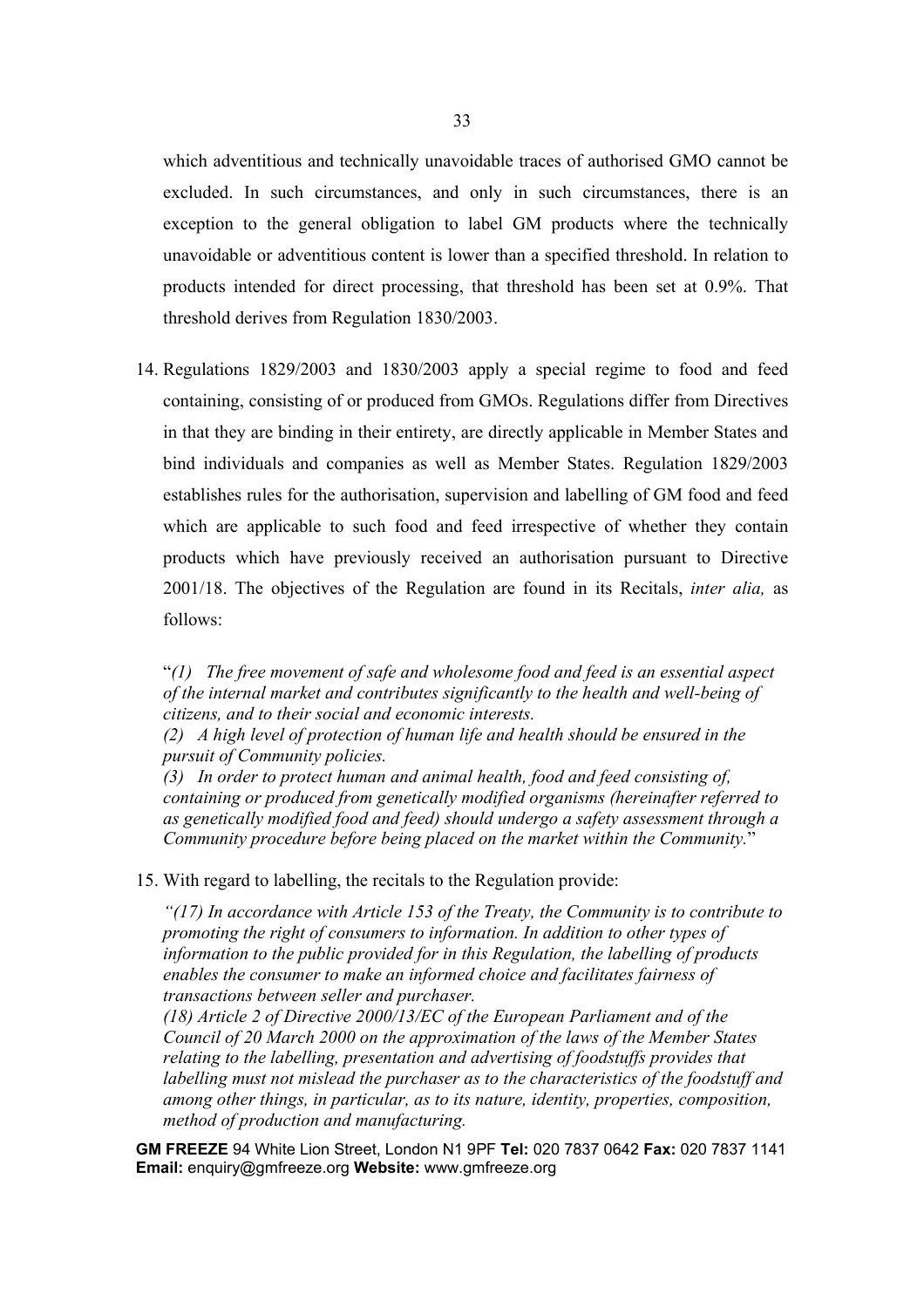which adventitious and technically unavoidable traces of authorised GMO cannot be excluded. In such circumstances, and only in such circumstances, there is an exception to the general obligation to label GM products where the technically unavoidable or adventitious content is lower than a specified threshold. In relation to products intended for direct processing, that threshold has been set at 0.9%. That threshold derives from Regulation 1830/2003.

14. Regulations 1829/2003 and 1830/2003 apply a special regime to food and feed containing, consisting of or produced from GMOs. Regulations differ from Directives in that they are binding in their entirety, are directly applicable in Member States and bind individuals and companies as well as Member States. Regulation 1829/2003 establishes rules for the authorisation, supervision and labelling of GM food and feed which are applicable to such food and feed irrespective of whether they contain products which have previously received an authorisation pursuant to Directive 2001/18. The objectives of the Regulation are found in its Recitals, *inter alia,* as follows:

   "*(1) The free movement of safe and wholesome food and feed is an essential aspect of the internal market and contributes significantly to the health and well-being of citizens, and to their social and economic interests.*
   *(2) A high level of protection of human life and health should be ensured in the pursuit of Community policies.*
   *(3) In order to protect human and animal health, food and feed consisting of, containing or produced from genetically modified organisms (hereinafter referred to as genetically modified food and feed) should undergo a safety assessment through a Community procedure before being placed on the market within the Community.*"

15. With regard to labelling, the recitals to the Regulation provide:

   *"(17) In accordance with Article 153 of the Treaty, the Community is to contribute to promoting the right of consumers to information. In addition to other types of information to the public provided for in this Regulation, the labelling of products enables the consumer to make an informed choice and facilitates fairness of transactions between seller and purchaser.*
   *(18) Article 2 of Directive 2000/13/EC of the European Parliament and of the Council of 20 March 2000 on the approximation of the laws of the Member States relating to the labelling, presentation and advertising of foodstuffs provides that labelling must not mislead the purchaser as to the characteristics of the foodstuff and among other things, in particular, as to its nature, identity, properties, composition, method of production and manufacturing.*

**GM FREEZE** 94 White Lion Street, London N1 9PF **Tel:** 020 7837 0642 **Fax:** 020 7837 1141 **Email:** enquiry@gmfreeze.org **Website:** www.gmfreeze.org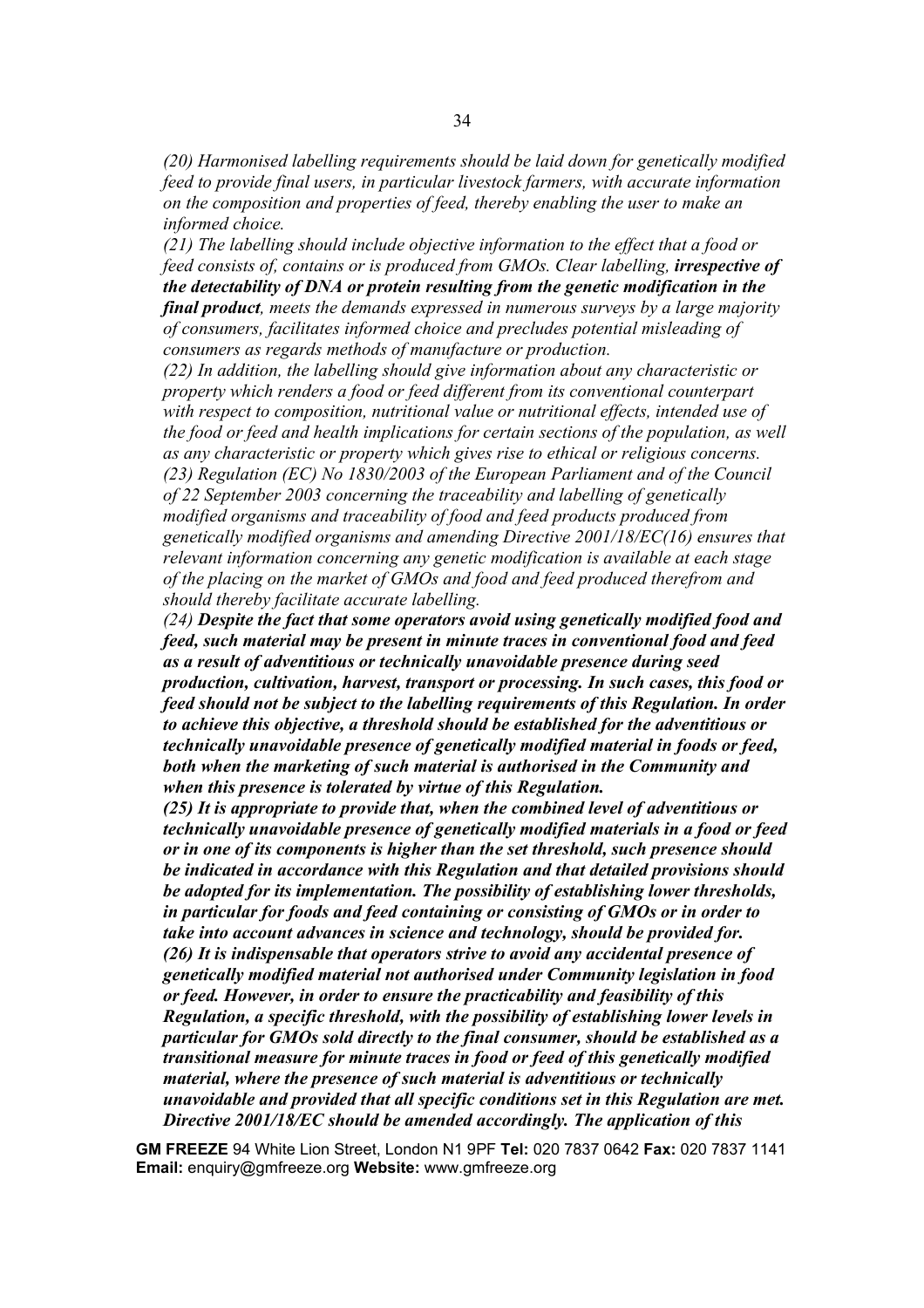*(20) Harmonised labelling requirements should be laid down for genetically modified feed to provide final users, in particular livestock farmers, with accurate information on the composition and properties of feed, thereby enabling the user to make an informed choice.*

*(21) The labelling should include objective information to the effect that a food or feed consists of, contains or is produced from GMOs. Clear labelling, **irrespective of the detectability of DNA or protein resulting from the genetic modification in the final product**, meets the demands expressed in numerous surveys by a large majority of consumers, facilitates informed choice and precludes potential misleading of consumers as regards methods of manufacture or production.*

*(22) In addition, the labelling should give information about any characteristic or property which renders a food or feed different from its conventional counterpart with respect to composition, nutritional value or nutritional effects, intended use of the food or feed and health implications for certain sections of the population, as well as any characteristic or property which gives rise to ethical or religious concerns.*

*(23) Regulation (EC) No 1830/2003 of the European Parliament and of the Council of 22 September 2003 concerning the traceability and labelling of genetically modified organisms and traceability of food and feed products produced from genetically modified organisms and amending Directive 2001/18/EC(16) ensures that relevant information concerning any genetic modification is available at each stage of the placing on the market of GMOs and food and feed produced therefrom and should thereby facilitate accurate labelling.*

*(24) **Despite the fact that some operators avoid using genetically modified food and feed, such material may be present in minute traces in conventional food and feed as a result of adventitious or technically unavoidable presence during seed production, cultivation, harvest, transport or processing. In such cases, this food or feed should not be subject to the labelling requirements of this Regulation. In order to achieve this objective, a threshold should be established for the adventitious or technically unavoidable presence of genetically modified material in foods or feed, both when the marketing of such material is authorised in the Community and when this presence is tolerated by virtue of this Regulation.***

*(25) **It is appropriate to provide that, when the combined level of adventitious or technically unavoidable presence of genetically modified materials in a food or feed or in one of its components is higher than the set threshold, such presence should be indicated in accordance with this Regulation and that detailed provisions should be adopted for its implementation. The possibility of establishing lower thresholds, in particular for foods and feed containing or consisting of GMOs or in order to take into account advances in science and technology, should be provided for.***

*(26) **It is indispensable that operators strive to avoid any accidental presence of genetically modified material not authorised under Community legislation in food or feed. However, in order to ensure the practicability and feasibility of this Regulation, a specific threshold, with the possibility of establishing lower levels in particular for GMOs sold directly to the final consumer, should be established as a transitional measure for minute traces in food or feed of this genetically modified material, where the presence of such material is adventitious or technically unavoidable and provided that all specific conditions set in this Regulation are met. Directive 2001/18/EC should be amended accordingly. The application of this***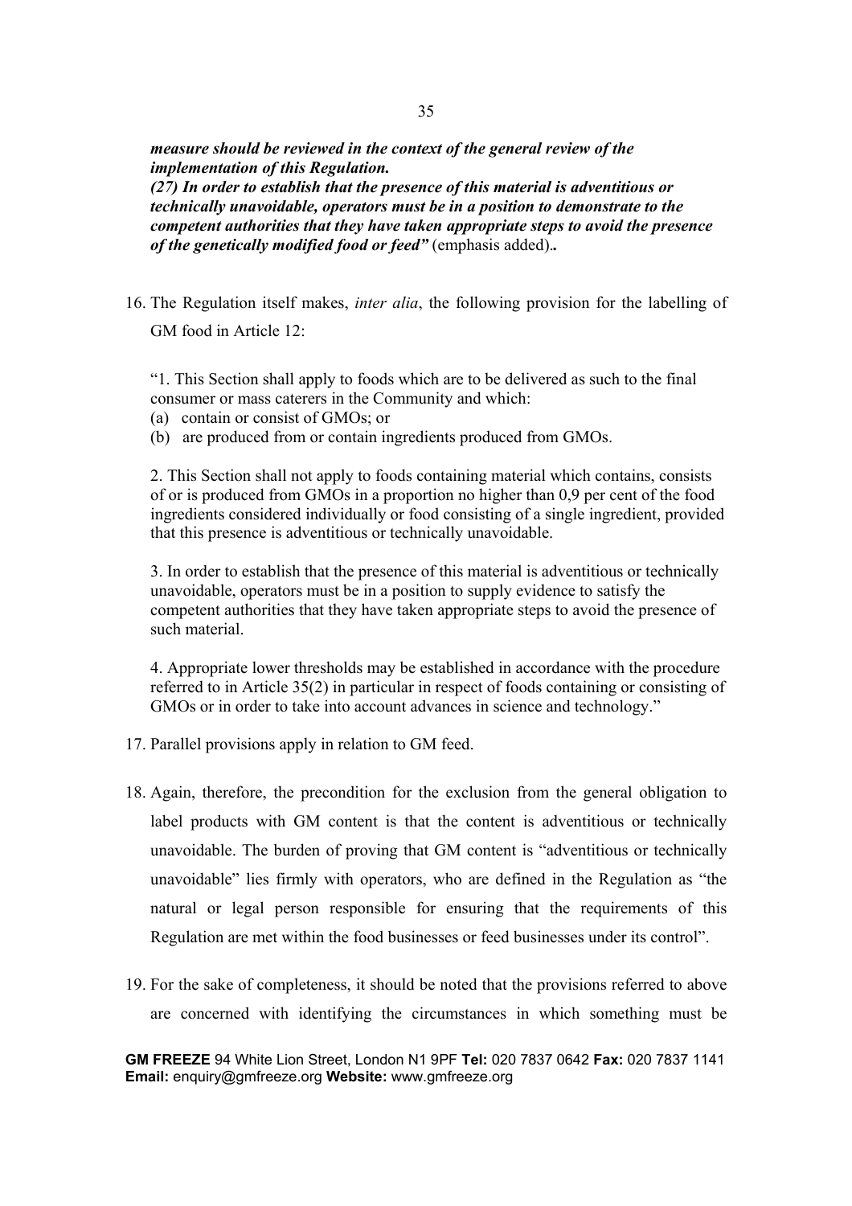***measure should be reviewed in the context of the general review of the implementation of this Regulation.***

***(27) In order to establish that the presence of this material is adventitious or technically unavoidable, operators must be in a position to demonstrate to the competent authorities that they have taken appropriate steps to avoid the presence of the genetically modified food or feed"*** (emphasis added)**.**

16. The Regulation itself makes, *inter alia*, the following provision for the labelling of GM food in Article 12:

> "1. This Section shall apply to foods which are to be delivered as such to the final consumer or mass caterers in the Community and which:
> (a) contain or consist of GMOs; or
> (b) are produced from or contain ingredients produced from GMOs.
>
> 2. This Section shall not apply to foods containing material which contains, consists of or is produced from GMOs in a proportion no higher than 0,9 per cent of the food ingredients considered individually or food consisting of a single ingredient, provided that this presence is adventitious or technically unavoidable.
>
> 3. In order to establish that the presence of this material is adventitious or technically unavoidable, operators must be in a position to supply evidence to satisfy the competent authorities that they have taken appropriate steps to avoid the presence of such material.
>
> 4. Appropriate lower thresholds may be established in accordance with the procedure referred to in Article 35(2) in particular in respect of foods containing or consisting of GMOs or in order to take into account advances in science and technology."

17. Parallel provisions apply in relation to GM feed.

18. Again, therefore, the precondition for the exclusion from the general obligation to label products with GM content is that the content is adventitious or technically unavoidable. The burden of proving that GM content is "adventitious or technically unavoidable" lies firmly with operators, who are defined in the Regulation as "the natural or legal person responsible for ensuring that the requirements of this Regulation are met within the food businesses or feed businesses under its control".

19. For the sake of completeness, it should be noted that the provisions referred to above are concerned with identifying the circumstances in which something must be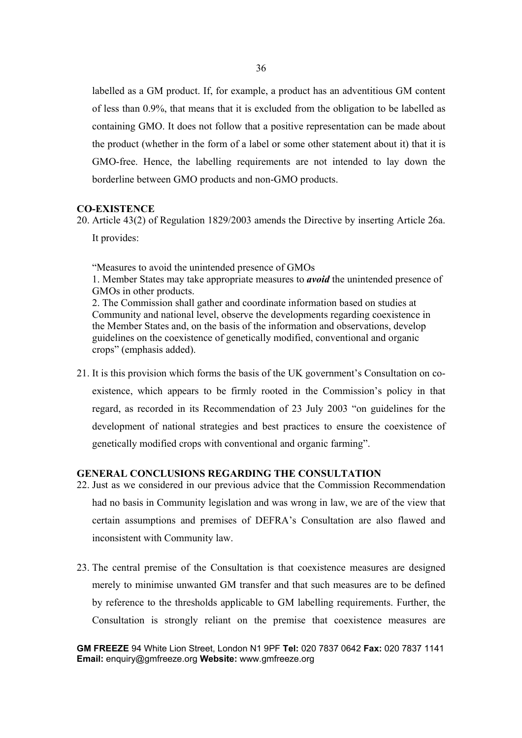labelled as a GM product. If, for example, a product has an adventitious GM content of less than 0.9%, that means that it is excluded from the obligation to be labelled as containing GMO. It does not follow that a positive representation can be made about the product (whether in the form of a label or some other statement about it) that it is GMO-free. Hence, the labelling requirements are not intended to lay down the borderline between GMO products and non-GMO products.

**CO-EXISTENCE**

20. Article 43(2) of Regulation 1829/2003 amends the Directive by inserting Article 26a. It provides:

> "Measures to avoid the unintended presence of GMOs
> 1. Member States may take appropriate measures to ***avoid*** the unintended presence of GMOs in other products.
> 2. The Commission shall gather and coordinate information based on studies at Community and national level, observe the developments regarding coexistence in the Member States and, on the basis of the information and observations, develop guidelines on the coexistence of genetically modified, conventional and organic crops" (emphasis added).

21. It is this provision which forms the basis of the UK government's Consultation on co-existence, which appears to be firmly rooted in the Commission's policy in that regard, as recorded in its Recommendation of 23 July 2003 "on guidelines for the development of national strategies and best practices to ensure the coexistence of genetically modified crops with conventional and organic farming".

**GENERAL CONCLUSIONS REGARDING THE CONSULTATION**

22. Just as we considered in our previous advice that the Commission Recommendation had no basis in Community legislation and was wrong in law, we are of the view that certain assumptions and premises of DEFRA's Consultation are also flawed and inconsistent with Community law.

23. The central premise of the Consultation is that coexistence measures are designed merely to minimise unwanted GM transfer and that such measures are to be defined by reference to the thresholds applicable to GM labelling requirements. Further, the Consultation is strongly reliant on the premise that coexistence measures are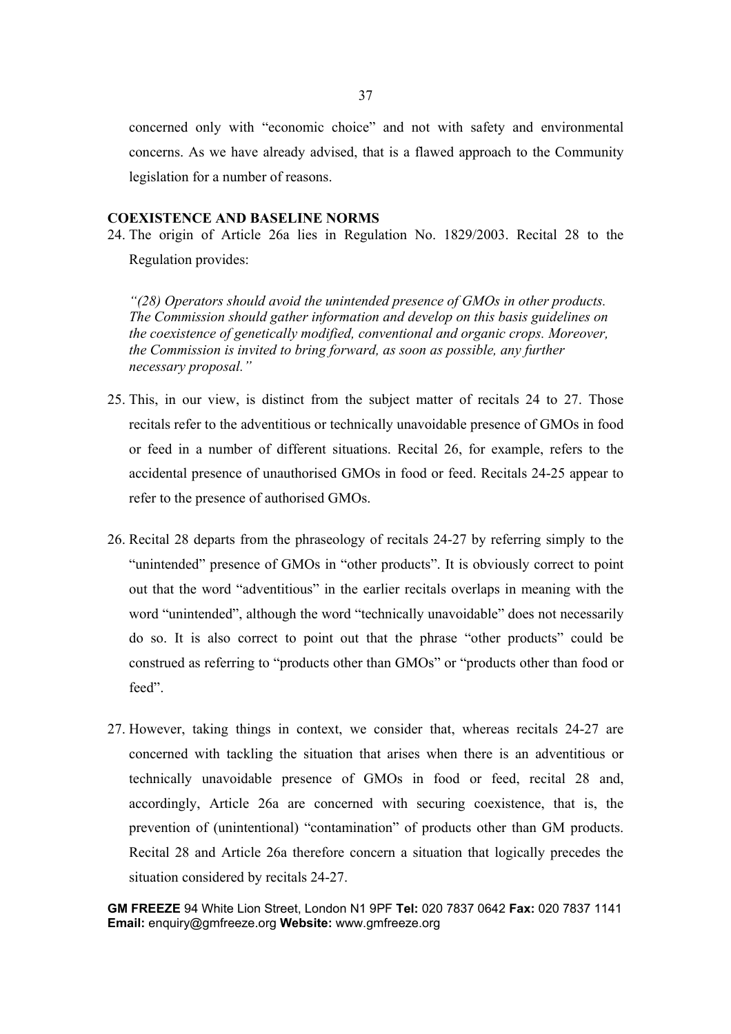concerned only with "economic choice" and not with safety and environmental concerns. As we have already advised, that is a flawed approach to the Community legislation for a number of reasons.

## COEXISTENCE AND BASELINE NORMS

24. The origin of Article 26a lies in Regulation No. 1829/2003. Recital 28 to the Regulation provides:

    *"(28) Operators should avoid the unintended presence of GMOs in other products. The Commission should gather information and develop on this basis guidelines on the coexistence of genetically modified, conventional and organic crops. Moreover, the Commission is invited to bring forward, as soon as possible, any further necessary proposal."*

25. This, in our view, is distinct from the subject matter of recitals 24 to 27. Those recitals refer to the adventitious or technically unavoidable presence of GMOs in food or feed in a number of different situations. Recital 26, for example, refers to the accidental presence of unauthorised GMOs in food or feed. Recitals 24-25 appear to refer to the presence of authorised GMOs.

26. Recital 28 departs from the phraseology of recitals 24-27 by referring simply to the "unintended" presence of GMOs in "other products". It is obviously correct to point out that the word "adventitious" in the earlier recitals overlaps in meaning with the word "unintended", although the word "technically unavoidable" does not necessarily do so. It is also correct to point out that the phrase "other products" could be construed as referring to "products other than GMOs" or "products other than food or feed".

27. However, taking things in context, we consider that, whereas recitals 24-27 are concerned with tackling the situation that arises when there is an adventitious or technically unavoidable presence of GMOs in food or feed, recital 28 and, accordingly, Article 26a are concerned with securing coexistence, that is, the prevention of (unintentional) "contamination" of products other than GM products. Recital 28 and Article 26a therefore concern a situation that logically precedes the situation considered by recitals 24-27.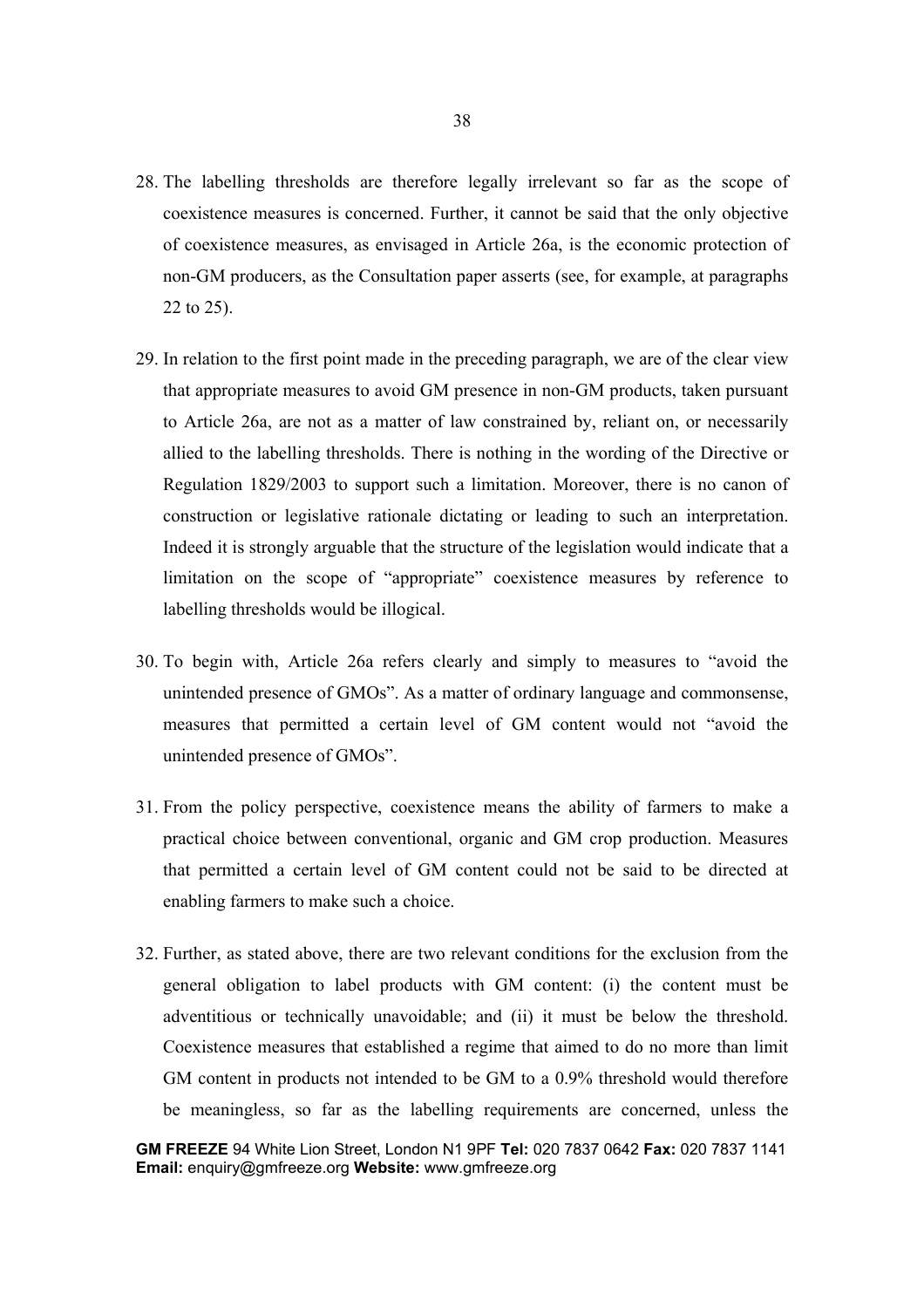28. The labelling thresholds are therefore legally irrelevant so far as the scope of coexistence measures is concerned. Further, it cannot be said that the only objective of coexistence measures, as envisaged in Article 26a, is the economic protection of non-GM producers, as the Consultation paper asserts (see, for example, at paragraphs 22 to 25).

29. In relation to the first point made in the preceding paragraph, we are of the clear view that appropriate measures to avoid GM presence in non-GM products, taken pursuant to Article 26a, are not as a matter of law constrained by, reliant on, or necessarily allied to the labelling thresholds. There is nothing in the wording of the Directive or Regulation 1829/2003 to support such a limitation. Moreover, there is no canon of construction or legislative rationale dictating or leading to such an interpretation. Indeed it is strongly arguable that the structure of the legislation would indicate that a limitation on the scope of "appropriate" coexistence measures by reference to labelling thresholds would be illogical.

30. To begin with, Article 26a refers clearly and simply to measures to "avoid the unintended presence of GMOs". As a matter of ordinary language and commonsense, measures that permitted a certain level of GM content would not "avoid the unintended presence of GMOs".

31. From the policy perspective, coexistence means the ability of farmers to make a practical choice between conventional, organic and GM crop production. Measures that permitted a certain level of GM content could not be said to be directed at enabling farmers to make such a choice.

32. Further, as stated above, there are two relevant conditions for the exclusion from the general obligation to label products with GM content: (i) the content must be adventitious or technically unavoidable; and (ii) it must be below the threshold. Coexistence measures that established a regime that aimed to do no more than limit GM content in products not intended to be GM to a 0.9% threshold would therefore be meaningless, so far as the labelling requirements are concerned, unless the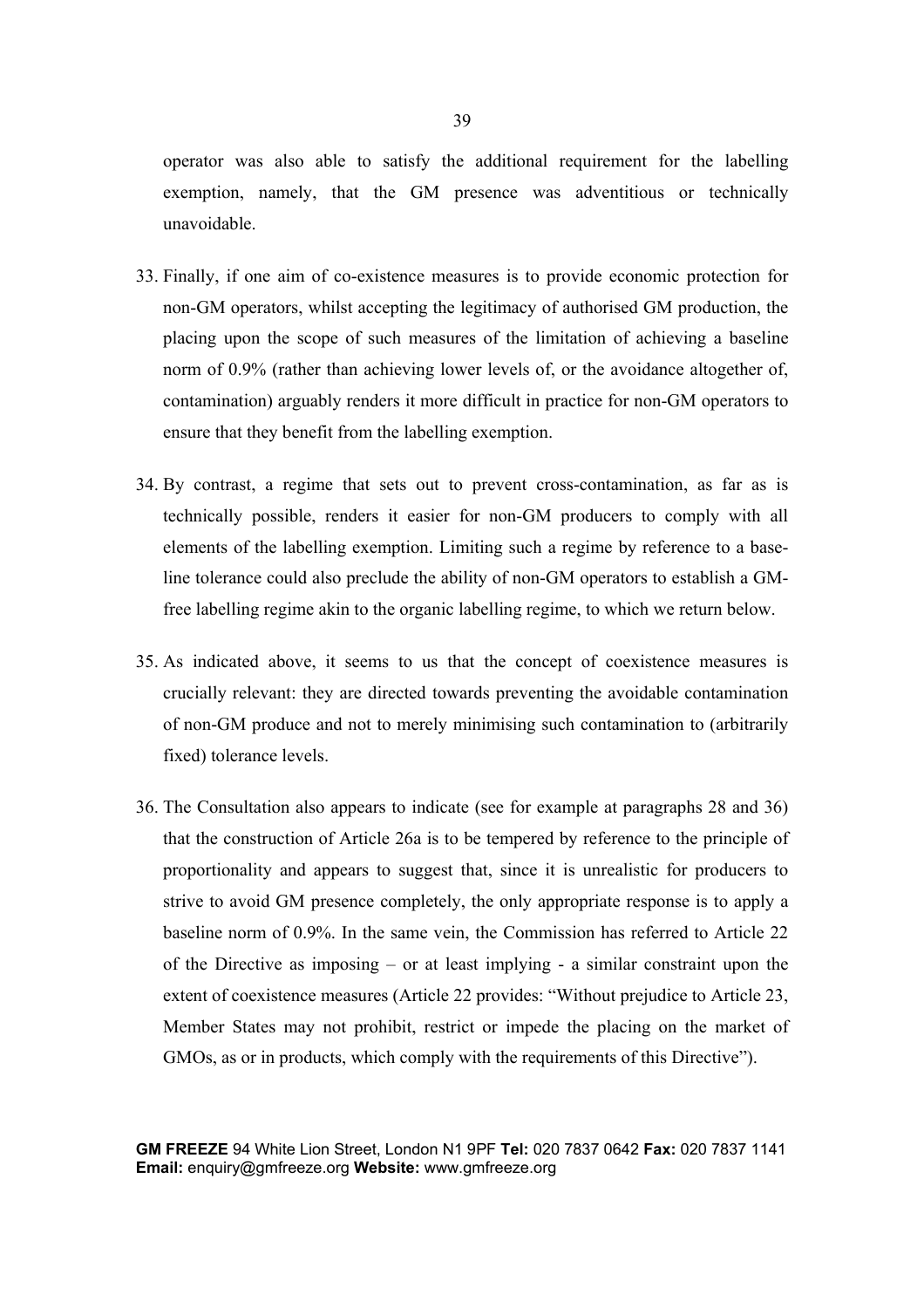operator was also able to satisfy the additional requirement for the labelling exemption, namely, that the GM presence was adventitious or technically unavoidable.

33. Finally, if one aim of co-existence measures is to provide economic protection for non-GM operators, whilst accepting the legitimacy of authorised GM production, the placing upon the scope of such measures of the limitation of achieving a baseline norm of 0.9% (rather than achieving lower levels of, or the avoidance altogether of, contamination) arguably renders it more difficult in practice for non-GM operators to ensure that they benefit from the labelling exemption.

34. By contrast, a regime that sets out to prevent cross-contamination, as far as is technically possible, renders it easier for non-GM producers to comply with all elements of the labelling exemption. Limiting such a regime by reference to a base-line tolerance could also preclude the ability of non-GM operators to establish a GM-free labelling regime akin to the organic labelling regime, to which we return below.

35. As indicated above, it seems to us that the concept of coexistence measures is crucially relevant: they are directed towards preventing the avoidable contamination of non-GM produce and not to merely minimising such contamination to (arbitrarily fixed) tolerance levels.

36. The Consultation also appears to indicate (see for example at paragraphs 28 and 36) that the construction of Article 26a is to be tempered by reference to the principle of proportionality and appears to suggest that, since it is unrealistic for producers to strive to avoid GM presence completely, the only appropriate response is to apply a baseline norm of 0.9%. In the same vein, the Commission has referred to Article 22 of the Directive as imposing – or at least implying - a similar constraint upon the extent of coexistence measures (Article 22 provides: "Without prejudice to Article 23, Member States may not prohibit, restrict or impede the placing on the market of GMOs, as or in products, which comply with the requirements of this Directive").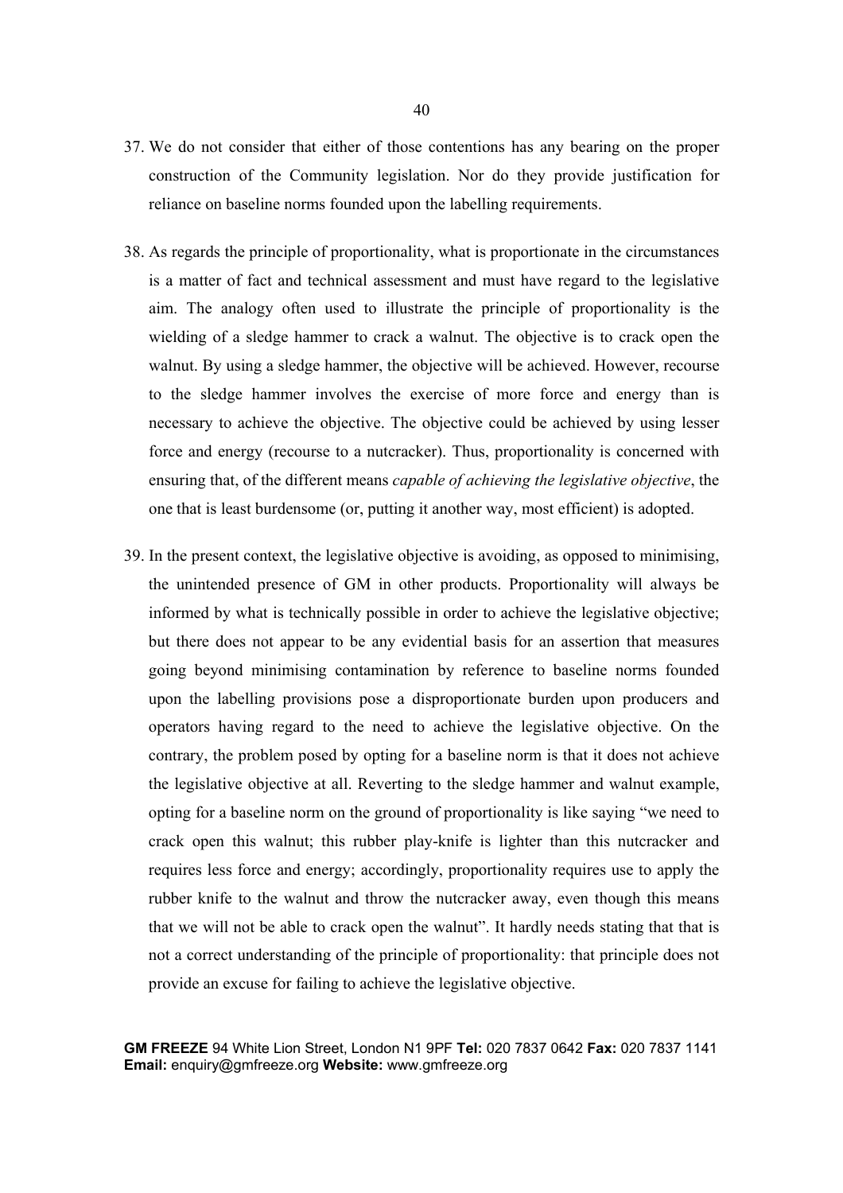37. We do not consider that either of those contentions has any bearing on the proper construction of the Community legislation. Nor do they provide justification for reliance on baseline norms founded upon the labelling requirements.

38. As regards the principle of proportionality, what is proportionate in the circumstances is a matter of fact and technical assessment and must have regard to the legislative aim. The analogy often used to illustrate the principle of proportionality is the wielding of a sledge hammer to crack a walnut. The objective is to crack open the walnut. By using a sledge hammer, the objective will be achieved. However, recourse to the sledge hammer involves the exercise of more force and energy than is necessary to achieve the objective. The objective could be achieved by using lesser force and energy (recourse to a nutcracker). Thus, proportionality is concerned with ensuring that, of the different means *capable of achieving the legislative objective*, the one that is least burdensome (or, putting it another way, most efficient) is adopted.

39. In the present context, the legislative objective is avoiding, as opposed to minimising, the unintended presence of GM in other products. Proportionality will always be informed by what is technically possible in order to achieve the legislative objective; but there does not appear to be any evidential basis for an assertion that measures going beyond minimising contamination by reference to baseline norms founded upon the labelling provisions pose a disproportionate burden upon producers and operators having regard to the need to achieve the legislative objective. On the contrary, the problem posed by opting for a baseline norm is that it does not achieve the legislative objective at all. Reverting to the sledge hammer and walnut example, opting for a baseline norm on the ground of proportionality is like saying "we need to crack open this walnut; this rubber play-knife is lighter than this nutcracker and requires less force and energy; accordingly, proportionality requires use to apply the rubber knife to the walnut and throw the nutcracker away, even though this means that we will not be able to crack open the walnut". It hardly needs stating that that is not a correct understanding of the principle of proportionality: that principle does not provide an excuse for failing to achieve the legislative objective.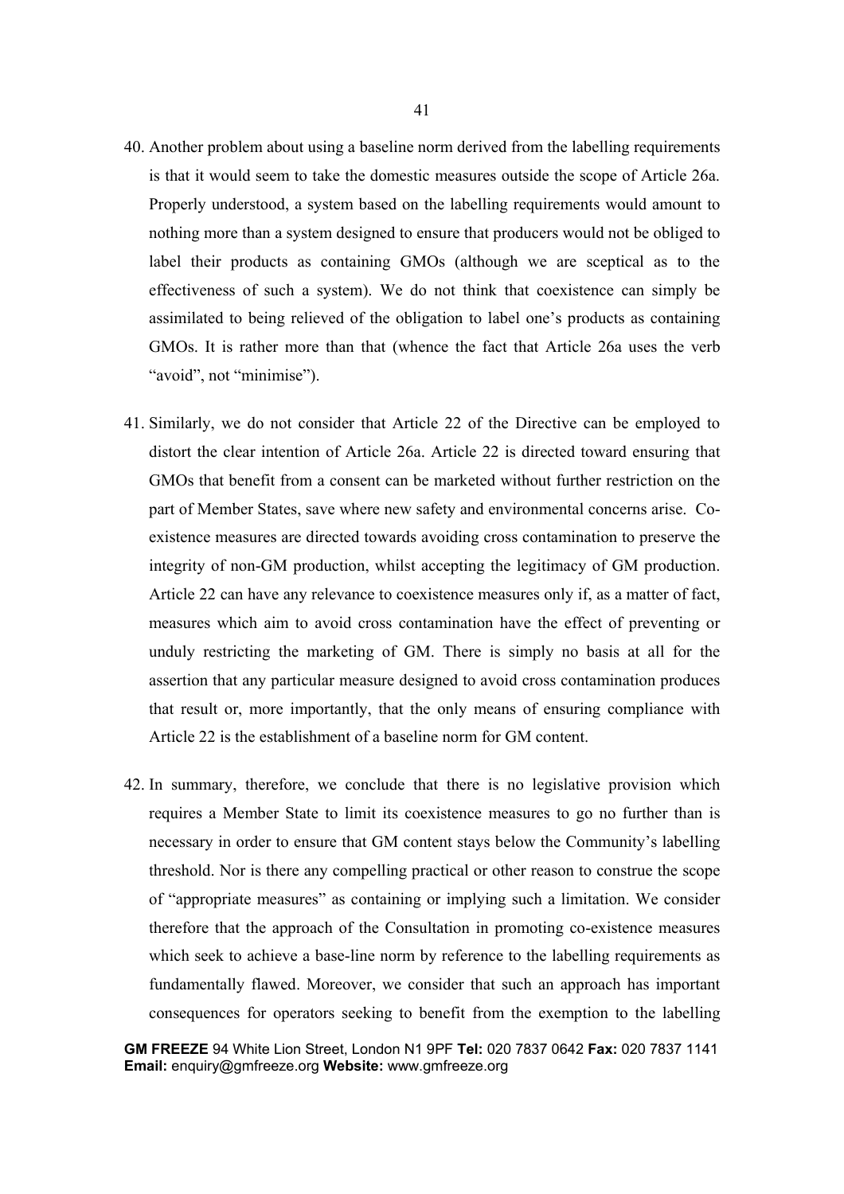40. Another problem about using a baseline norm derived from the labelling requirements is that it would seem to take the domestic measures outside the scope of Article 26a. Properly understood, a system based on the labelling requirements would amount to nothing more than a system designed to ensure that producers would not be obliged to label their products as containing GMOs (although we are sceptical as to the effectiveness of such a system). We do not think that coexistence can simply be assimilated to being relieved of the obligation to label one's products as containing GMOs. It is rather more than that (whence the fact that Article 26a uses the verb "avoid", not "minimise").

41. Similarly, we do not consider that Article 22 of the Directive can be employed to distort the clear intention of Article 26a. Article 22 is directed toward ensuring that GMOs that benefit from a consent can be marketed without further restriction on the part of Member States, save where new safety and environmental concerns arise. Co-existence measures are directed towards avoiding cross contamination to preserve the integrity of non-GM production, whilst accepting the legitimacy of GM production. Article 22 can have any relevance to coexistence measures only if, as a matter of fact, measures which aim to avoid cross contamination have the effect of preventing or unduly restricting the marketing of GM. There is simply no basis at all for the assertion that any particular measure designed to avoid cross contamination produces that result or, more importantly, that the only means of ensuring compliance with Article 22 is the establishment of a baseline norm for GM content.

42. In summary, therefore, we conclude that there is no legislative provision which requires a Member State to limit its coexistence measures to go no further than is necessary in order to ensure that GM content stays below the Community's labelling threshold. Nor is there any compelling practical or other reason to construe the scope of "appropriate measures" as containing or implying such a limitation. We consider therefore that the approach of the Consultation in promoting co-existence measures which seek to achieve a base-line norm by reference to the labelling requirements as fundamentally flawed. Moreover, we consider that such an approach has important consequences for operators seeking to benefit from the exemption to the labelling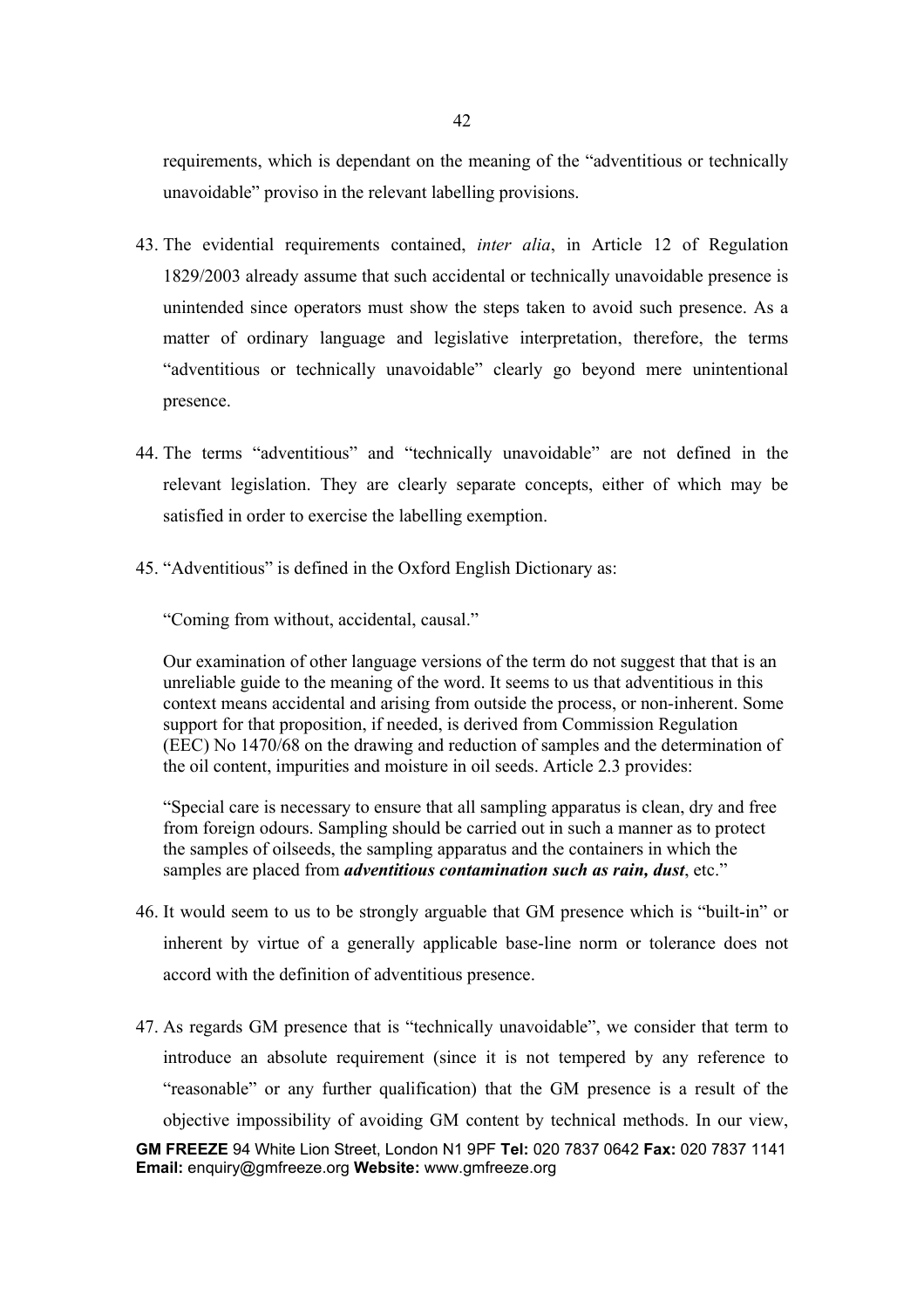requirements, which is dependant on the meaning of the "adventitious or technically unavoidable" proviso in the relevant labelling provisions.

43. The evidential requirements contained, *inter alia*, in Article 12 of Regulation 1829/2003 already assume that such accidental or technically unavoidable presence is unintended since operators must show the steps taken to avoid such presence. As a matter of ordinary language and legislative interpretation, therefore, the terms "adventitious or technically unavoidable" clearly go beyond mere unintentional presence.

44. The terms "adventitious" and "technically unavoidable" are not defined in the relevant legislation. They are clearly separate concepts, either of which may be satisfied in order to exercise the labelling exemption.

45. "Adventitious" is defined in the Oxford English Dictionary as:

    "Coming from without, accidental, causal."

    Our examination of other language versions of the term do not suggest that that is an unreliable guide to the meaning of the word. It seems to us that adventitious in this context means accidental and arising from outside the process, or non-inherent. Some support for that proposition, if needed, is derived from Commission Regulation (EEC) No 1470/68 on the drawing and reduction of samples and the determination of the oil content, impurities and moisture in oil seeds. Article 2.3 provides:

    "Special care is necessary to ensure that all sampling apparatus is clean, dry and free from foreign odours. Sampling should be carried out in such a manner as to protect the samples of oilseeds, the sampling apparatus and the containers in which the samples are placed from ***adventitious contamination such as rain, dust***, etc."

46. It would seem to us to be strongly arguable that GM presence which is "built-in" or inherent by virtue of a generally applicable base-line norm or tolerance does not accord with the definition of adventitious presence.

47. As regards GM presence that is "technically unavoidable", we consider that term to introduce an absolute requirement (since it is not tempered by any reference to "reasonable" or any further qualification) that the GM presence is a result of the objective impossibility of avoiding GM content by technical methods. In our view,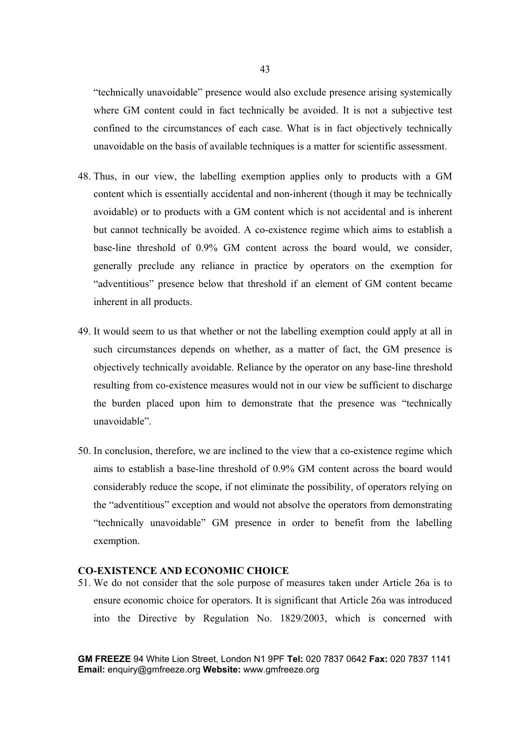"technically unavoidable" presence would also exclude presence arising systemically where GM content could in fact technically be avoided. It is not a subjective test confined to the circumstances of each case. What is in fact objectively technically unavoidable on the basis of available techniques is a matter for scientific assessment.

48. Thus, in our view, the labelling exemption applies only to products with a GM content which is essentially accidental and non-inherent (though it may be technically avoidable) or to products with a GM content which is not accidental and is inherent but cannot technically be avoided. A co-existence regime which aims to establish a base-line threshold of 0.9% GM content across the board would, we consider, generally preclude any reliance in practice by operators on the exemption for "adventitious" presence below that threshold if an element of GM content became inherent in all products.

49. It would seem to us that whether or not the labelling exemption could apply at all in such circumstances depends on whether, as a matter of fact, the GM presence is objectively technically avoidable. Reliance by the operator on any base-line threshold resulting from co-existence measures would not in our view be sufficient to discharge the burden placed upon him to demonstrate that the presence was "technically unavoidable".

50. In conclusion, therefore, we are inclined to the view that a co-existence regime which aims to establish a base-line threshold of 0.9% GM content across the board would considerably reduce the scope, if not eliminate the possibility, of operators relying on the "adventitious" exception and would not absolve the operators from demonstrating "technically unavoidable" GM presence in order to benefit from the labelling exemption.

**CO-EXISTENCE AND ECONOMIC CHOICE**

51. We do not consider that the sole purpose of measures taken under Article 26a is to ensure economic choice for operators. It is significant that Article 26a was introduced into the Directive by Regulation No. 1829/2003, which is concerned with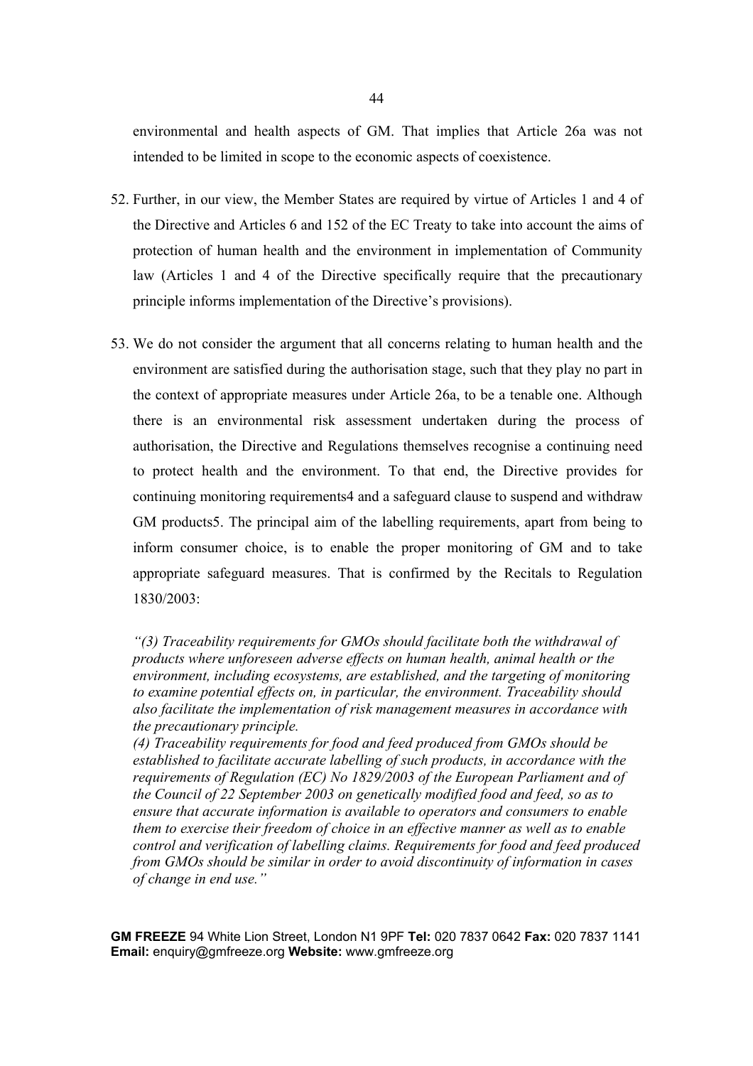environmental and health aspects of GM. That implies that Article 26a was not intended to be limited in scope to the economic aspects of coexistence.

52. Further, in our view, the Member States are required by virtue of Articles 1 and 4 of the Directive and Articles 6 and 152 of the EC Treaty to take into account the aims of protection of human health and the environment in implementation of Community law (Articles 1 and 4 of the Directive specifically require that the precautionary principle informs implementation of the Directive's provisions).

53. We do not consider the argument that all concerns relating to human health and the environment are satisfied during the authorisation stage, such that they play no part in the context of appropriate measures under Article 26a, to be a tenable one. Although there is an environmental risk assessment undertaken during the process of authorisation, the Directive and Regulations themselves recognise a continuing need to protect health and the environment. To that end, the Directive provides for continuing monitoring requirements[4] and a safeguard clause to suspend and withdraw GM products[5]. The principal aim of the labelling requirements, apart from being to inform consumer choice, is to enable the proper monitoring of GM and to take appropriate safeguard measures. That is confirmed by the Recitals to Regulation 1830/2003:

*"(3) Traceability requirements for GMOs should facilitate both the withdrawal of products where unforeseen adverse effects on human health, animal health or the environment, including ecosystems, are established, and the targeting of monitoring to examine potential effects on, in particular, the environment. Traceability should also facilitate the implementation of risk management measures in accordance with the precautionary principle.*

*(4) Traceability requirements for food and feed produced from GMOs should be established to facilitate accurate labelling of such products, in accordance with the requirements of Regulation (EC) No 1829/2003 of the European Parliament and of the Council of 22 September 2003 on genetically modified food and feed, so as to ensure that accurate information is available to operators and consumers to enable them to exercise their freedom of choice in an effective manner as well as to enable control and verification of labelling claims. Requirements for food and feed produced from GMOs should be similar in order to avoid discontinuity of information in cases of change in end use."*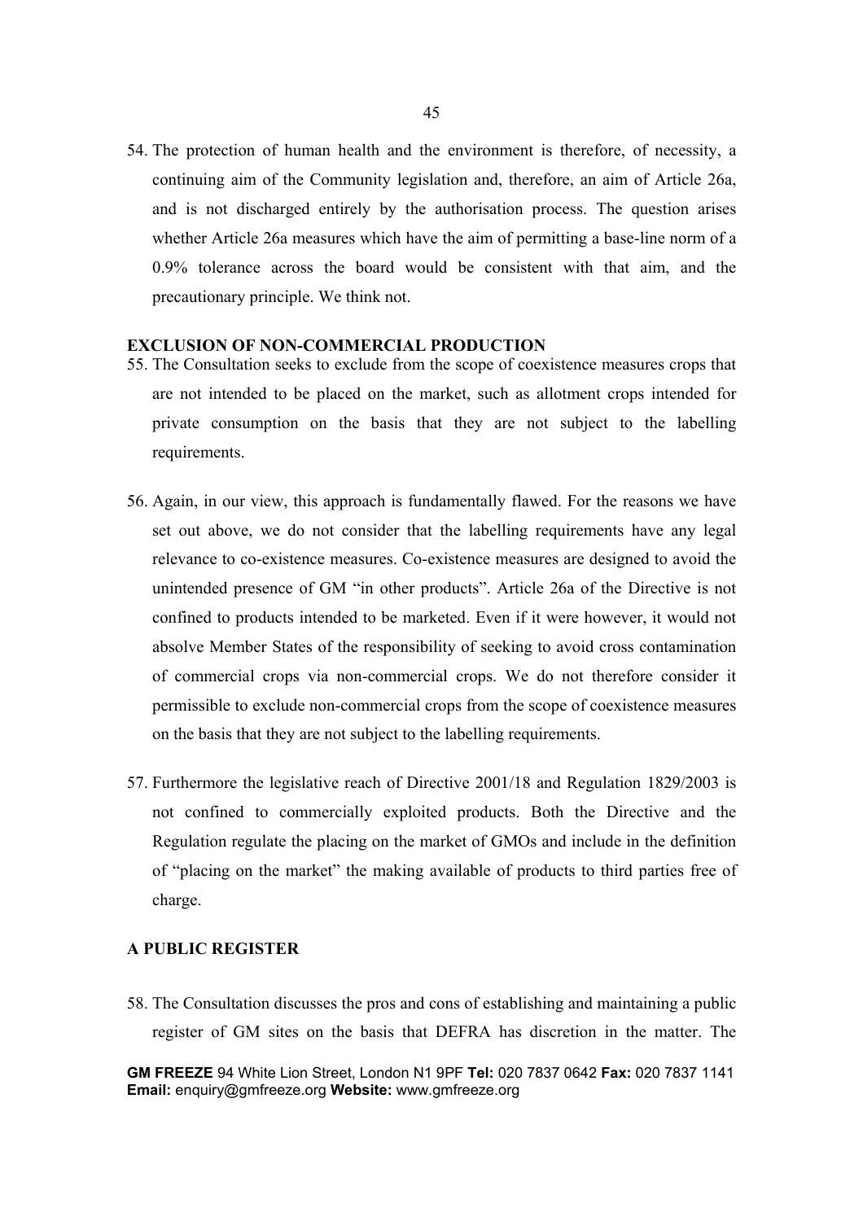54. The protection of human health and the environment is therefore, of necessity, a continuing aim of the Community legislation and, therefore, an aim of Article 26a, and is not discharged entirely by the authorisation process. The question arises whether Article 26a measures which have the aim of permitting a base-line norm of a 0.9% tolerance across the board would be consistent with that aim, and the precautionary principle. We think not.

## EXCLUSION OF NON-COMMERCIAL PRODUCTION

55. The Consultation seeks to exclude from the scope of coexistence measures crops that are not intended to be placed on the market, such as allotment crops intended for private consumption on the basis that they are not subject to the labelling requirements.

56. Again, in our view, this approach is fundamentally flawed. For the reasons we have set out above, we do not consider that the labelling requirements have any legal relevance to co-existence measures. Co-existence measures are designed to avoid the unintended presence of GM "in other products". Article 26a of the Directive is not confined to products intended to be marketed. Even if it were however, it would not absolve Member States of the responsibility of seeking to avoid cross contamination of commercial crops via non-commercial crops. We do not therefore consider it permissible to exclude non-commercial crops from the scope of coexistence measures on the basis that they are not subject to the labelling requirements.

57. Furthermore the legislative reach of Directive 2001/18 and Regulation 1829/2003 is not confined to commercially exploited products. Both the Directive and the Regulation regulate the placing on the market of GMOs and include in the definition of "placing on the market" the making available of products to third parties free of charge.

## A PUBLIC REGISTER

58. The Consultation discusses the pros and cons of establishing and maintaining a public register of GM sites on the basis that DEFRA has discretion in the matter. The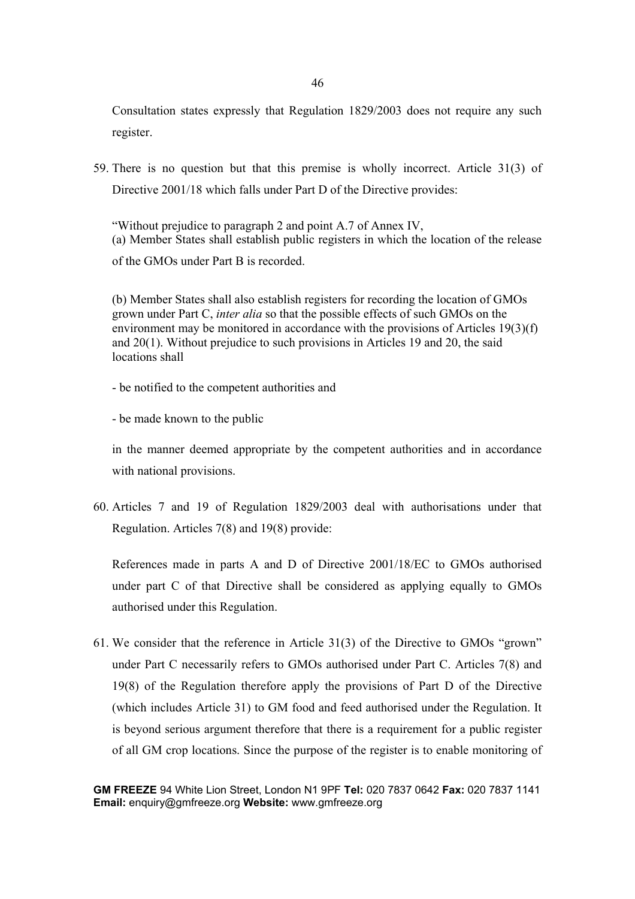Consultation states expressly that Regulation 1829/2003 does not require any such register.

59. There is no question but that this premise is wholly incorrect. Article 31(3) of Directive 2001/18 which falls under Part D of the Directive provides:

   "Without prejudice to paragraph 2 and point A.7 of Annex IV,
   (a) Member States shall establish public registers in which the location of the release of the GMOs under Part B is recorded.

   (b) Member States shall also establish registers for recording the location of GMOs grown under Part C, *inter alia* so that the possible effects of such GMOs on the environment may be monitored in accordance with the provisions of Articles 19(3)(f) and 20(1). Without prejudice to such provisions in Articles 19 and 20, the said locations shall

   - be notified to the competent authorities and

   - be made known to the public

   in the manner deemed appropriate by the competent authorities and in accordance with national provisions.

60. Articles 7 and 19 of Regulation 1829/2003 deal with authorisations under that Regulation. Articles 7(8) and 19(8) provide:

   References made in parts A and D of Directive 2001/18/EC to GMOs authorised under part C of that Directive shall be considered as applying equally to GMOs authorised under this Regulation.

61. We consider that the reference in Article 31(3) of the Directive to GMOs "grown" under Part C necessarily refers to GMOs authorised under Part C. Articles 7(8) and 19(8) of the Regulation therefore apply the provisions of Part D of the Directive (which includes Article 31) to GM food and feed authorised under the Regulation. It is beyond serious argument therefore that there is a requirement for a public register of all GM crop locations. Since the purpose of the register is to enable monitoring of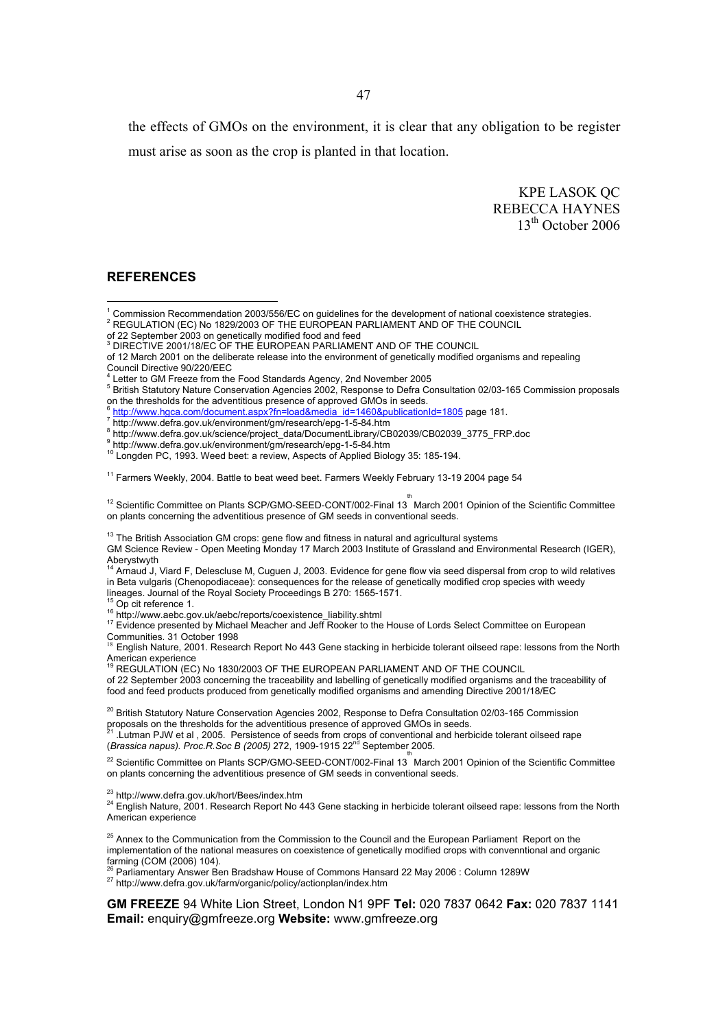the effects of GMOs on the environment, it is clear that any obligation to be register must arise as soon as the crop is planted in that location.

KPE LASOK QC
REBECCA HAYNES
13th October 2006

## REFERENCES

[1] Commission Recommendation 2003/556/EC on guidelines for the development of national coexistence strategies.
[2] REGULATION (EC) No 1829/2003 OF THE EUROPEAN PARLIAMENT AND OF THE COUNCIL of 22 September 2003 on genetically modified food and feed
[3] DIRECTIVE 2001/18/EC OF THE EUROPEAN PARLIAMENT AND OF THE COUNCIL of 12 March 2001 on the deliberate release into the environment of genetically modified organisms and repealing Council Directive 90/220/EEC
[4] Letter to GM Freeze from the Food Standards Agency, 2nd November 2005
[5] British Statutory Nature Conservation Agencies 2002, Response to Defra Consultation 02/03-165 Commission proposals on the thresholds for the adventitious presence of approved GMOs in seeds.
[6] http://www.hgca.com/document.aspx?fn=load&media_id=1460&publicationId=1805 page 181.
[7] http://www.defra.gov.uk/environment/gm/research/epg-1-5-84.htm
[8] http://www.defra.gov.uk/science/project_data/DocumentLibrary/CB02039/CB02039_3775_FRP.doc
[9] http://www.defra.gov.uk/environment/gm/research/epg-1-5-84.htm
[10] Longden PC, 1993. Weed beet: a review, Aspects of Applied Biology 35: 185-194.

[11] Farmers Weekly, 2004. Battle to beat weed beet. Farmers Weekly February 13-19 2004 page 54

[12] Scientific Committee on Plants SCP/GMO-SEED-CONT/002-Final 13th March 2001 Opinion of the Scientific Committee on plants concerning the adventitious presence of GM seeds in conventional seeds.

[13] The British Association GM crops: gene flow and fitness in natural and agricultural systems GM Science Review - Open Meeting Monday 17 March 2003 Institute of Grassland and Environmental Research (IGER), Aberystwyth
[14] Arnaud J, Viard F, Delescluse M, Cuguen J, 2003. Evidence for gene flow via seed dispersal from crop to wild relatives in Beta vulgaris (Chenopodiaceae): consequences for the release of genetically modified crop species with weedy lineages. Journal of the Royal Society Proceedings B 270: 1565-1571.
[15] Op cit reference 1.
[16] http://www.aebc.gov.uk/aebc/reports/coexistence_liability.shtml
[17] Evidence presented by Michael Meacher and Jeff Rooker to the House of Lords Select Committee on European Communities. 31 October 1998
[18] English Nature, 2001. Research Report No 443 Gene stacking in herbicide tolerant oilseed rape: lessons from the North American experience
[19] REGULATION (EC) No 1830/2003 OF THE EUROPEAN PARLIAMENT AND OF THE COUNCIL of 22 September 2003 concerning the traceability and labelling of genetically modified organisms and the traceability of food and feed products produced from genetically modified organisms and amending Directive 2001/18/EC

[20] British Statutory Nature Conservation Agencies 2002, Response to Defra Consultation 02/03-165 Commission proposals on the thresholds for the adventitious presence of approved GMOs in seeds.
[21] .Lutman PJW et al , 2005. Persistence of seeds from crops of conventional and herbicide tolerant oilseed rape (*Brassica napus*). *Proc.R.Soc B (2005)* 272, 1909-1915 22nd September 2005.

[22] Scientific Committee on Plants SCP/GMO-SEED-CONT/002-Final 13th March 2001 Opinion of the Scientific Committee on plants concerning the adventitious presence of GM seeds in conventional seeds.

[23] http://www.defra.gov.uk/hort/Bees/index.htm
[24] English Nature, 2001. Research Report No 443 Gene stacking in herbicide tolerant oilseed rape: lessons from the North American experience

[25] Annex to the Communication from the Commission to the Council and the European Parliament Report on the implementation of the national measures on coexistence of genetically modified crops with convenntional and organic farming (COM (2006) 104).
[26] Parliamentary Answer Ben Bradshaw House of Commons Hansard 22 May 2006 : Column 1289W
[27] http://www.defra.gov.uk/farm/organic/policy/actionplan/index.htm

**GM FREEZE** 94 White Lion Street, London N1 9PF **Tel:** 020 7837 0642 **Fax:** 020 7837 1141
**Email:** enquiry@gmfreeze.org **Website:** www.gmfreeze.org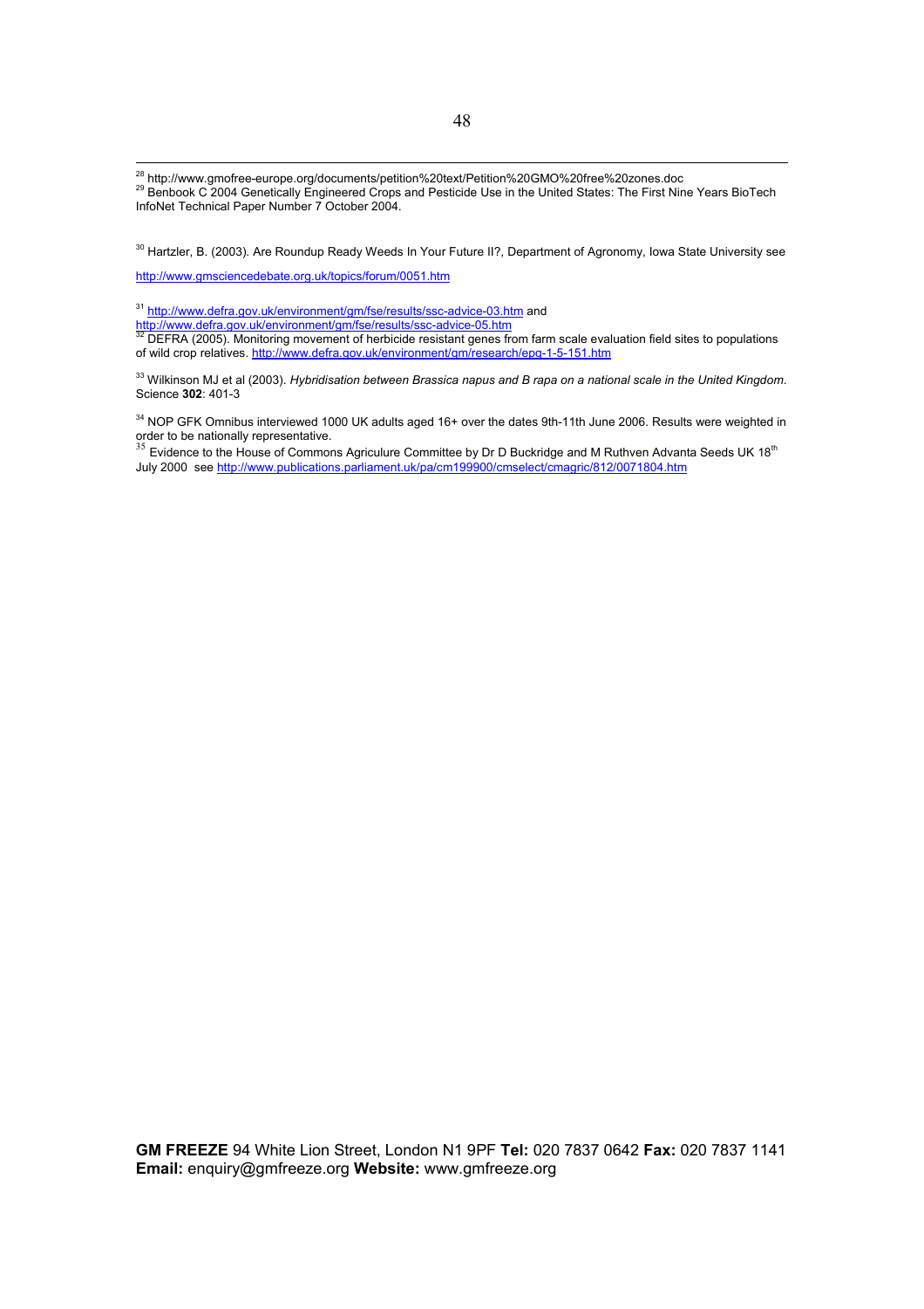[28] http://www.gmofree-europe.org/documents/petition%20text/Petition%20GMO%20free%20zones.doc

[29] Benbook C 2004 Genetically Engineered Crops and Pesticide Use in the United States: The First Nine Years BioTech InfoNet Technical Paper Number 7 October 2004.

[30] Hartzler, B. (2003). Are Roundup Ready Weeds In Your Future II?, Department of Agronomy, Iowa State University see

http://www.gmsciencedebate.org.uk/topics/forum/0051.htm

[31] http://www.defra.gov.uk/environment/gm/fse/results/ssc-advice-03.htm and http://www.defra.gov.uk/environment/gm/fse/results/ssc-advice-05.htm

[32] DEFRA (2005). Monitoring movement of herbicide resistant genes from farm scale evaluation field sites to populations of wild crop relatives. http://www.defra.gov.uk/environment/gm/research/epg-1-5-151.htm

[33] Wilkinson MJ et al (2003). *Hybridisation between Brassica napus and B rapa on a national scale in the United Kingdom*. Science **302**: 401-3

[34] NOP GFK Omnibus interviewed 1000 UK adults aged 16+ over the dates 9th-11th June 2006. Results were weighted in order to be nationally representative.

[35] Evidence to the House of Commons Agriculure Committee by Dr D Buckridge and M Ruthven Advanta Seeds UK 18th July 2000 see http://www.publications.parliament.uk/pa/cm199900/cmselect/cmagric/812/0071804.htm

**GM FREEZE** 94 White Lion Street, London N1 9PF **Tel:** 020 7837 0642 **Fax:** 020 7837 1141 **Email:** enquiry@gmfreeze.org **Website:** www.gmfreeze.org